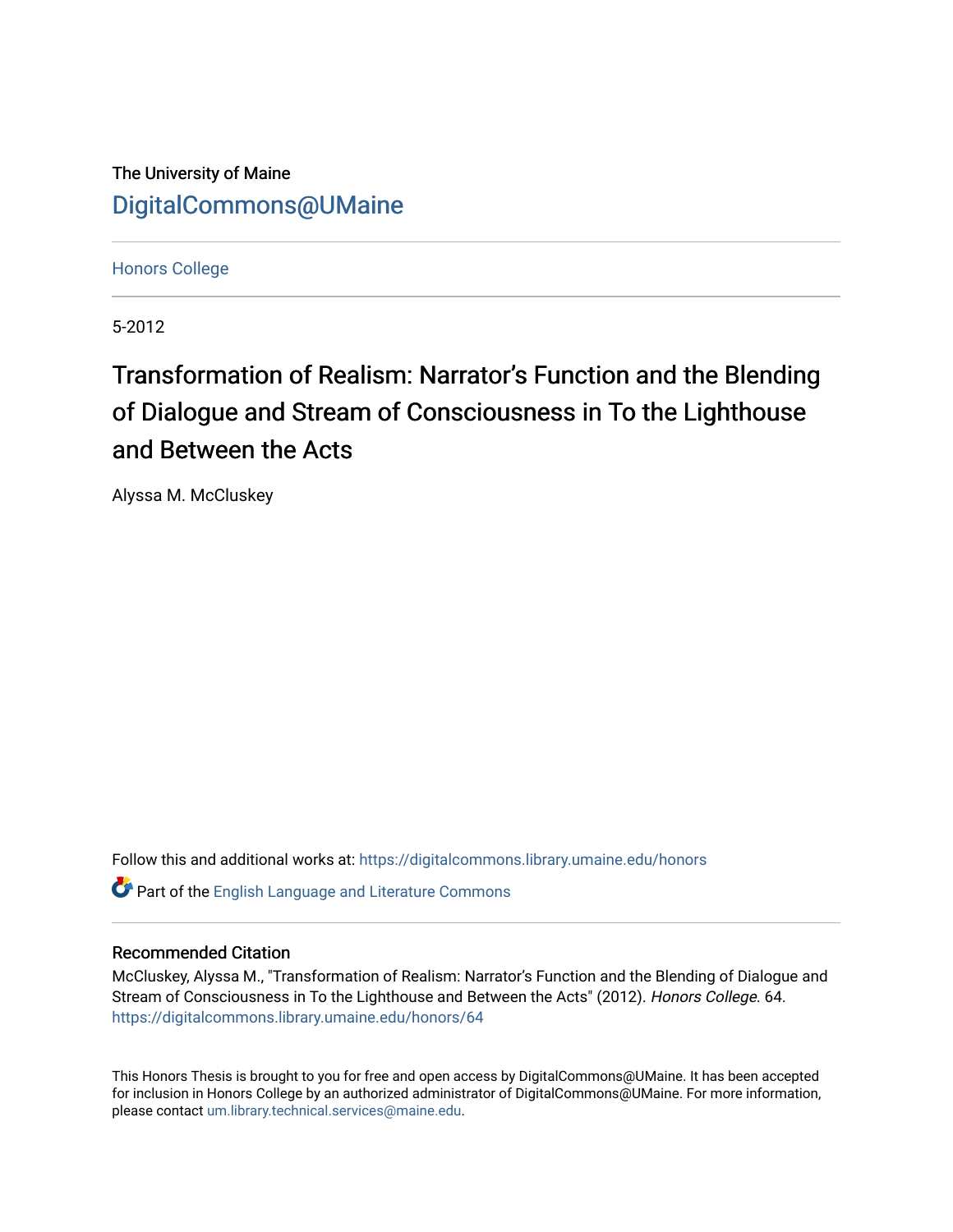The University of Maine

DigitalCommons@UMaine

Honors College

5-2012

# Transformation of Realism: Narrator's Function and the Blending of Dialogue and Stream of Consciousness in To the Lighthouse and Between the Acts

Alyssa M. McCluskey

Follow this and additional works at: https://digitalcommons.library.umaine.edu/honors

Part of the English Language and Literature Commons

## Recommended Citation

McCluskey, Alyssa M., "Transformation of Realism: Narrator's Function and the Blending of Dialogue and Stream of Consciousness in To the Lighthouse and Between the Acts" (2012). *Honors College*. 64.
https://digitalcommons.library.umaine.edu/honors/64

This Honors Thesis is brought to you for free and open access by DigitalCommons@UMaine. It has been accepted for inclusion in Honors College by an authorized administrator of DigitalCommons@UMaine. For more information, please contact um.library.technical.services@maine.edu.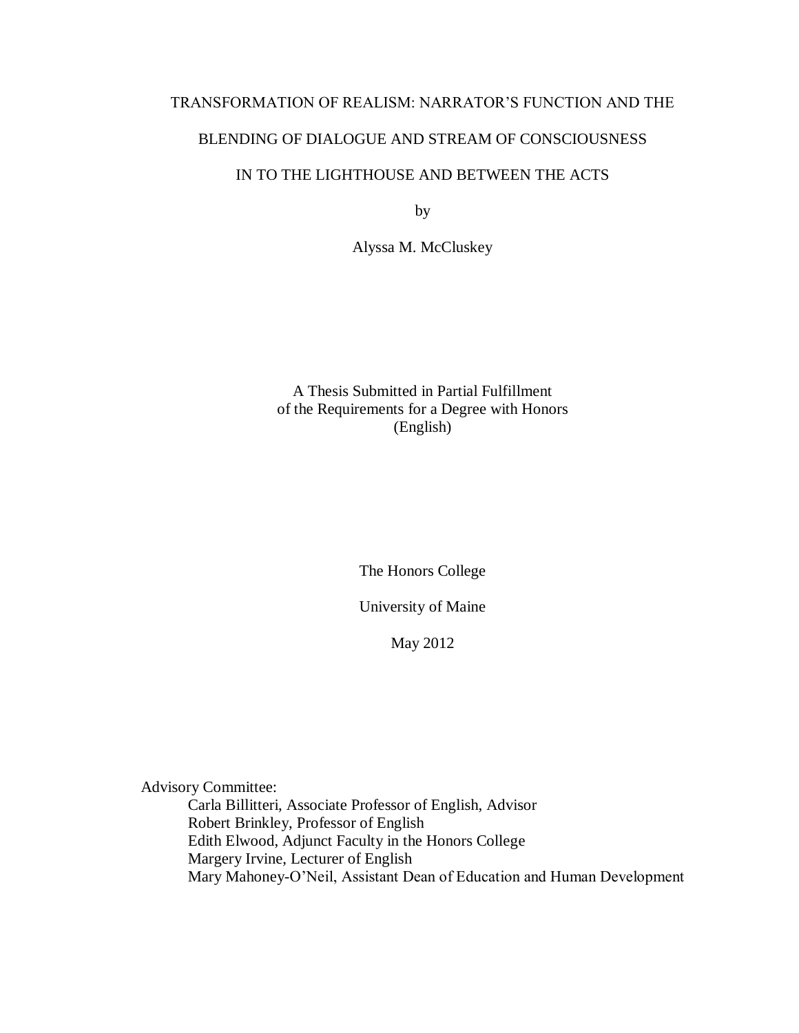# TRANSFORMATION OF REALISM: NARRATOR'S FUNCTION AND THE BLENDING OF DIALOGUE AND STREAM OF CONSCIOUSNESS IN TO THE LIGHTHOUSE AND BETWEEN THE ACTS

by

Alyssa M. McCluskey

A Thesis Submitted in Partial Fulfillment
of the Requirements for a Degree with Honors
(English)

The Honors College

University of Maine

May 2012

Advisory Committee:

Carla Billitteri, Associate Professor of English, Advisor
Robert Brinkley, Professor of English
Edith Elwood, Adjunct Faculty in the Honors College
Margery Irvine, Lecturer of English
Mary Mahoney-O'Neil, Assistant Dean of Education and Human Development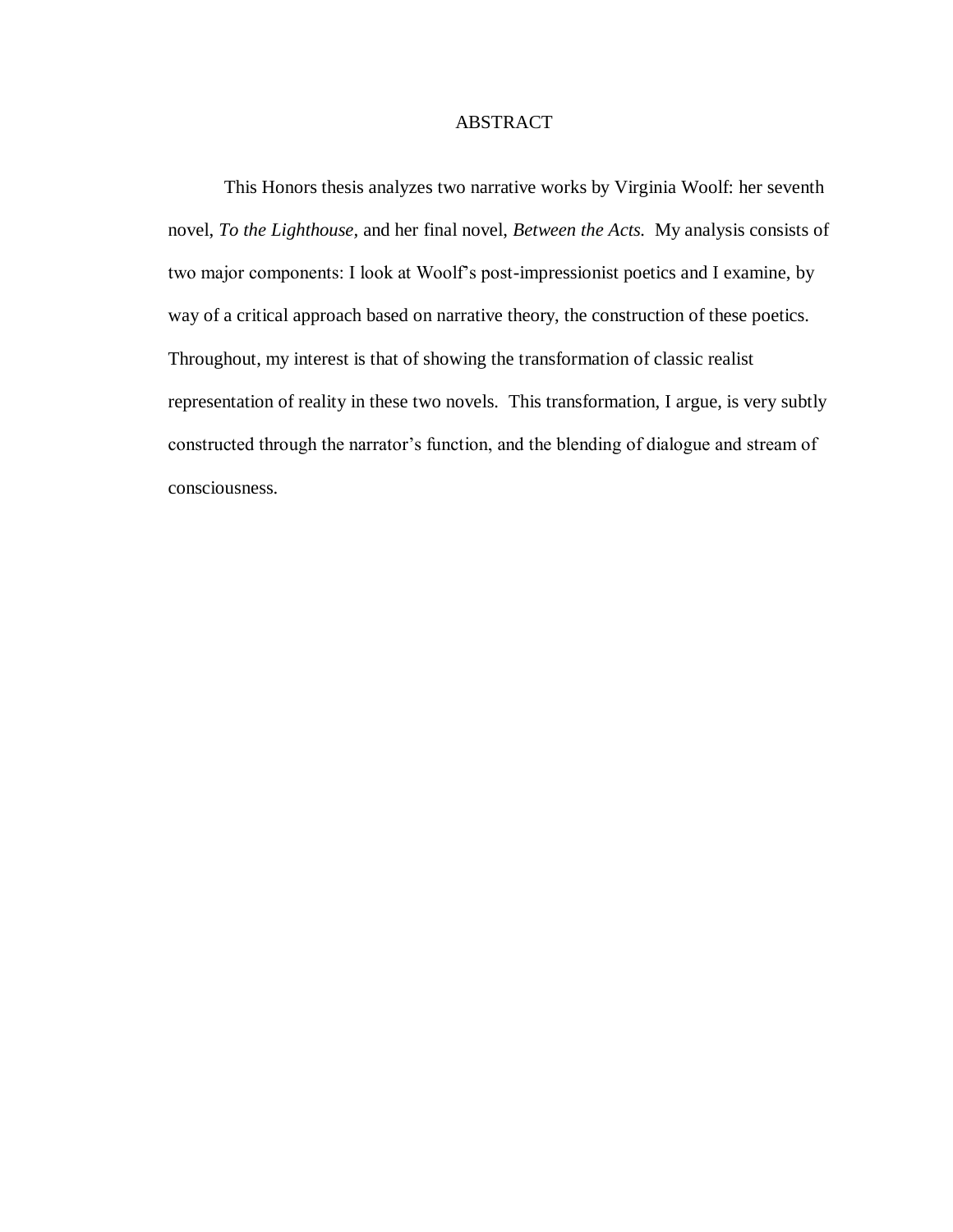# ABSTRACT

This Honors thesis analyzes two narrative works by Virginia Woolf: her seventh novel, *To the Lighthouse*, and her final novel, *Between the Acts.* My analysis consists of two major components: I look at Woolf's post-impressionist poetics and I examine, by way of a critical approach based on narrative theory, the construction of these poetics. Throughout, my interest is that of showing the transformation of classic realist representation of reality in these two novels. This transformation, I argue, is very subtly constructed through the narrator's function, and the blending of dialogue and stream of consciousness.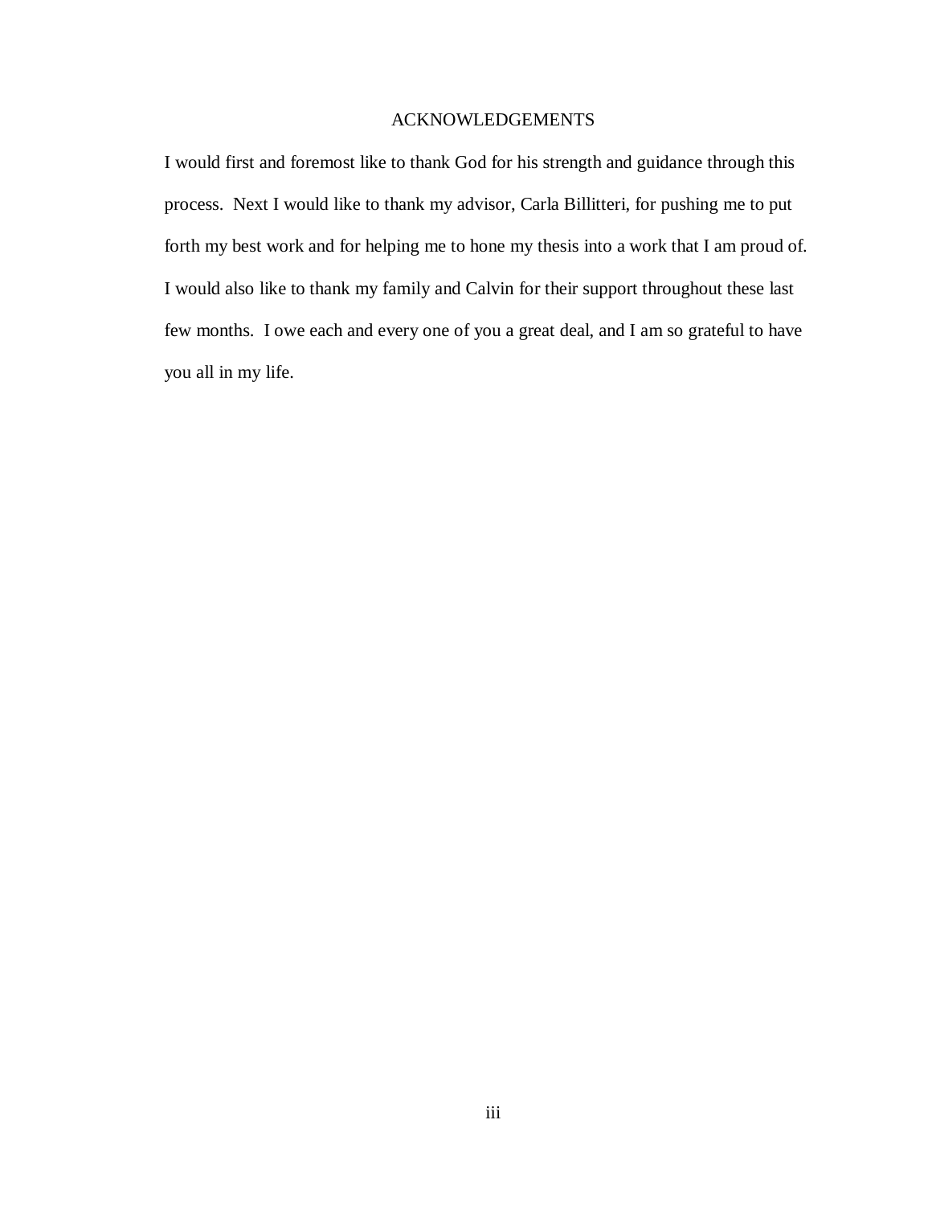# ACKNOWLEDGEMENTS

I would first and foremost like to thank God for his strength and guidance through this process. Next I would like to thank my advisor, Carla Billitteri, for pushing me to put forth my best work and for helping me to hone my thesis into a work that I am proud of. I would also like to thank my family and Calvin for their support throughout these last few months. I owe each and every one of you a great deal, and I am so grateful to have you all in my life.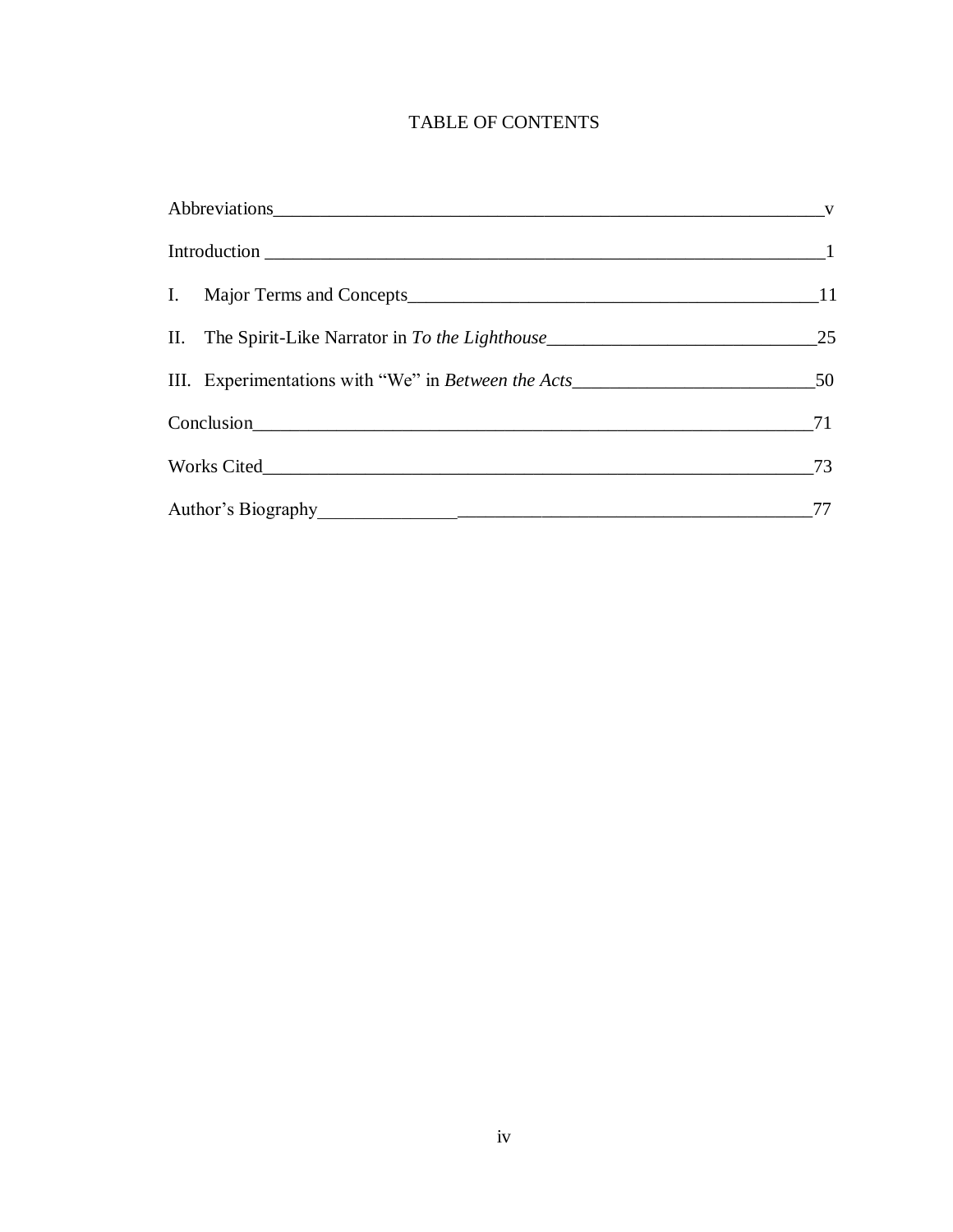# TABLE OF CONTENTS

Abbreviations ........ v

Introduction ........ 1

I. Major Terms and Concepts ........ 11

II. The Spirit-Like Narrator in *To the Lighthouse* ........ 25

III. Experimentations with "We" in *Between the Acts* ........ 50

Conclusion ........ 71

Works Cited ........ 73

Author's Biography ........ 77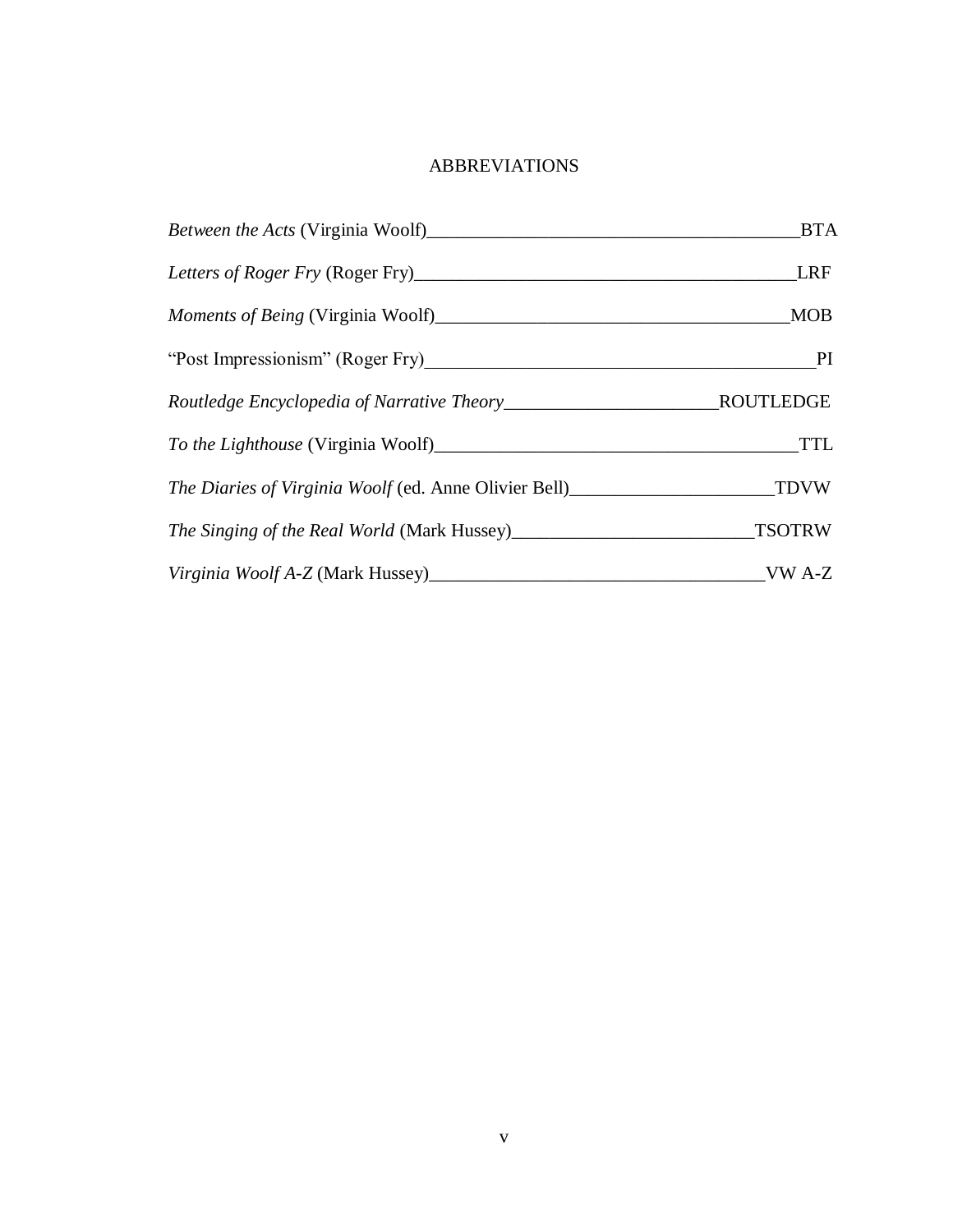# ABBREVIATIONS

*Between the Acts* (Virginia Woolf)________________________________________BTA

*Letters of Roger Fry* (Roger Fry)_________________________________________LRF

*Moments of Being* (Virginia Woolf)______________________________________MOB

"Post Impressionism" (Roger Fry)__________________________________________PI

*Routledge Encyclopedia of Narrative Theory*_______________________ROUTLEDGE

*To the Lighthouse* (Virginia Woolf)________________________________________TTL

*The Diaries of Virginia Woolf* (ed. Anne Olivier Bell)______________________TDVW

*The Singing of the Real World* (Mark Hussey)_________________________TSOTRW

*Virginia Woolf A-Z* (Mark Hussey)___________________________________VW A-Z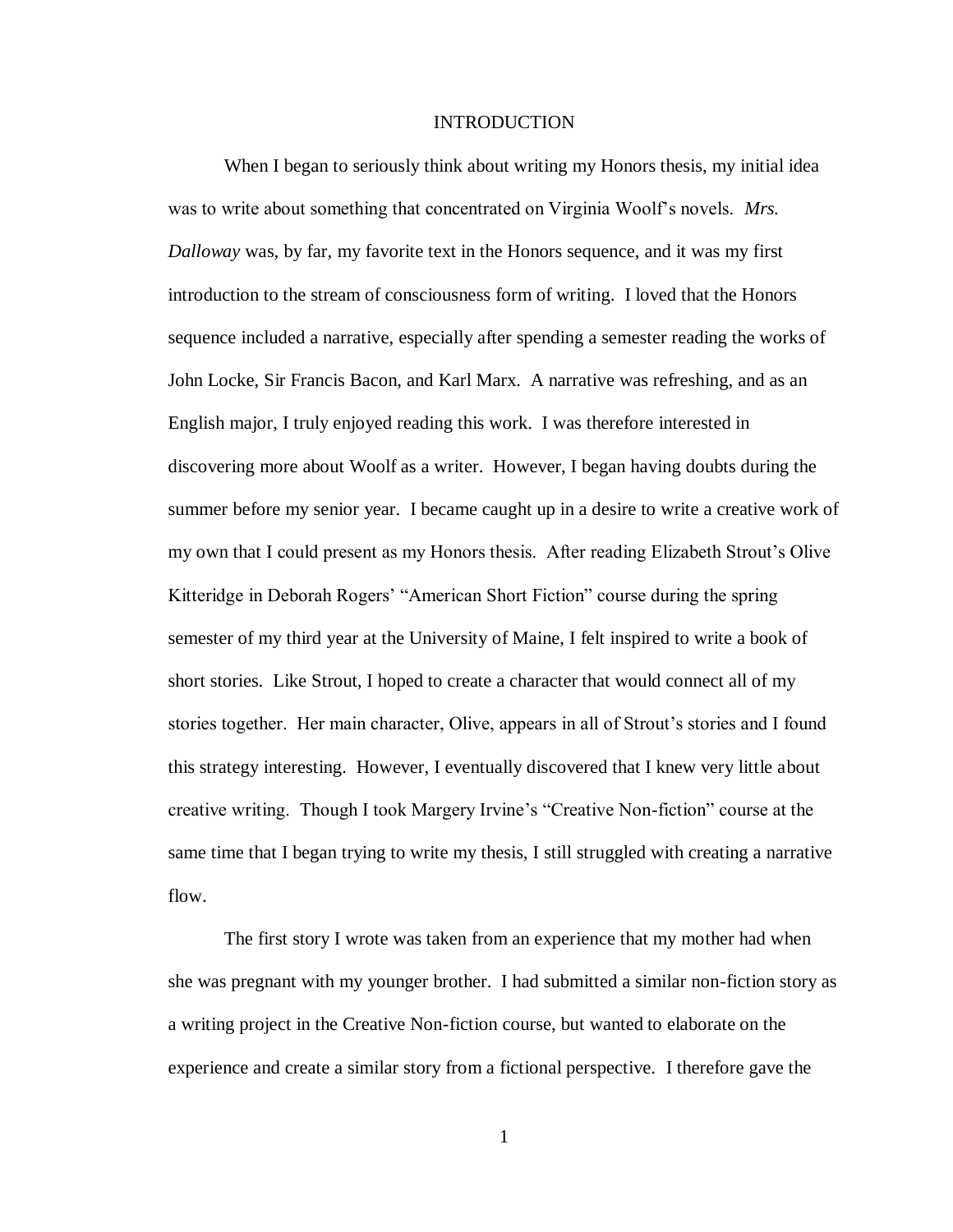# INTRODUCTION

When I began to seriously think about writing my Honors thesis, my initial idea was to write about something that concentrated on Virginia Woolf's novels. *Mrs. Dalloway* was, by far, my favorite text in the Honors sequence, and it was my first introduction to the stream of consciousness form of writing. I loved that the Honors sequence included a narrative, especially after spending a semester reading the works of John Locke, Sir Francis Bacon, and Karl Marx. A narrative was refreshing, and as an English major, I truly enjoyed reading this work. I was therefore interested in discovering more about Woolf as a writer. However, I began having doubts during the summer before my senior year. I became caught up in a desire to write a creative work of my own that I could present as my Honors thesis. After reading Elizabeth Strout's Olive Kitteridge in Deborah Rogers' "American Short Fiction" course during the spring semester of my third year at the University of Maine, I felt inspired to write a book of short stories. Like Strout, I hoped to create a character that would connect all of my stories together. Her main character, Olive, appears in all of Strout's stories and I found this strategy interesting. However, I eventually discovered that I knew very little about creative writing. Though I took Margery Irvine's "Creative Non-fiction" course at the same time that I began trying to write my thesis, I still struggled with creating a narrative flow.

The first story I wrote was taken from an experience that my mother had when she was pregnant with my younger brother. I had submitted a similar non-fiction story as a writing project in the Creative Non-fiction course, but wanted to elaborate on the experience and create a similar story from a fictional perspective. I therefore gave the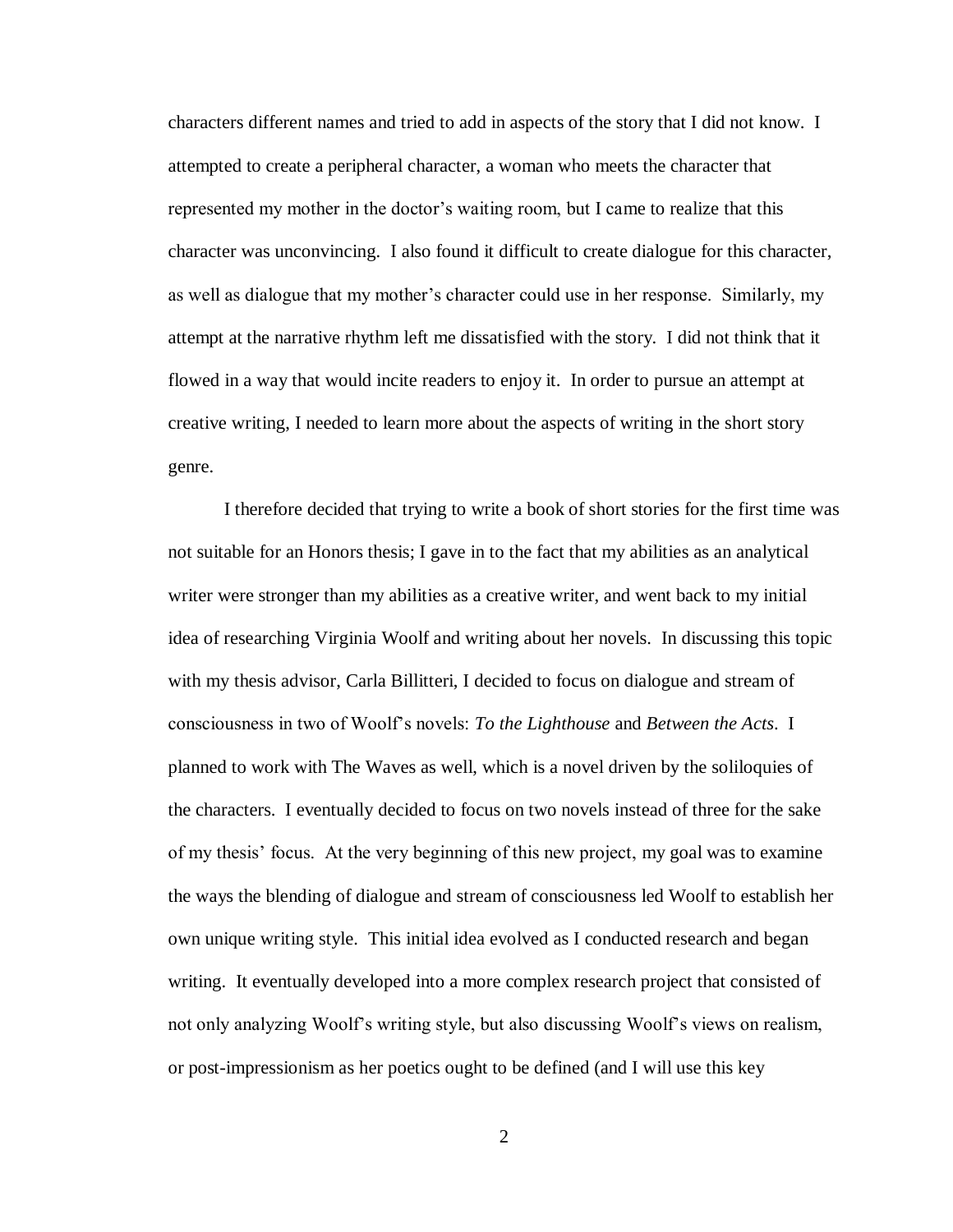characters different names and tried to add in aspects of the story that I did not know. I attempted to create a peripheral character, a woman who meets the character that represented my mother in the doctor's waiting room, but I came to realize that this character was unconvincing. I also found it difficult to create dialogue for this character, as well as dialogue that my mother's character could use in her response. Similarly, my attempt at the narrative rhythm left me dissatisfied with the story. I did not think that it flowed in a way that would incite readers to enjoy it. In order to pursue an attempt at creative writing, I needed to learn more about the aspects of writing in the short story genre.

I therefore decided that trying to write a book of short stories for the first time was not suitable for an Honors thesis; I gave in to the fact that my abilities as an analytical writer were stronger than my abilities as a creative writer, and went back to my initial idea of researching Virginia Woolf and writing about her novels. In discussing this topic with my thesis advisor, Carla Billitteri, I decided to focus on dialogue and stream of consciousness in two of Woolf's novels: *To the Lighthouse* and *Between the Acts*. I planned to work with The Waves as well, which is a novel driven by the soliloquies of the characters. I eventually decided to focus on two novels instead of three for the sake of my thesis' focus. At the very beginning of this new project, my goal was to examine the ways the blending of dialogue and stream of consciousness led Woolf to establish her own unique writing style. This initial idea evolved as I conducted research and began writing. It eventually developed into a more complex research project that consisted of not only analyzing Woolf's writing style, but also discussing Woolf's views on realism, or post-impressionism as her poetics ought to be defined (and I will use this key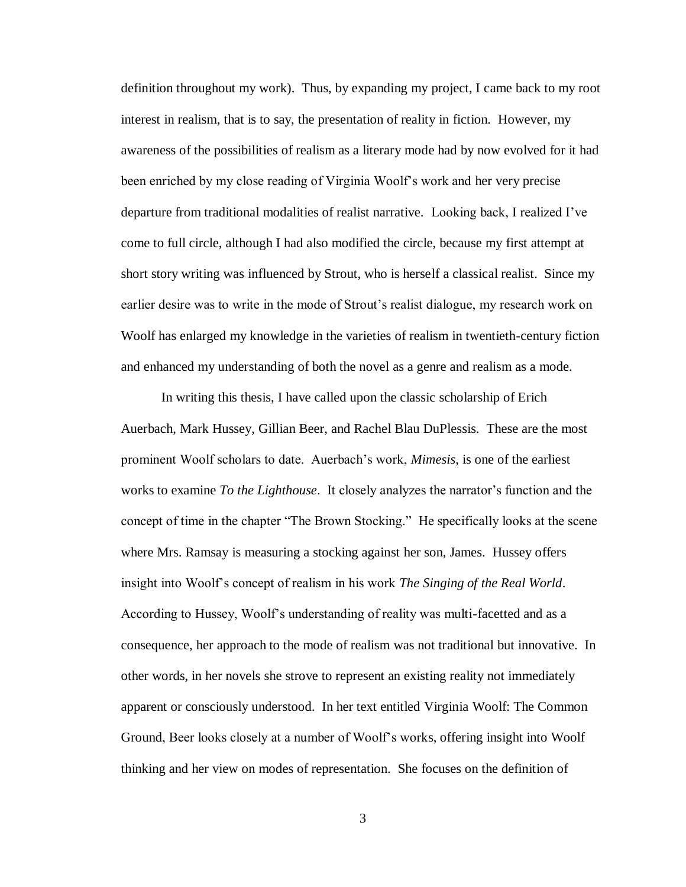definition throughout my work). Thus, by expanding my project, I came back to my root interest in realism, that is to say, the presentation of reality in fiction. However, my awareness of the possibilities of realism as a literary mode had by now evolved for it had been enriched by my close reading of Virginia Woolf's work and her very precise departure from traditional modalities of realist narrative. Looking back, I realized I've come to full circle, although I had also modified the circle, because my first attempt at short story writing was influenced by Strout, who is herself a classical realist. Since my earlier desire was to write in the mode of Strout's realist dialogue, my research work on Woolf has enlarged my knowledge in the varieties of realism in twentieth-century fiction and enhanced my understanding of both the novel as a genre and realism as a mode.

In writing this thesis, I have called upon the classic scholarship of Erich Auerbach, Mark Hussey, Gillian Beer, and Rachel Blau DuPlessis. These are the most prominent Woolf scholars to date. Auerbach's work, *Mimesis*, is one of the earliest works to examine *To the Lighthouse*. It closely analyzes the narrator's function and the concept of time in the chapter "The Brown Stocking." He specifically looks at the scene where Mrs. Ramsay is measuring a stocking against her son, James. Hussey offers insight into Woolf's concept of realism in his work *The Singing of the Real World*. According to Hussey, Woolf's understanding of reality was multi-facetted and as a consequence, her approach to the mode of realism was not traditional but innovative. In other words, in her novels she strove to represent an existing reality not immediately apparent or consciously understood. In her text entitled Virginia Woolf: The Common Ground, Beer looks closely at a number of Woolf's works, offering insight into Woolf thinking and her view on modes of representation. She focuses on the definition of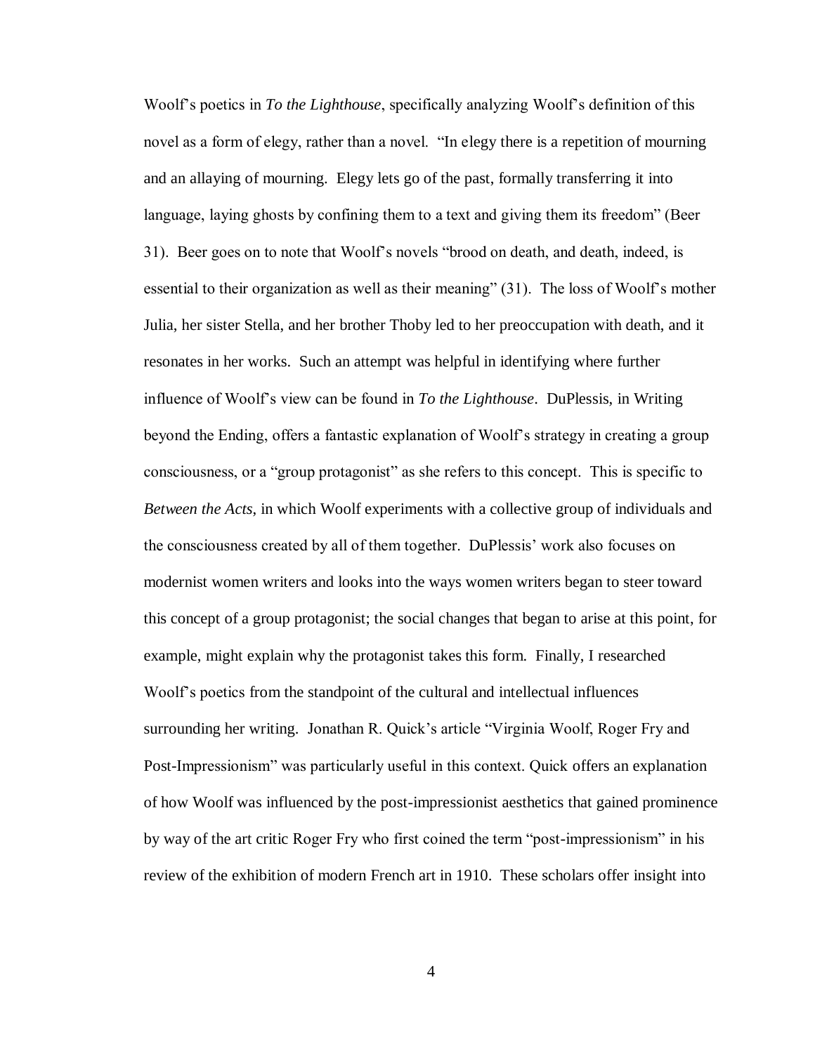Woolf's poetics in *To the Lighthouse*, specifically analyzing Woolf's definition of this novel as a form of elegy, rather than a novel. "In elegy there is a repetition of mourning and an allaying of mourning. Elegy lets go of the past, formally transferring it into language, laying ghosts by confining them to a text and giving them its freedom" (Beer 31). Beer goes on to note that Woolf's novels "brood on death, and death, indeed, is essential to their organization as well as their meaning" (31). The loss of Woolf's mother Julia, her sister Stella, and her brother Thoby led to her preoccupation with death, and it resonates in her works. Such an attempt was helpful in identifying where further influence of Woolf's view can be found in *To the Lighthouse*. DuPlessis, in Writing beyond the Ending, offers a fantastic explanation of Woolf's strategy in creating a group consciousness, or a "group protagonist" as she refers to this concept. This is specific to *Between the Acts*, in which Woolf experiments with a collective group of individuals and the consciousness created by all of them together. DuPlessis' work also focuses on modernist women writers and looks into the ways women writers began to steer toward this concept of a group protagonist; the social changes that began to arise at this point, for example, might explain why the protagonist takes this form. Finally, I researched Woolf's poetics from the standpoint of the cultural and intellectual influences surrounding her writing. Jonathan R. Quick's article "Virginia Woolf, Roger Fry and Post-Impressionism" was particularly useful in this context. Quick offers an explanation of how Woolf was influenced by the post-impressionist aesthetics that gained prominence by way of the art critic Roger Fry who first coined the term "post-impressionism" in his review of the exhibition of modern French art in 1910. These scholars offer insight into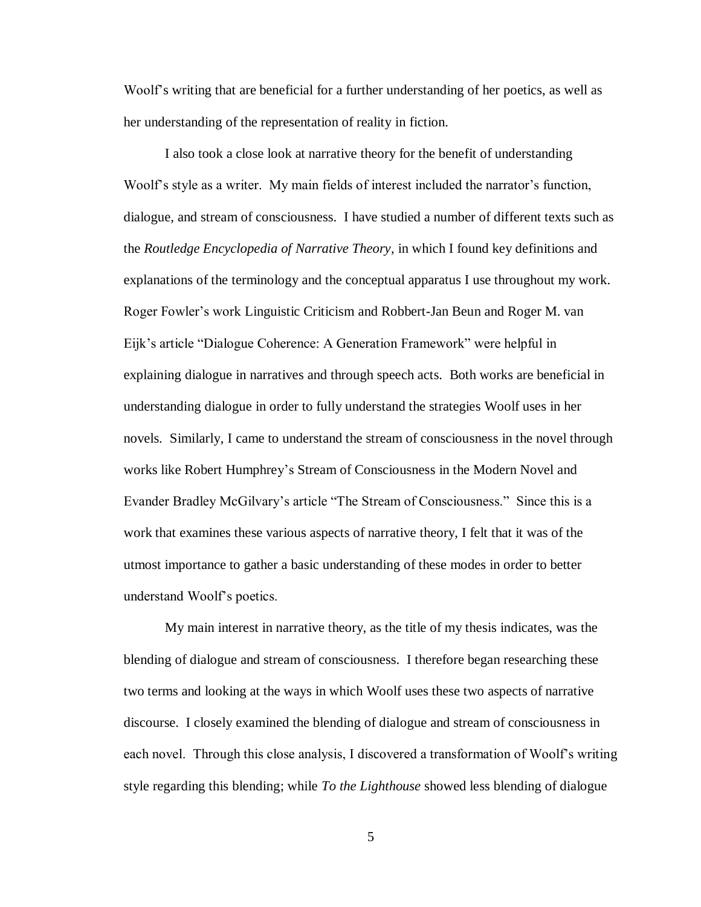Woolf's writing that are beneficial for a further understanding of her poetics, as well as her understanding of the representation of reality in fiction.

I also took a close look at narrative theory for the benefit of understanding Woolf's style as a writer. My main fields of interest included the narrator's function, dialogue, and stream of consciousness. I have studied a number of different texts such as the *Routledge Encyclopedia of Narrative Theory*, in which I found key definitions and explanations of the terminology and the conceptual apparatus I use throughout my work. Roger Fowler's work Linguistic Criticism and Robbert-Jan Beun and Roger M. van Eijk's article "Dialogue Coherence: A Generation Framework" were helpful in explaining dialogue in narratives and through speech acts. Both works are beneficial in understanding dialogue in order to fully understand the strategies Woolf uses in her novels. Similarly, I came to understand the stream of consciousness in the novel through works like Robert Humphrey's Stream of Consciousness in the Modern Novel and Evander Bradley McGilvary's article "The Stream of Consciousness." Since this is a work that examines these various aspects of narrative theory, I felt that it was of the utmost importance to gather a basic understanding of these modes in order to better understand Woolf's poetics.

My main interest in narrative theory, as the title of my thesis indicates, was the blending of dialogue and stream of consciousness. I therefore began researching these two terms and looking at the ways in which Woolf uses these two aspects of narrative discourse. I closely examined the blending of dialogue and stream of consciousness in each novel. Through this close analysis, I discovered a transformation of Woolf's writing style regarding this blending; while *To the Lighthouse* showed less blending of dialogue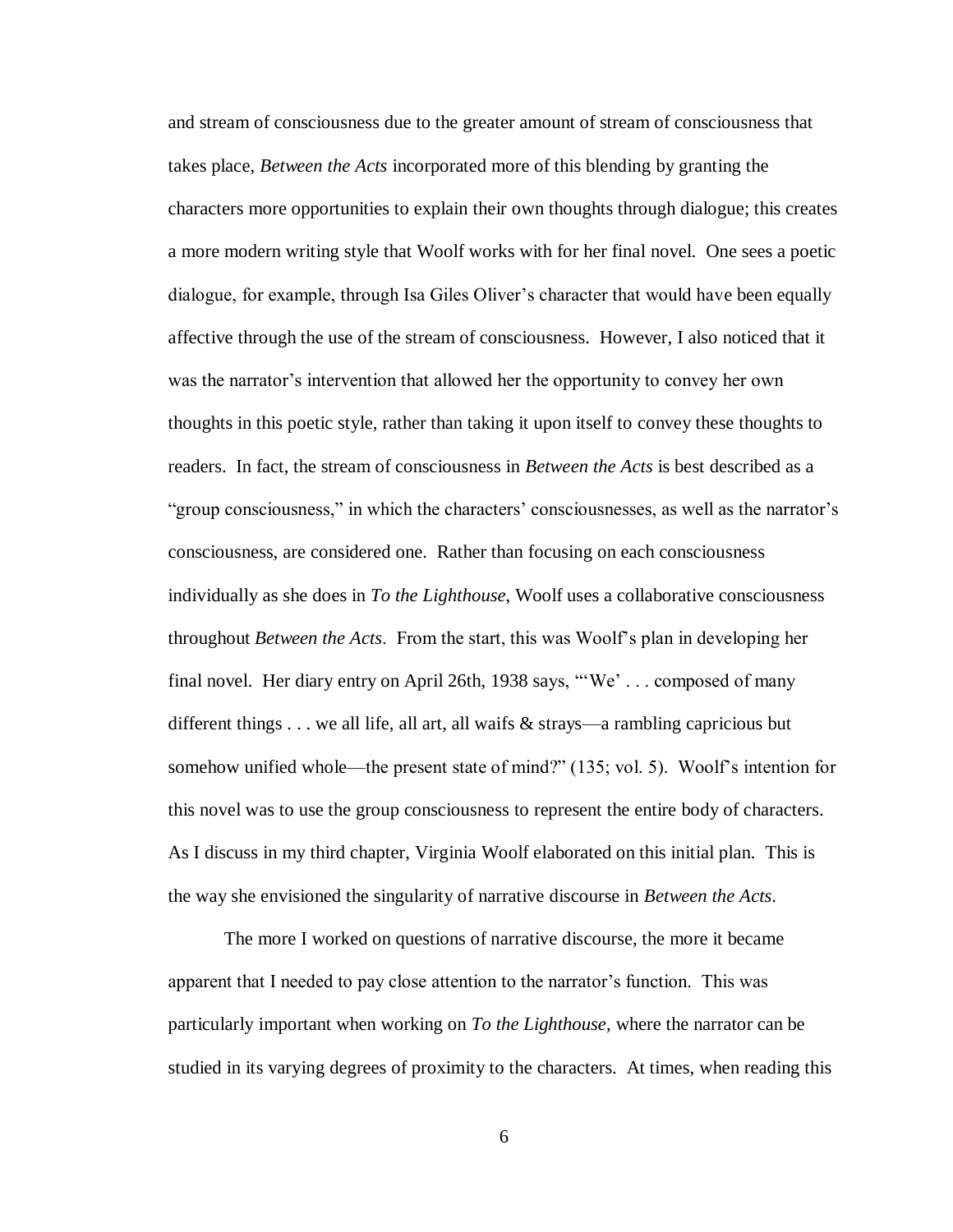and stream of consciousness due to the greater amount of stream of consciousness that takes place, *Between the Acts* incorporated more of this blending by granting the characters more opportunities to explain their own thoughts through dialogue; this creates a more modern writing style that Woolf works with for her final novel. One sees a poetic dialogue, for example, through Isa Giles Oliver's character that would have been equally affective through the use of the stream of consciousness. However, I also noticed that it was the narrator's intervention that allowed her the opportunity to convey her own thoughts in this poetic style, rather than taking it upon itself to convey these thoughts to readers. In fact, the stream of consciousness in *Between the Acts* is best described as a "group consciousness," in which the characters' consciousnesses, as well as the narrator's consciousness, are considered one. Rather than focusing on each consciousness individually as she does in *To the Lighthouse*, Woolf uses a collaborative consciousness throughout *Between the Acts*. From the start, this was Woolf's plan in developing her final novel. Her diary entry on April 26th, 1938 says, "'We' . . . composed of many different things . . . we all life, all art, all waifs & strays—a rambling capricious but somehow unified whole—the present state of mind?" (135; vol. 5). Woolf's intention for this novel was to use the group consciousness to represent the entire body of characters. As I discuss in my third chapter, Virginia Woolf elaborated on this initial plan. This is the way she envisioned the singularity of narrative discourse in *Between the Acts*.

The more I worked on questions of narrative discourse, the more it became apparent that I needed to pay close attention to the narrator's function. This was particularly important when working on *To the Lighthouse*, where the narrator can be studied in its varying degrees of proximity to the characters. At times, when reading this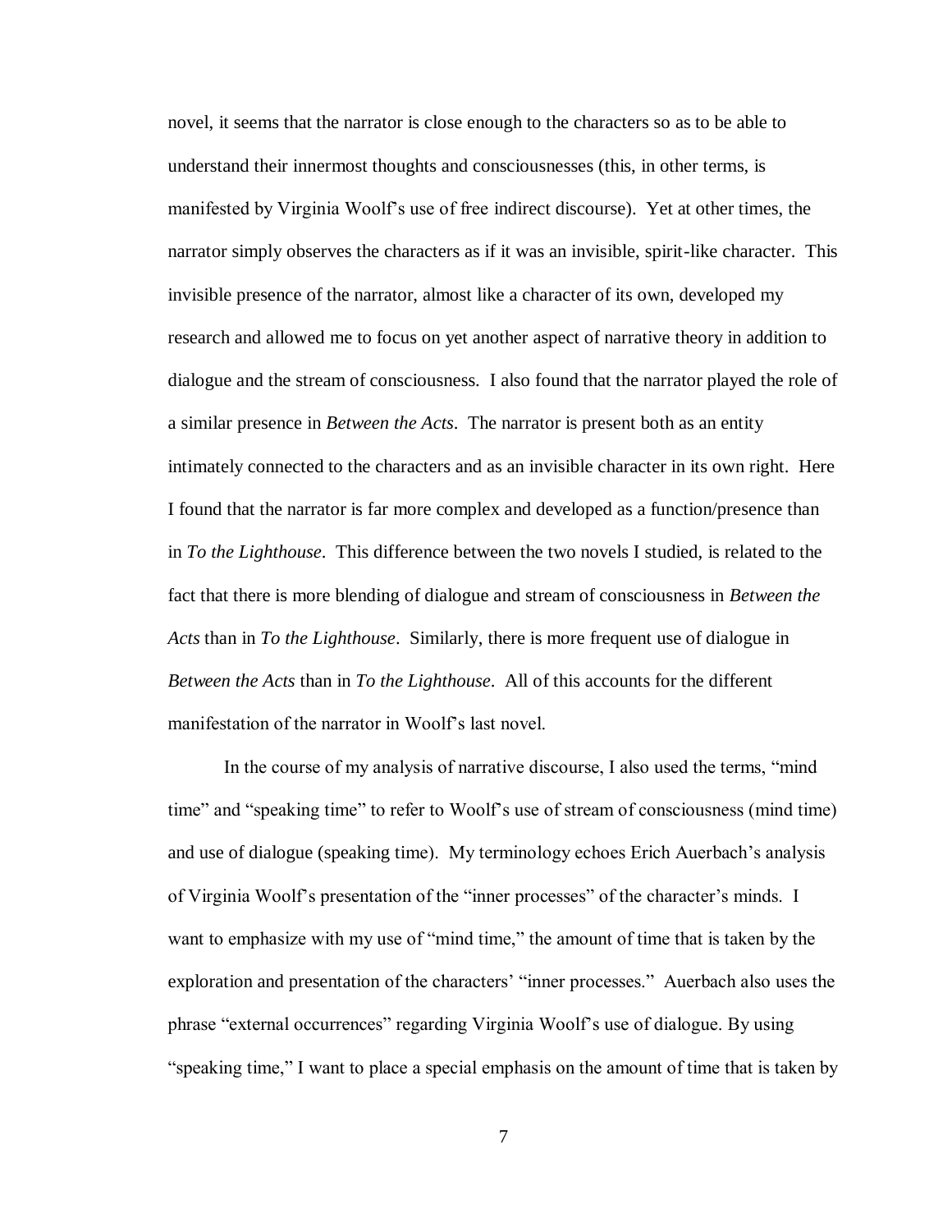novel, it seems that the narrator is close enough to the characters so as to be able to understand their innermost thoughts and consciousnesses (this, in other terms, is manifested by Virginia Woolf's use of free indirect discourse). Yet at other times, the narrator simply observes the characters as if it was an invisible, spirit-like character. This invisible presence of the narrator, almost like a character of its own, developed my research and allowed me to focus on yet another aspect of narrative theory in addition to dialogue and the stream of consciousness. I also found that the narrator played the role of a similar presence in *Between the Acts*. The narrator is present both as an entity intimately connected to the characters and as an invisible character in its own right. Here I found that the narrator is far more complex and developed as a function/presence than in *To the Lighthouse*. This difference between the two novels I studied, is related to the fact that there is more blending of dialogue and stream of consciousness in *Between the Acts* than in *To the Lighthouse*. Similarly, there is more frequent use of dialogue in *Between the Acts* than in *To the Lighthouse*. All of this accounts for the different manifestation of the narrator in Woolf's last novel.

In the course of my analysis of narrative discourse, I also used the terms, "mind time" and "speaking time" to refer to Woolf's use of stream of consciousness (mind time) and use of dialogue (speaking time). My terminology echoes Erich Auerbach's analysis of Virginia Woolf's presentation of the "inner processes" of the character's minds. I want to emphasize with my use of "mind time," the amount of time that is taken by the exploration and presentation of the characters' "inner processes." Auerbach also uses the phrase "external occurrences" regarding Virginia Woolf's use of dialogue. By using "speaking time," I want to place a special emphasis on the amount of time that is taken by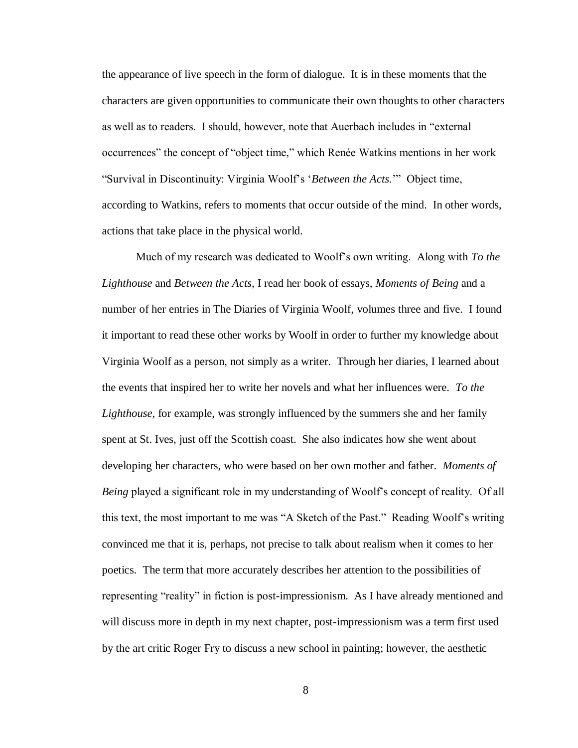the appearance of live speech in the form of dialogue. It is in these moments that the characters are given opportunities to communicate their own thoughts to other characters as well as to readers. I should, however, note that Auerbach includes in "external occurrences" the concept of "object time," which Renée Watkins mentions in her work "Survival in Discontinuity: Virginia Woolf's '*Between the Acts*.'" Object time, according to Watkins, refers to moments that occur outside of the mind. In other words, actions that take place in the physical world.

Much of my research was dedicated to Woolf's own writing. Along with *To the Lighthouse* and *Between the Acts*, I read her book of essays, *Moments of Being* and a number of her entries in The Diaries of Virginia Woolf, volumes three and five. I found it important to read these other works by Woolf in order to further my knowledge about Virginia Woolf as a person, not simply as a writer. Through her diaries, I learned about the events that inspired her to write her novels and what her influences were. *To the Lighthouse*, for example, was strongly influenced by the summers she and her family spent at St. Ives, just off the Scottish coast. She also indicates how she went about developing her characters, who were based on her own mother and father. *Moments of Being* played a significant role in my understanding of Woolf's concept of reality. Of all this text, the most important to me was "A Sketch of the Past." Reading Woolf's writing convinced me that it is, perhaps, not precise to talk about realism when it comes to her poetics. The term that more accurately describes her attention to the possibilities of representing "reality" in fiction is post-impressionism. As I have already mentioned and will discuss more in depth in my next chapter, post-impressionism was a term first used by the art critic Roger Fry to discuss a new school in painting; however, the aesthetic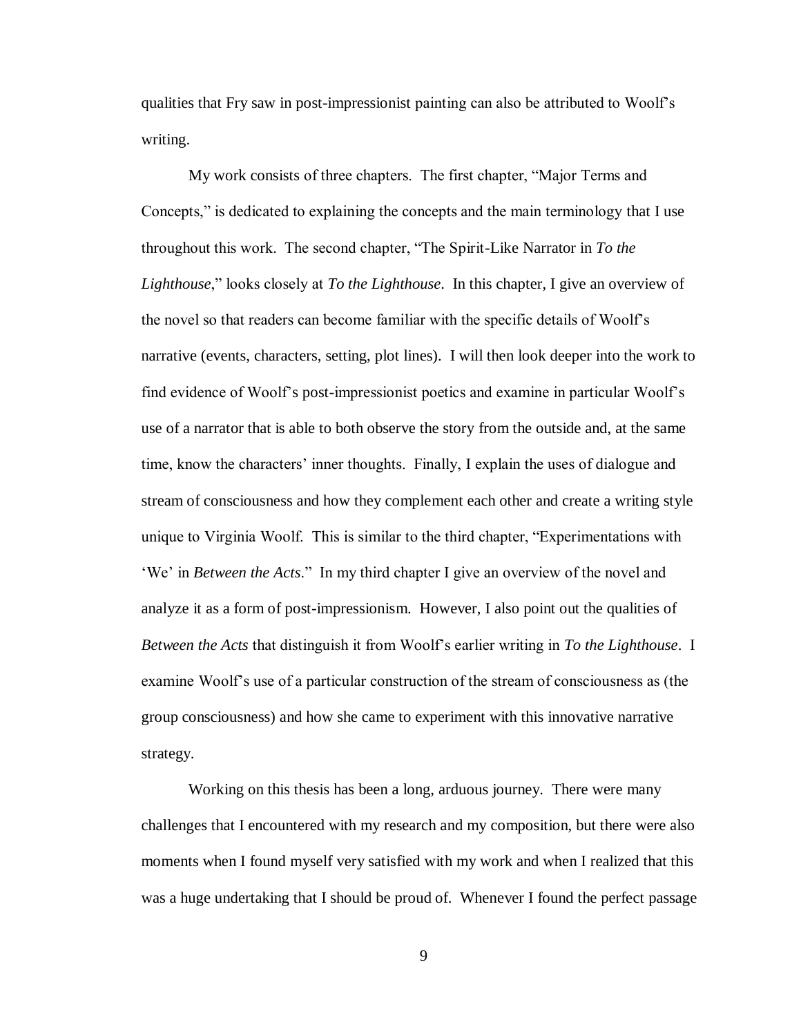qualities that Fry saw in post-impressionist painting can also be attributed to Woolf's writing.

My work consists of three chapters. The first chapter, "Major Terms and Concepts," is dedicated to explaining the concepts and the main terminology that I use throughout this work. The second chapter, "The Spirit-Like Narrator in *To the Lighthouse*," looks closely at *To the Lighthouse*. In this chapter, I give an overview of the novel so that readers can become familiar with the specific details of Woolf's narrative (events, characters, setting, plot lines). I will then look deeper into the work to find evidence of Woolf's post-impressionist poetics and examine in particular Woolf's use of a narrator that is able to both observe the story from the outside and, at the same time, know the characters' inner thoughts. Finally, I explain the uses of dialogue and stream of consciousness and how they complement each other and create a writing style unique to Virginia Woolf. This is similar to the third chapter, "Experimentations with 'We' in *Between the Acts*." In my third chapter I give an overview of the novel and analyze it as a form of post-impressionism. However, I also point out the qualities of *Between the Acts* that distinguish it from Woolf's earlier writing in *To the Lighthouse*. I examine Woolf's use of a particular construction of the stream of consciousness as (the group consciousness) and how she came to experiment with this innovative narrative strategy.

Working on this thesis has been a long, arduous journey. There were many challenges that I encountered with my research and my composition, but there were also moments when I found myself very satisfied with my work and when I realized that this was a huge undertaking that I should be proud of. Whenever I found the perfect passage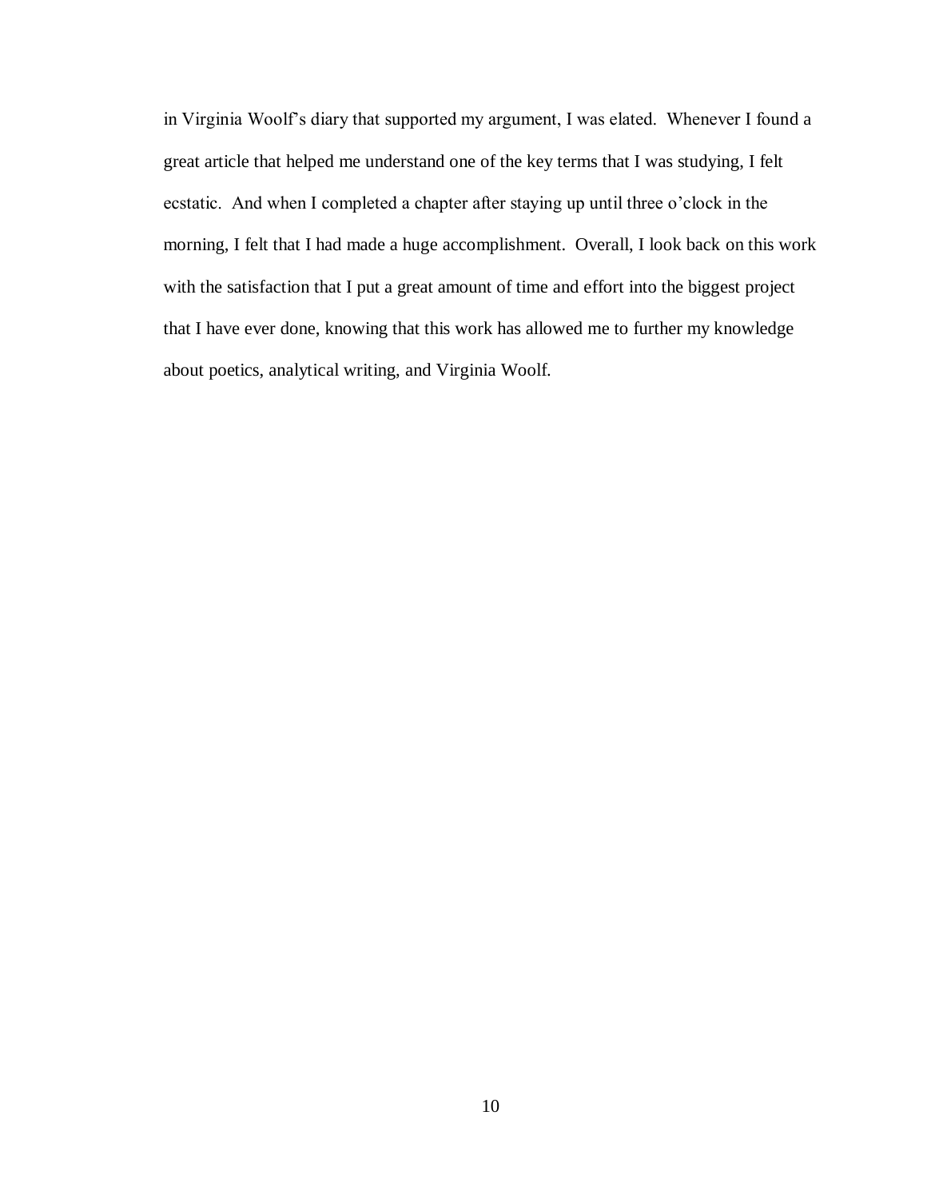in Virginia Woolf's diary that supported my argument, I was elated. Whenever I found a great article that helped me understand one of the key terms that I was studying, I felt ecstatic. And when I completed a chapter after staying up until three o'clock in the morning, I felt that I had made a huge accomplishment. Overall, I look back on this work with the satisfaction that I put a great amount of time and effort into the biggest project that I have ever done, knowing that this work has allowed me to further my knowledge about poetics, analytical writing, and Virginia Woolf.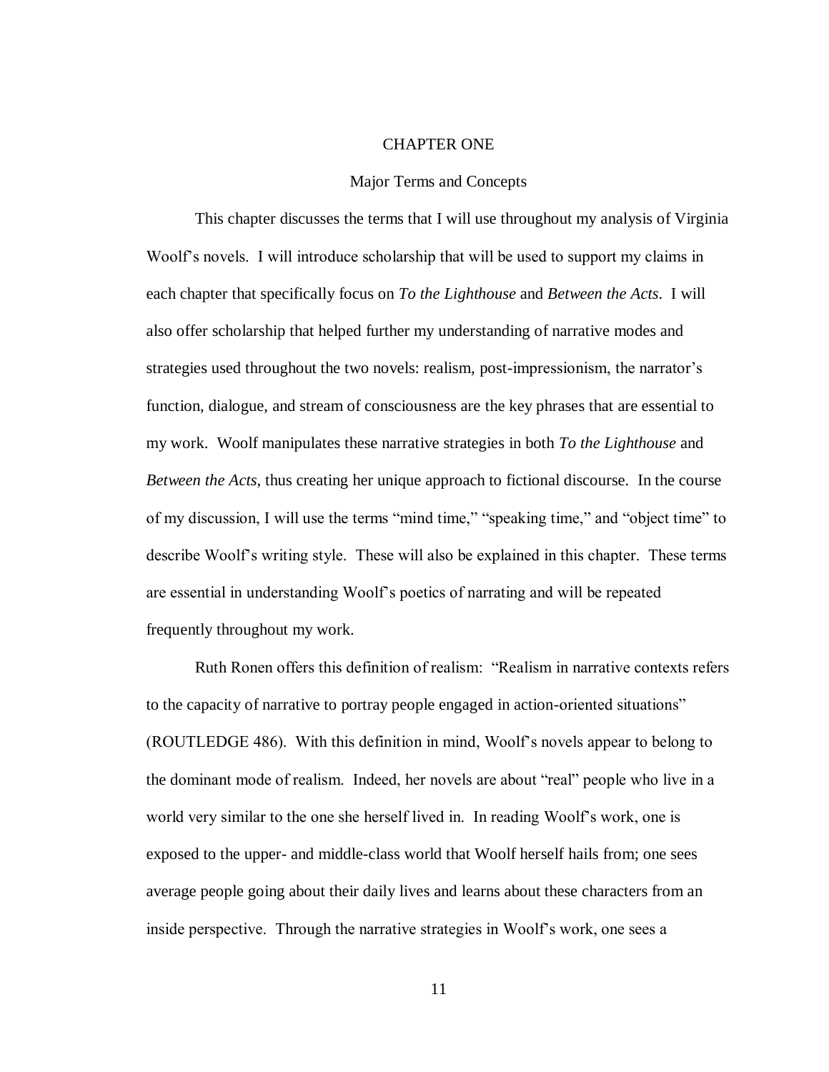# CHAPTER ONE

## Major Terms and Concepts

This chapter discusses the terms that I will use throughout my analysis of Virginia Woolf's novels. I will introduce scholarship that will be used to support my claims in each chapter that specifically focus on *To the Lighthouse* and *Between the Acts*. I will also offer scholarship that helped further my understanding of narrative modes and strategies used throughout the two novels: realism, post-impressionism, the narrator's function, dialogue, and stream of consciousness are the key phrases that are essential to my work. Woolf manipulates these narrative strategies in both *To the Lighthouse* and *Between the Acts*, thus creating her unique approach to fictional discourse. In the course of my discussion, I will use the terms "mind time," "speaking time," and "object time" to describe Woolf's writing style. These will also be explained in this chapter. These terms are essential in understanding Woolf's poetics of narrating and will be repeated frequently throughout my work.

Ruth Ronen offers this definition of realism: "Realism in narrative contexts refers to the capacity of narrative to portray people engaged in action-oriented situations" (ROUTLEDGE 486). With this definition in mind, Woolf's novels appear to belong to the dominant mode of realism. Indeed, her novels are about "real" people who live in a world very similar to the one she herself lived in. In reading Woolf's work, one is exposed to the upper- and middle-class world that Woolf herself hails from; one sees average people going about their daily lives and learns about these characters from an inside perspective. Through the narrative strategies in Woolf's work, one sees a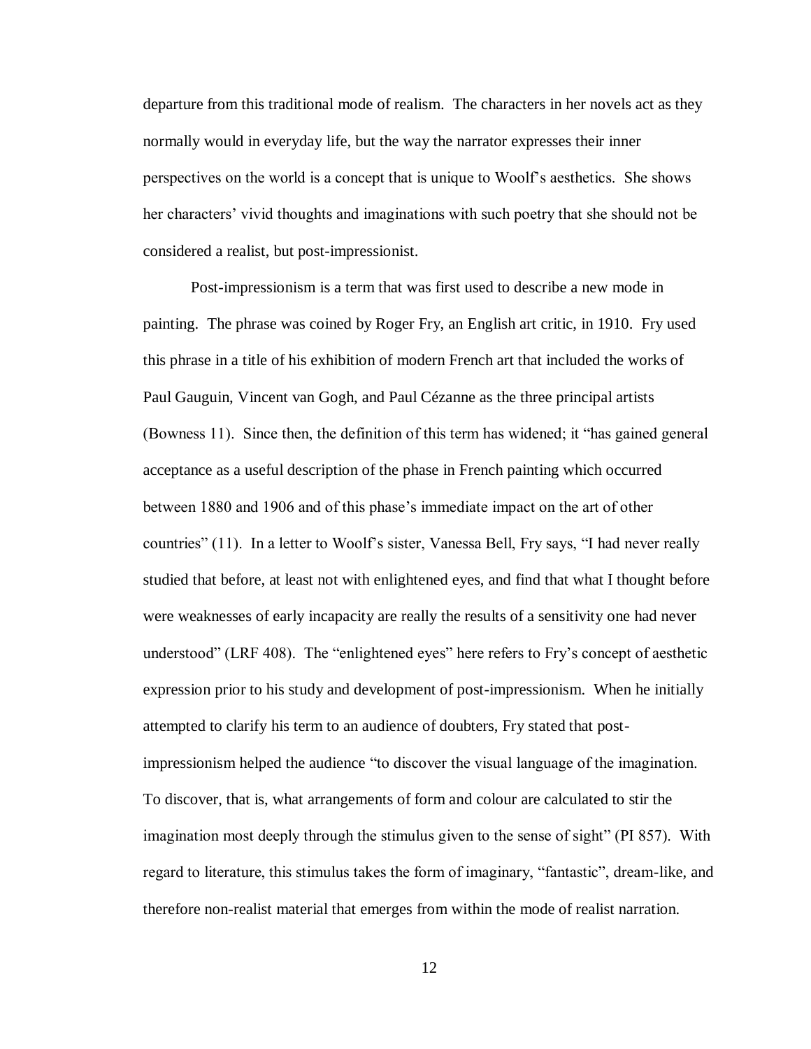departure from this traditional mode of realism. The characters in her novels act as they normally would in everyday life, but the way the narrator expresses their inner perspectives on the world is a concept that is unique to Woolf's aesthetics. She shows her characters' vivid thoughts and imaginations with such poetry that she should not be considered a realist, but post-impressionist.

Post-impressionism is a term that was first used to describe a new mode in painting. The phrase was coined by Roger Fry, an English art critic, in 1910. Fry used this phrase in a title of his exhibition of modern French art that included the works of Paul Gauguin, Vincent van Gogh, and Paul Cézanne as the three principal artists (Bowness 11). Since then, the definition of this term has widened; it "has gained general acceptance as a useful description of the phase in French painting which occurred between 1880 and 1906 and of this phase's immediate impact on the art of other countries" (11). In a letter to Woolf's sister, Vanessa Bell, Fry says, "I had never really studied that before, at least not with enlightened eyes, and find that what I thought before were weaknesses of early incapacity are really the results of a sensitivity one had never understood" (LRF 408). The "enlightened eyes" here refers to Fry's concept of aesthetic expression prior to his study and development of post-impressionism. When he initially attempted to clarify his term to an audience of doubters, Fry stated that post-impressionism helped the audience "to discover the visual language of the imagination. To discover, that is, what arrangements of form and colour are calculated to stir the imagination most deeply through the stimulus given to the sense of sight" (PI 857). With regard to literature, this stimulus takes the form of imaginary, "fantastic", dream-like, and therefore non-realist material that emerges from within the mode of realist narration.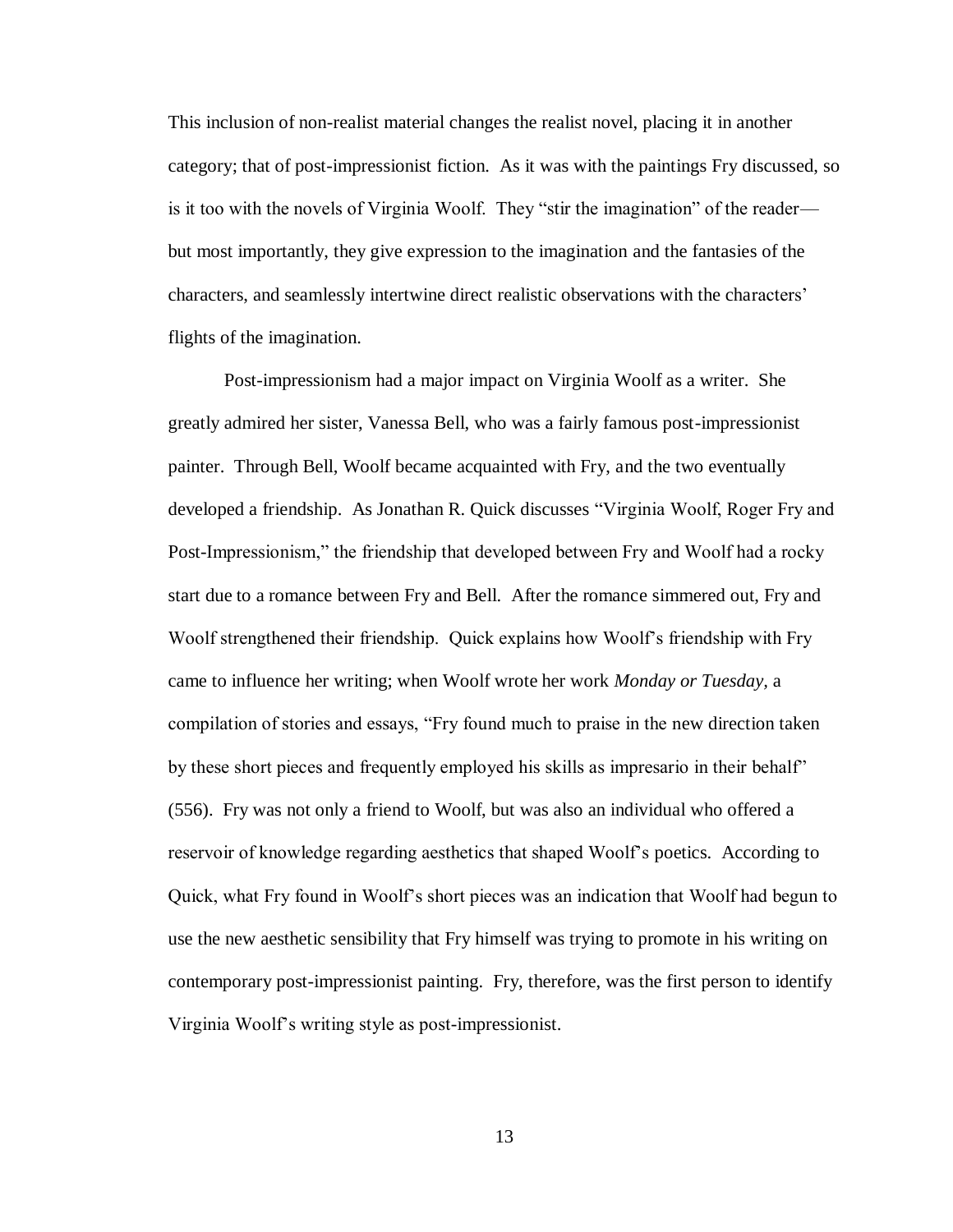This inclusion of non-realist material changes the realist novel, placing it in another category; that of post-impressionist fiction. As it was with the paintings Fry discussed, so is it too with the novels of Virginia Woolf. They "stir the imagination" of the reader—but most importantly, they give expression to the imagination and the fantasies of the characters, and seamlessly intertwine direct realistic observations with the characters' flights of the imagination.

Post-impressionism had a major impact on Virginia Woolf as a writer. She greatly admired her sister, Vanessa Bell, who was a fairly famous post-impressionist painter. Through Bell, Woolf became acquainted with Fry, and the two eventually developed a friendship. As Jonathan R. Quick discusses "Virginia Woolf, Roger Fry and Post-Impressionism," the friendship that developed between Fry and Woolf had a rocky start due to a romance between Fry and Bell. After the romance simmered out, Fry and Woolf strengthened their friendship. Quick explains how Woolf's friendship with Fry came to influence her writing; when Woolf wrote her work *Monday or Tuesday,* a compilation of stories and essays, "Fry found much to praise in the new direction taken by these short pieces and frequently employed his skills as impresario in their behalf" (556). Fry was not only a friend to Woolf, but was also an individual who offered a reservoir of knowledge regarding aesthetics that shaped Woolf's poetics. According to Quick, what Fry found in Woolf's short pieces was an indication that Woolf had begun to use the new aesthetic sensibility that Fry himself was trying to promote in his writing on contemporary post-impressionist painting. Fry, therefore, was the first person to identify Virginia Woolf's writing style as post-impressionist.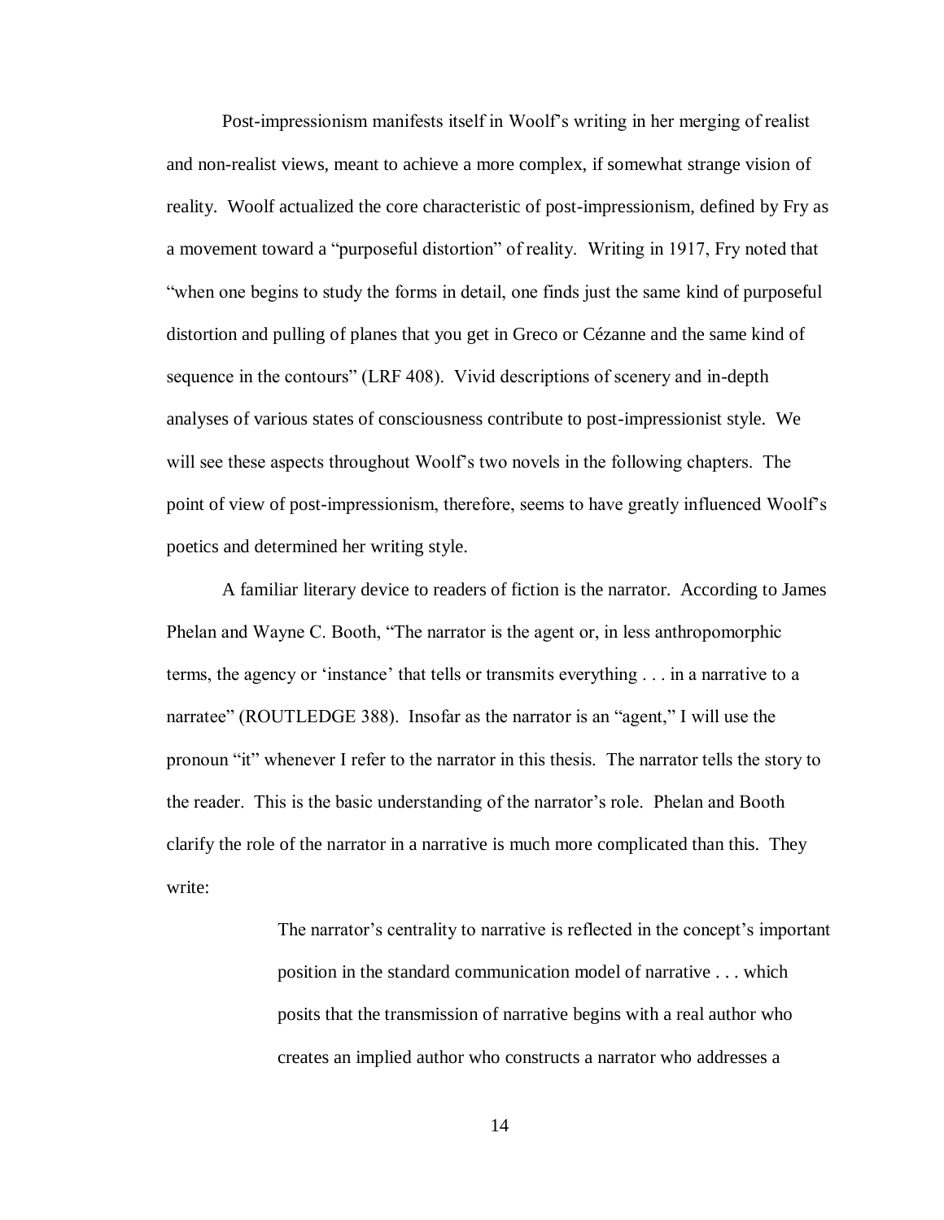Post-impressionism manifests itself in Woolf's writing in her merging of realist and non-realist views, meant to achieve a more complex, if somewhat strange vision of reality. Woolf actualized the core characteristic of post-impressionism, defined by Fry as a movement toward a "purposeful distortion" of reality. Writing in 1917, Fry noted that "when one begins to study the forms in detail, one finds just the same kind of purposeful distortion and pulling of planes that you get in Greco or Cézanne and the same kind of sequence in the contours" (LRF 408). Vivid descriptions of scenery and in-depth analyses of various states of consciousness contribute to post-impressionist style. We will see these aspects throughout Woolf's two novels in the following chapters. The point of view of post-impressionism, therefore, seems to have greatly influenced Woolf's poetics and determined her writing style.

A familiar literary device to readers of fiction is the narrator. According to James Phelan and Wayne C. Booth, "The narrator is the agent or, in less anthropomorphic terms, the agency or 'instance' that tells or transmits everything . . . in a narrative to a narratee" (ROUTLEDGE 388). Insofar as the narrator is an "agent," I will use the pronoun "it" whenever I refer to the narrator in this thesis. The narrator tells the story to the reader. This is the basic understanding of the narrator's role. Phelan and Booth clarify the role of the narrator in a narrative is much more complicated than this. They write:

> The narrator's centrality to narrative is reflected in the concept's important position in the standard communication model of narrative . . . which posits that the transmission of narrative begins with a real author who creates an implied author who constructs a narrator who addresses a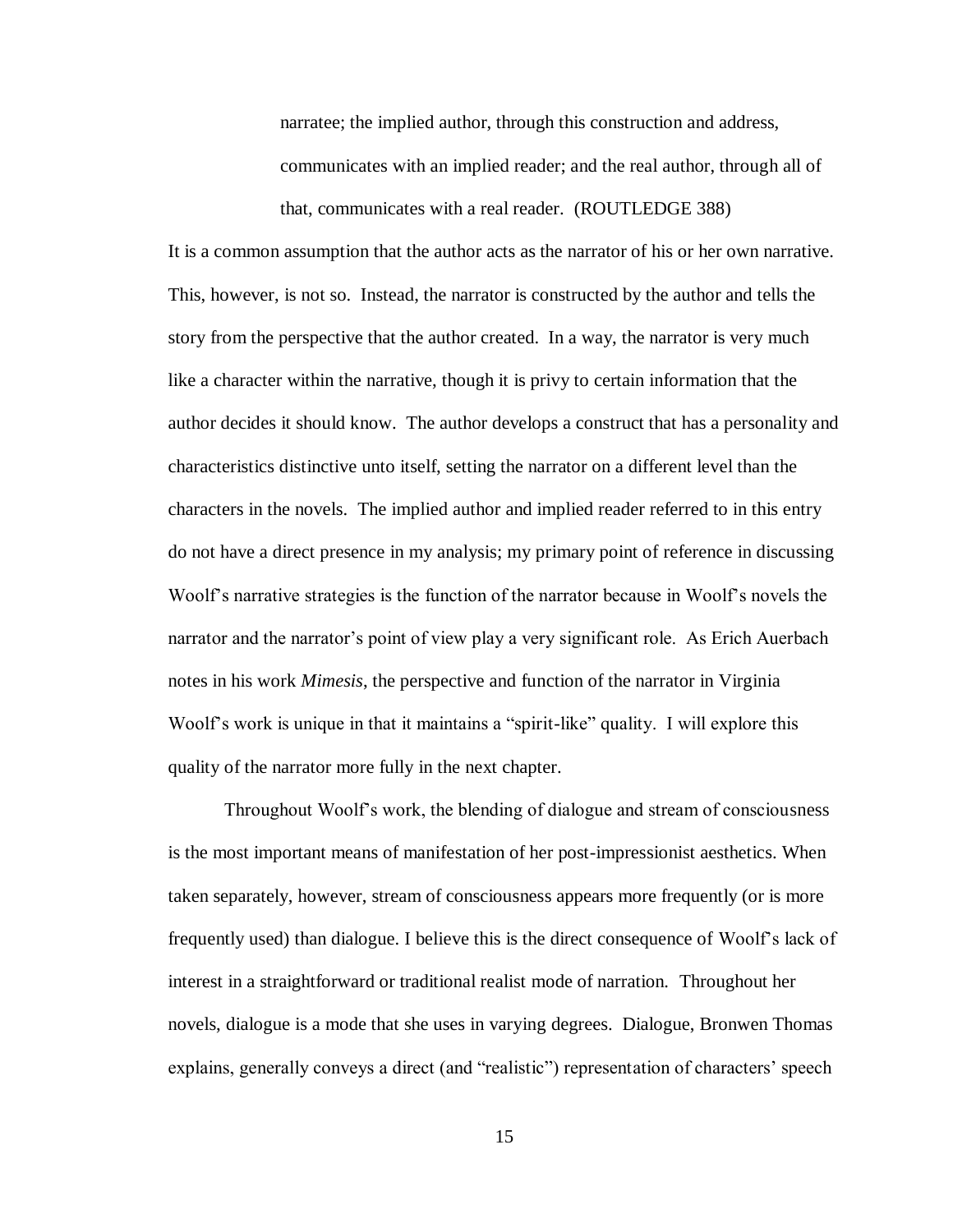> narratee; the implied author, through this construction and address, communicates with an implied reader; and the real author, through all of that, communicates with a real reader. (ROUTLEDGE 388)

It is a common assumption that the author acts as the narrator of his or her own narrative. This, however, is not so. Instead, the narrator is constructed by the author and tells the story from the perspective that the author created. In a way, the narrator is very much like a character within the narrative, though it is privy to certain information that the author decides it should know. The author develops a construct that has a personality and characteristics distinctive unto itself, setting the narrator on a different level than the characters in the novels. The implied author and implied reader referred to in this entry do not have a direct presence in my analysis; my primary point of reference in discussing Woolf's narrative strategies is the function of the narrator because in Woolf's novels the narrator and the narrator's point of view play a very significant role. As Erich Auerbach notes in his work *Mimesis*, the perspective and function of the narrator in Virginia Woolf's work is unique in that it maintains a "spirit-like" quality. I will explore this quality of the narrator more fully in the next chapter.

Throughout Woolf's work, the blending of dialogue and stream of consciousness is the most important means of manifestation of her post-impressionist aesthetics. When taken separately, however, stream of consciousness appears more frequently (or is more frequently used) than dialogue. I believe this is the direct consequence of Woolf's lack of interest in a straightforward or traditional realist mode of narration. Throughout her novels, dialogue is a mode that she uses in varying degrees. Dialogue, Bronwen Thomas explains, generally conveys a direct (and "realistic") representation of characters' speech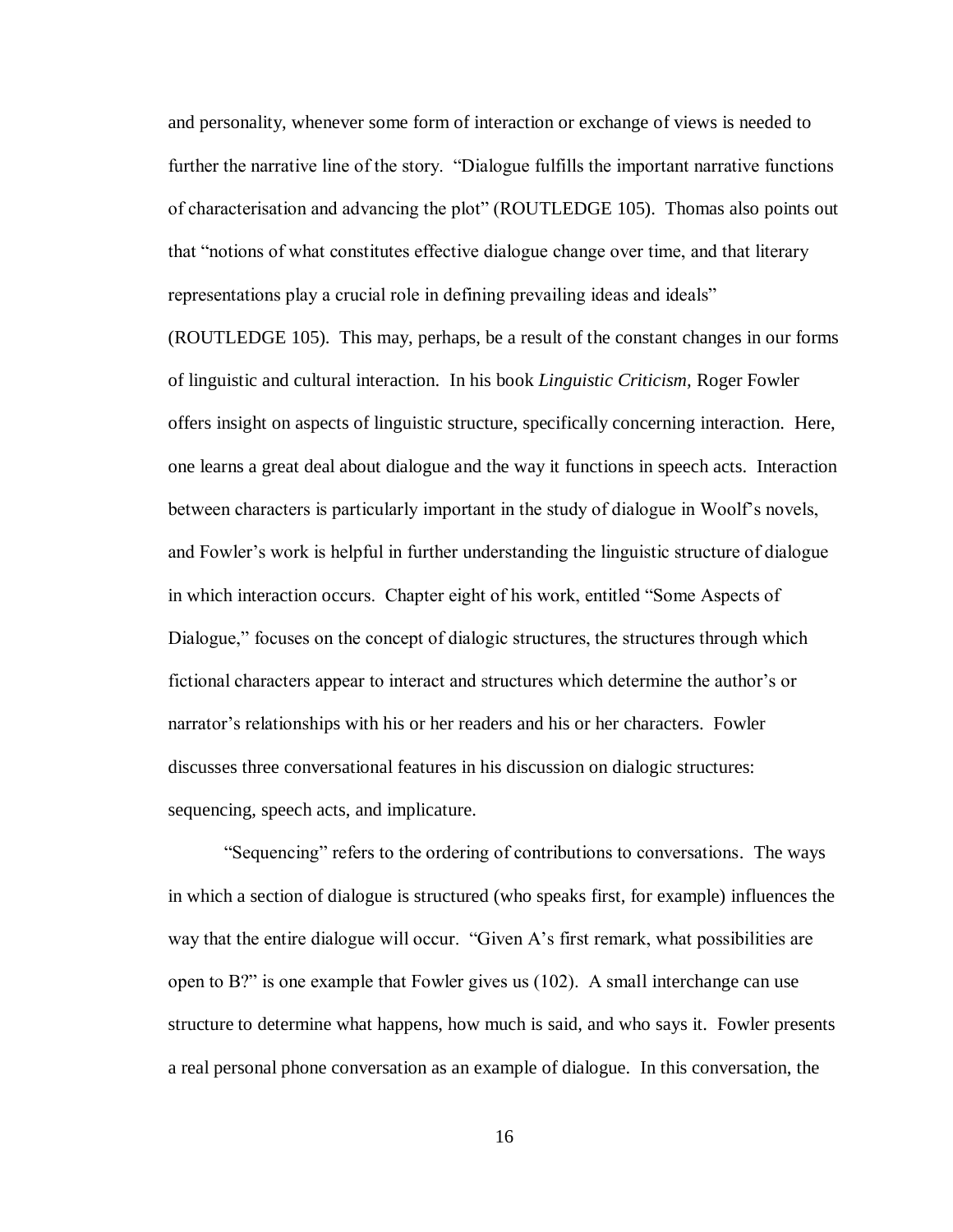and personality, whenever some form of interaction or exchange of views is needed to further the narrative line of the story. "Dialogue fulfills the important narrative functions of characterisation and advancing the plot" (ROUTLEDGE 105). Thomas also points out that "notions of what constitutes effective dialogue change over time, and that literary representations play a crucial role in defining prevailing ideas and ideals" (ROUTLEDGE 105). This may, perhaps, be a result of the constant changes in our forms of linguistic and cultural interaction. In his book *Linguistic Criticism,* Roger Fowler offers insight on aspects of linguistic structure, specifically concerning interaction. Here, one learns a great deal about dialogue and the way it functions in speech acts. Interaction between characters is particularly important in the study of dialogue in Woolf's novels, and Fowler's work is helpful in further understanding the linguistic structure of dialogue in which interaction occurs. Chapter eight of his work, entitled "Some Aspects of Dialogue," focuses on the concept of dialogic structures, the structures through which fictional characters appear to interact and structures which determine the author's or narrator's relationships with his or her readers and his or her characters. Fowler discusses three conversational features in his discussion on dialogic structures: sequencing, speech acts, and implicature.

"Sequencing" refers to the ordering of contributions to conversations. The ways in which a section of dialogue is structured (who speaks first, for example) influences the way that the entire dialogue will occur. "Given A's first remark, what possibilities are open to B?" is one example that Fowler gives us (102). A small interchange can use structure to determine what happens, how much is said, and who says it. Fowler presents a real personal phone conversation as an example of dialogue. In this conversation, the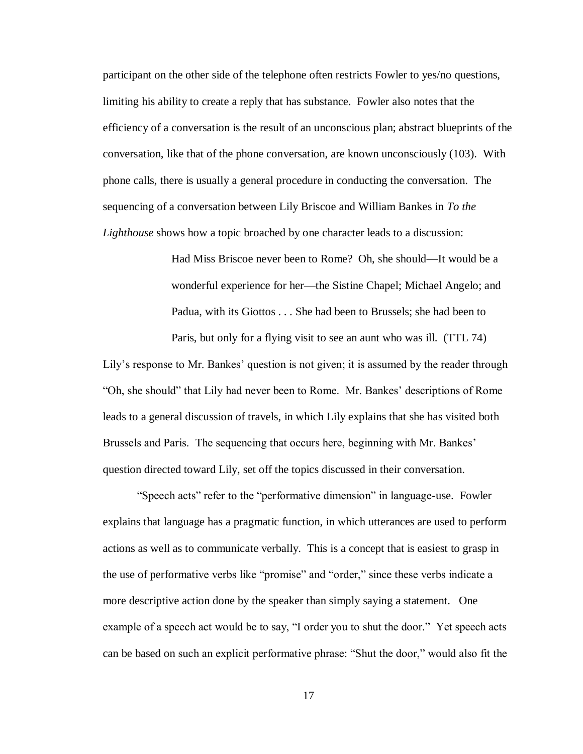participant on the other side of the telephone often restricts Fowler to yes/no questions, limiting his ability to create a reply that has substance. Fowler also notes that the efficiency of a conversation is the result of an unconscious plan; abstract blueprints of the conversation, like that of the phone conversation, are known unconsciously (103). With phone calls, there is usually a general procedure in conducting the conversation. The sequencing of a conversation between Lily Briscoe and William Bankes in *To the Lighthouse* shows how a topic broached by one character leads to a discussion:

> Had Miss Briscoe never been to Rome? Oh, she should—It would be a wonderful experience for her—the Sistine Chapel; Michael Angelo; and Padua, with its Giottos . . . She had been to Brussels; she had been to Paris, but only for a flying visit to see an aunt who was ill. (TTL 74)

Lily's response to Mr. Bankes' question is not given; it is assumed by the reader through "Oh, she should" that Lily had never been to Rome. Mr. Bankes' descriptions of Rome leads to a general discussion of travels, in which Lily explains that she has visited both Brussels and Paris. The sequencing that occurs here, beginning with Mr. Bankes' question directed toward Lily, set off the topics discussed in their conversation.

"Speech acts" refer to the "performative dimension" in language-use. Fowler explains that language has a pragmatic function, in which utterances are used to perform actions as well as to communicate verbally. This is a concept that is easiest to grasp in the use of performative verbs like "promise" and "order," since these verbs indicate a more descriptive action done by the speaker than simply saying a statement. One example of a speech act would be to say, "I order you to shut the door." Yet speech acts can be based on such an explicit performative phrase: "Shut the door," would also fit the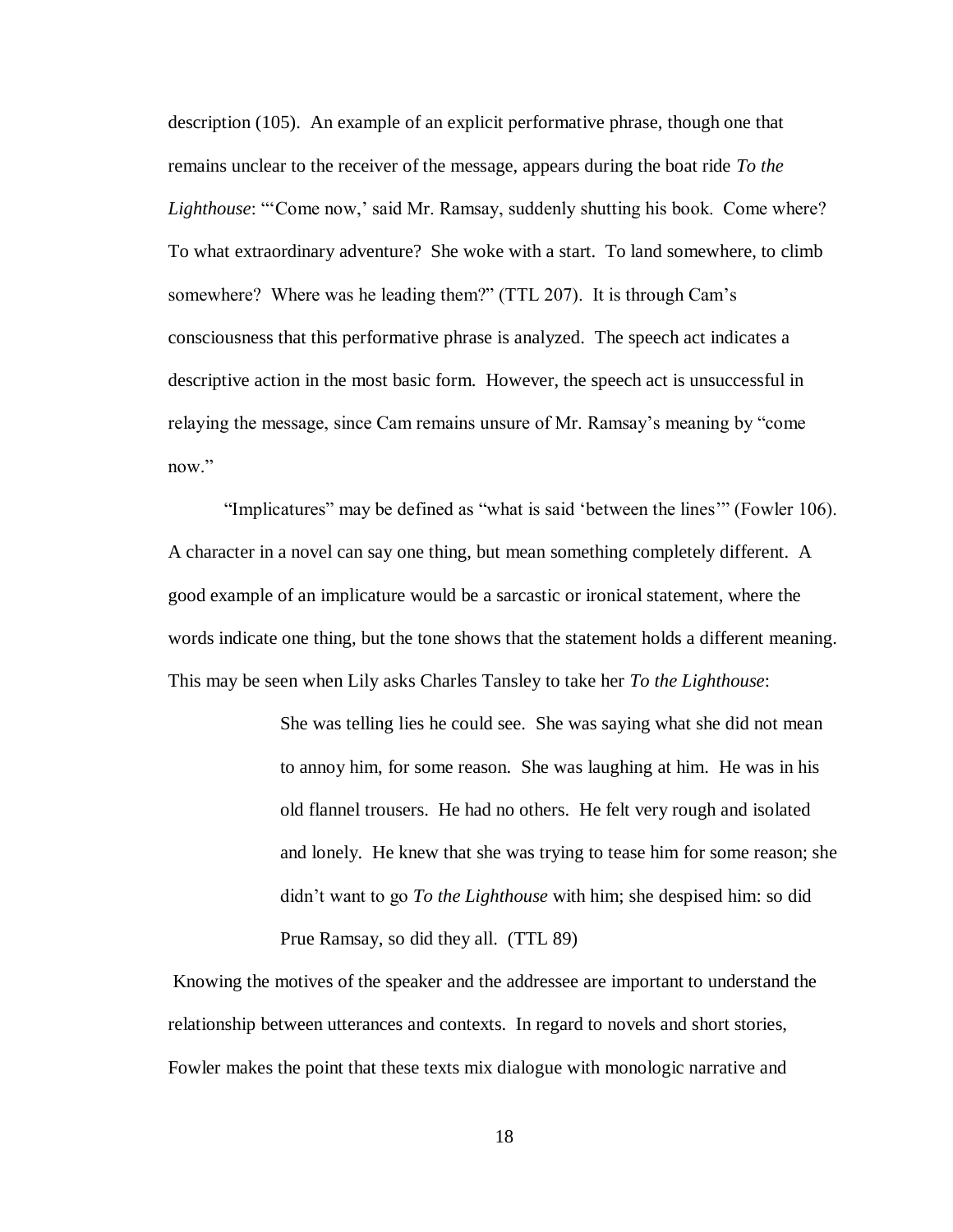description (105). An example of an explicit performative phrase, though one that remains unclear to the receiver of the message, appears during the boat ride *To the Lighthouse*: "'Come now,' said Mr. Ramsay, suddenly shutting his book. Come where? To what extraordinary adventure? She woke with a start. To land somewhere, to climb somewhere? Where was he leading them?" (TTL 207). It is through Cam's consciousness that this performative phrase is analyzed. The speech act indicates a descriptive action in the most basic form. However, the speech act is unsuccessful in relaying the message, since Cam remains unsure of Mr. Ramsay's meaning by "come now."

"Implicatures" may be defined as "what is said 'between the lines'" (Fowler 106). A character in a novel can say one thing, but mean something completely different. A good example of an implicature would be a sarcastic or ironical statement, where the words indicate one thing, but the tone shows that the statement holds a different meaning. This may be seen when Lily asks Charles Tansley to take her *To the Lighthouse*:

> She was telling lies he could see. She was saying what she did not mean to annoy him, for some reason. She was laughing at him. He was in his old flannel trousers. He had no others. He felt very rough and isolated and lonely. He knew that she was trying to tease him for some reason; she didn't want to go *To the Lighthouse* with him; she despised him: so did Prue Ramsay, so did they all. (TTL 89)

Knowing the motives of the speaker and the addressee are important to understand the relationship between utterances and contexts. In regard to novels and short stories, Fowler makes the point that these texts mix dialogue with monologic narrative and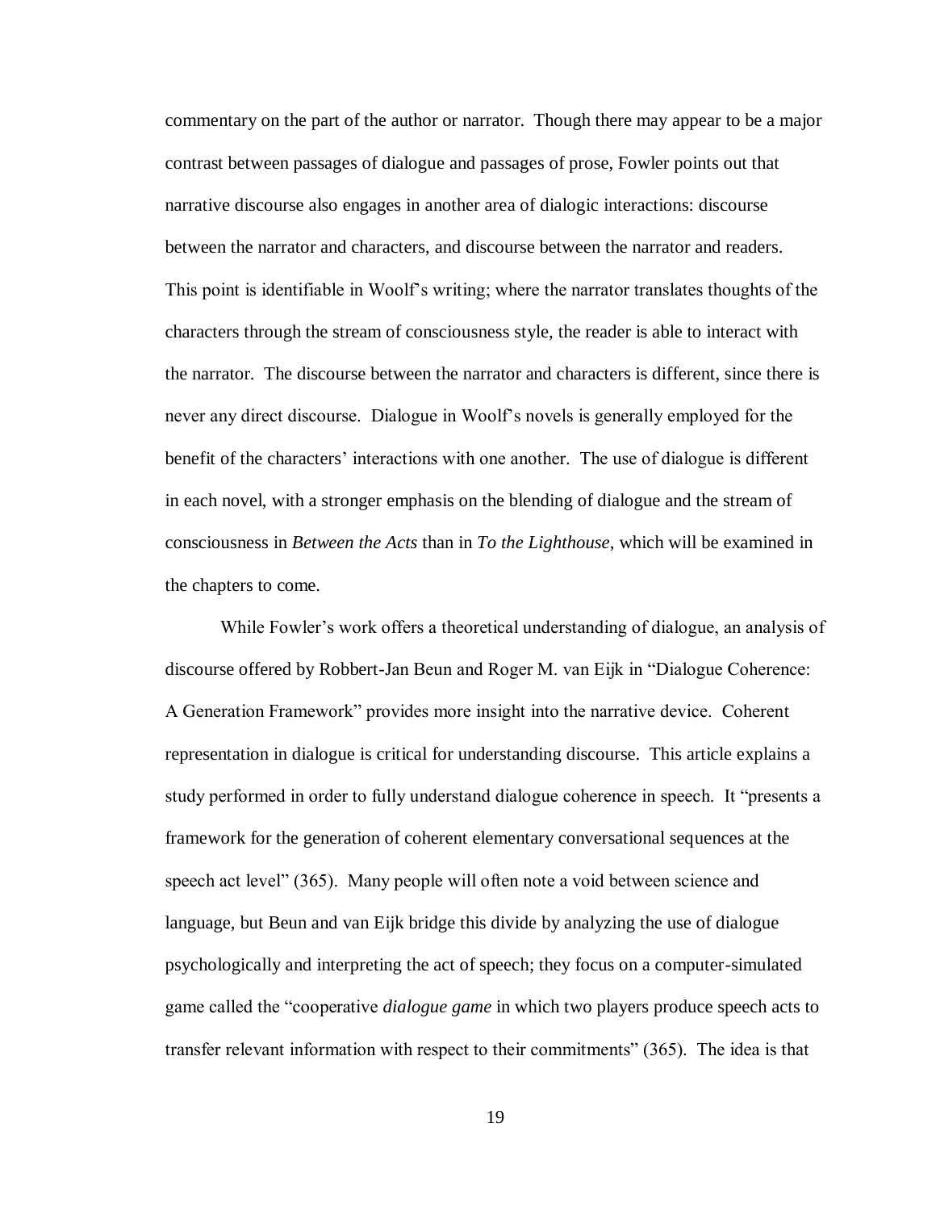commentary on the part of the author or narrator. Though there may appear to be a major contrast between passages of dialogue and passages of prose, Fowler points out that narrative discourse also engages in another area of dialogic interactions: discourse between the narrator and characters, and discourse between the narrator and readers. This point is identifiable in Woolf's writing; where the narrator translates thoughts of the characters through the stream of consciousness style, the reader is able to interact with the narrator. The discourse between the narrator and characters is different, since there is never any direct discourse. Dialogue in Woolf's novels is generally employed for the benefit of the characters' interactions with one another. The use of dialogue is different in each novel, with a stronger emphasis on the blending of dialogue and the stream of consciousness in *Between the Acts* than in *To the Lighthouse*, which will be examined in the chapters to come.

While Fowler's work offers a theoretical understanding of dialogue, an analysis of discourse offered by Robbert-Jan Beun and Roger M. van Eijk in "Dialogue Coherence: A Generation Framework" provides more insight into the narrative device. Coherent representation in dialogue is critical for understanding discourse. This article explains a study performed in order to fully understand dialogue coherence in speech. It "presents a framework for the generation of coherent elementary conversational sequences at the speech act level" (365). Many people will often note a void between science and language, but Beun and van Eijk bridge this divide by analyzing the use of dialogue psychologically and interpreting the act of speech; they focus on a computer-simulated game called the "cooperative *dialogue game* in which two players produce speech acts to transfer relevant information with respect to their commitments" (365). The idea is that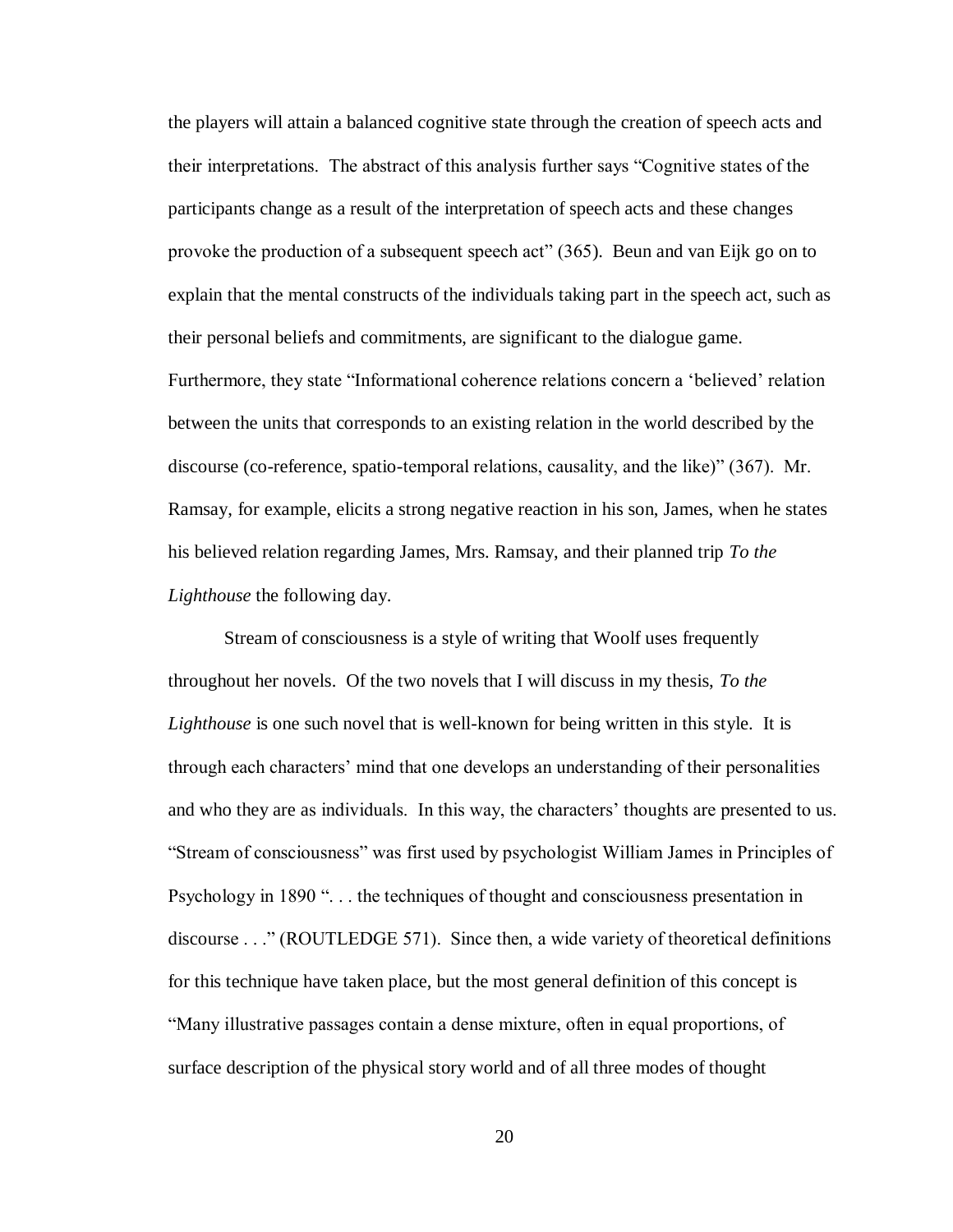the players will attain a balanced cognitive state through the creation of speech acts and their interpretations. The abstract of this analysis further says "Cognitive states of the participants change as a result of the interpretation of speech acts and these changes provoke the production of a subsequent speech act" (365). Beun and van Eijk go on to explain that the mental constructs of the individuals taking part in the speech act, such as their personal beliefs and commitments, are significant to the dialogue game. Furthermore, they state "Informational coherence relations concern a 'believed' relation between the units that corresponds to an existing relation in the world described by the discourse (co-reference, spatio-temporal relations, causality, and the like)" (367). Mr. Ramsay, for example, elicits a strong negative reaction in his son, James, when he states his believed relation regarding James, Mrs. Ramsay, and their planned trip *To the Lighthouse* the following day.

Stream of consciousness is a style of writing that Woolf uses frequently throughout her novels. Of the two novels that I will discuss in my thesis, *To the Lighthouse* is one such novel that is well-known for being written in this style. It is through each characters' mind that one develops an understanding of their personalities and who they are as individuals. In this way, the characters' thoughts are presented to us. "Stream of consciousness" was first used by psychologist William James in Principles of Psychology in 1890 ". . . the techniques of thought and consciousness presentation in discourse . . ." (ROUTLEDGE 571). Since then, a wide variety of theoretical definitions for this technique have taken place, but the most general definition of this concept is "Many illustrative passages contain a dense mixture, often in equal proportions, of surface description of the physical story world and of all three modes of thought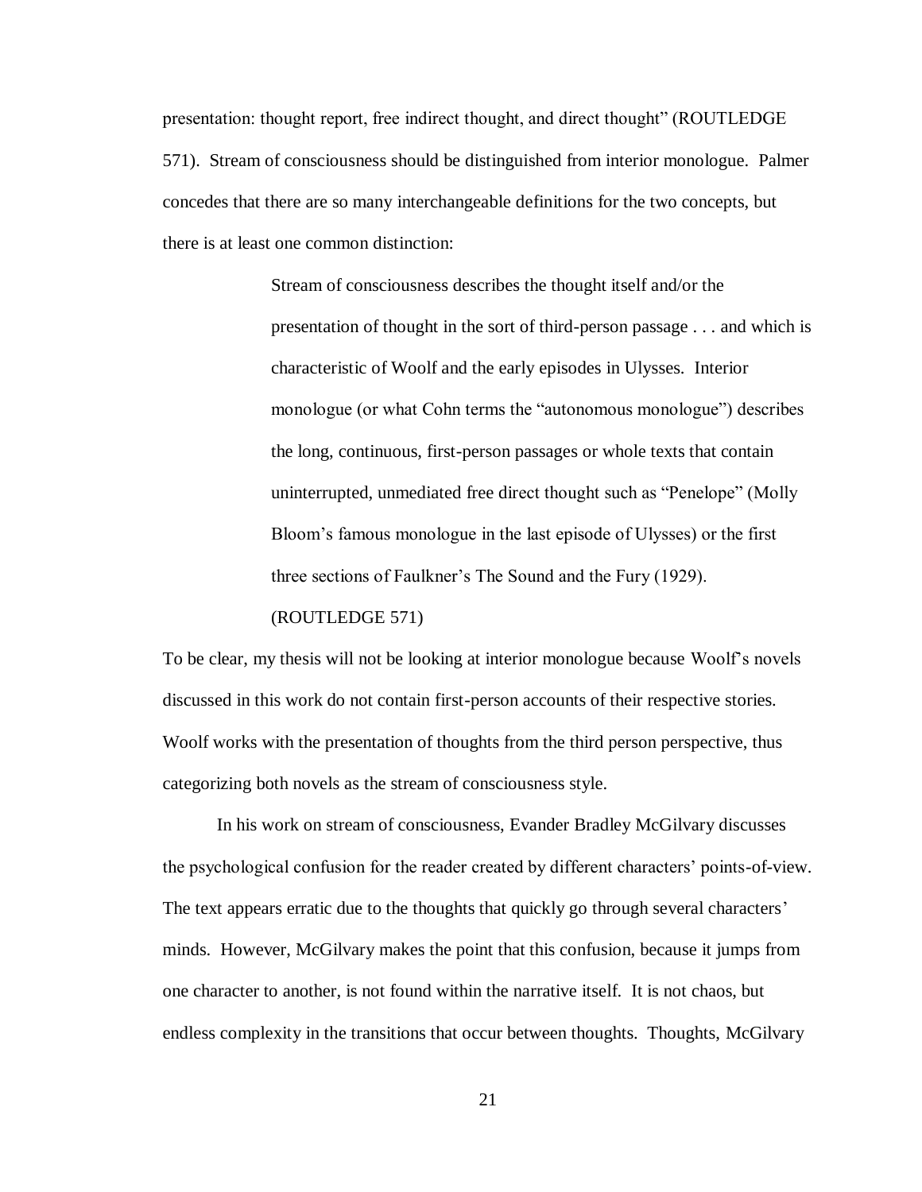presentation: thought report, free indirect thought, and direct thought" (ROUTLEDGE 571). Stream of consciousness should be distinguished from interior monologue. Palmer concedes that there are so many interchangeable definitions for the two concepts, but there is at least one common distinction:

> Stream of consciousness describes the thought itself and/or the presentation of thought in the sort of third-person passage . . . and which is characteristic of Woolf and the early episodes in Ulysses. Interior monologue (or what Cohn terms the "autonomous monologue") describes the long, continuous, first-person passages or whole texts that contain uninterrupted, unmediated free direct thought such as "Penelope" (Molly Bloom's famous monologue in the last episode of Ulysses) or the first three sections of Faulkner's The Sound and the Fury (1929). (ROUTLEDGE 571)

To be clear, my thesis will not be looking at interior monologue because Woolf's novels discussed in this work do not contain first-person accounts of their respective stories. Woolf works with the presentation of thoughts from the third person perspective, thus categorizing both novels as the stream of consciousness style.

In his work on stream of consciousness, Evander Bradley McGilvary discusses the psychological confusion for the reader created by different characters' points-of-view. The text appears erratic due to the thoughts that quickly go through several characters' minds. However, McGilvary makes the point that this confusion, because it jumps from one character to another, is not found within the narrative itself. It is not chaos, but endless complexity in the transitions that occur between thoughts. Thoughts, McGilvary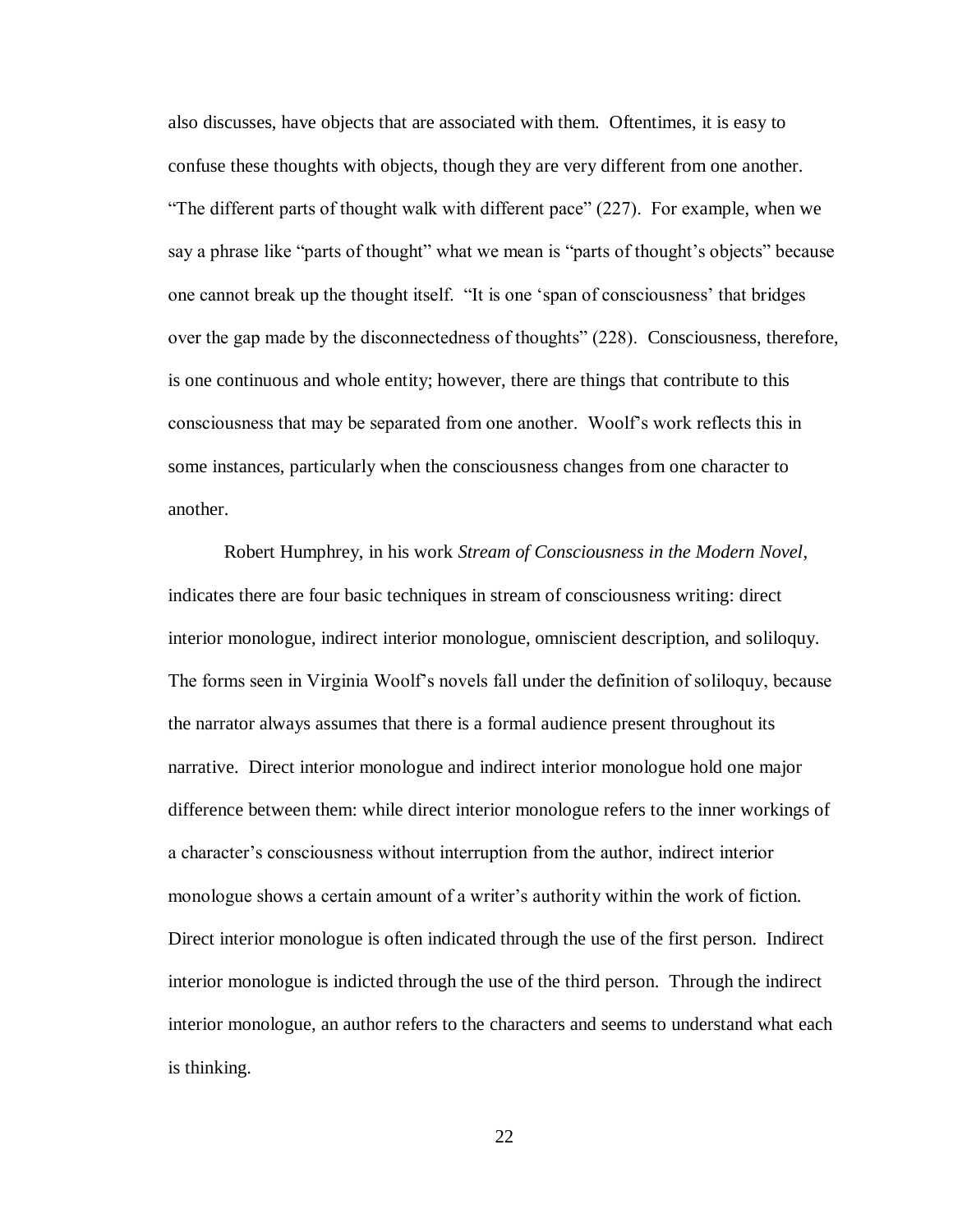also discusses, have objects that are associated with them. Oftentimes, it is easy to confuse these thoughts with objects, though they are very different from one another. "The different parts of thought walk with different pace" (227). For example, when we say a phrase like "parts of thought" what we mean is "parts of thought's objects" because one cannot break up the thought itself. "It is one 'span of consciousness' that bridges over the gap made by the disconnectedness of thoughts" (228). Consciousness, therefore, is one continuous and whole entity; however, there are things that contribute to this consciousness that may be separated from one another. Woolf's work reflects this in some instances, particularly when the consciousness changes from one character to another.

Robert Humphrey, in his work *Stream of Consciousness in the Modern Novel*, indicates there are four basic techniques in stream of consciousness writing: direct interior monologue, indirect interior monologue, omniscient description, and soliloquy. The forms seen in Virginia Woolf's novels fall under the definition of soliloquy, because the narrator always assumes that there is a formal audience present throughout its narrative. Direct interior monologue and indirect interior monologue hold one major difference between them: while direct interior monologue refers to the inner workings of a character's consciousness without interruption from the author, indirect interior monologue shows a certain amount of a writer's authority within the work of fiction. Direct interior monologue is often indicated through the use of the first person. Indirect interior monologue is indicted through the use of the third person. Through the indirect interior monologue, an author refers to the characters and seems to understand what each is thinking.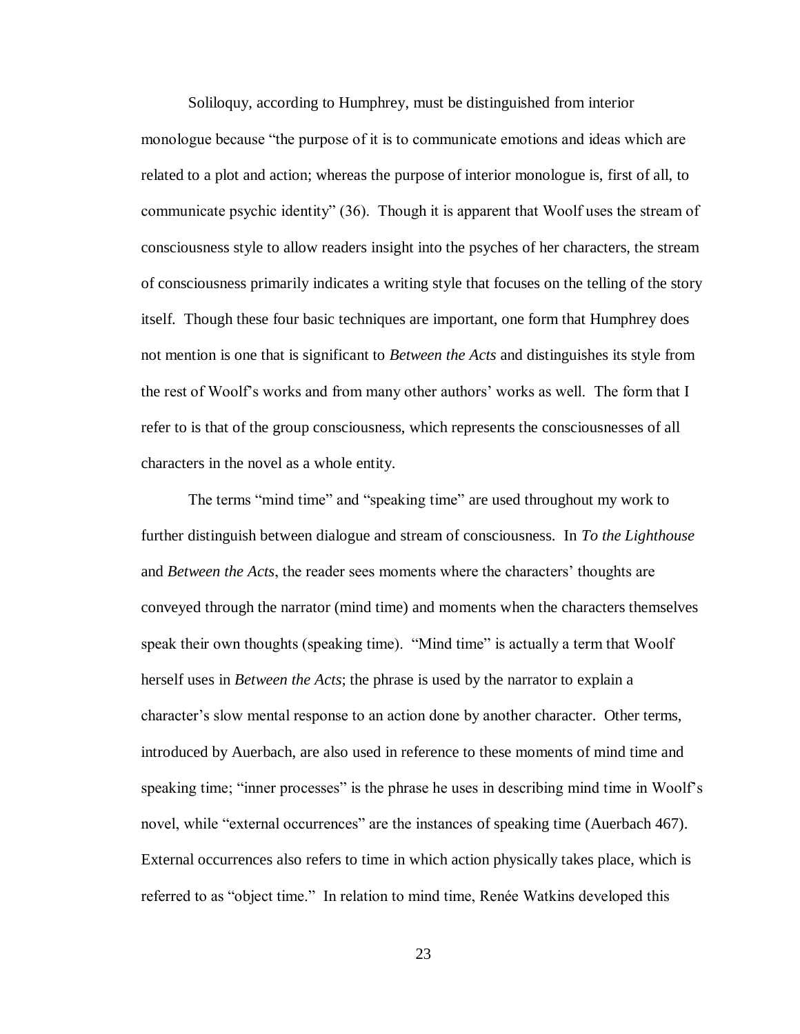Soliloquy, according to Humphrey, must be distinguished from interior monologue because "the purpose of it is to communicate emotions and ideas which are related to a plot and action; whereas the purpose of interior monologue is, first of all, to communicate psychic identity" (36). Though it is apparent that Woolf uses the stream of consciousness style to allow readers insight into the psyches of her characters, the stream of consciousness primarily indicates a writing style that focuses on the telling of the story itself. Though these four basic techniques are important, one form that Humphrey does not mention is one that is significant to *Between the Acts* and distinguishes its style from the rest of Woolf's works and from many other authors' works as well. The form that I refer to is that of the group consciousness, which represents the consciousnesses of all characters in the novel as a whole entity.

The terms "mind time" and "speaking time" are used throughout my work to further distinguish between dialogue and stream of consciousness. In *To the Lighthouse* and *Between the Acts*, the reader sees moments where the characters' thoughts are conveyed through the narrator (mind time) and moments when the characters themselves speak their own thoughts (speaking time). "Mind time" is actually a term that Woolf herself uses in *Between the Acts*; the phrase is used by the narrator to explain a character's slow mental response to an action done by another character. Other terms, introduced by Auerbach, are also used in reference to these moments of mind time and speaking time; "inner processes" is the phrase he uses in describing mind time in Woolf's novel, while "external occurrences" are the instances of speaking time (Auerbach 467). External occurrences also refers to time in which action physically takes place, which is referred to as "object time." In relation to mind time, Renée Watkins developed this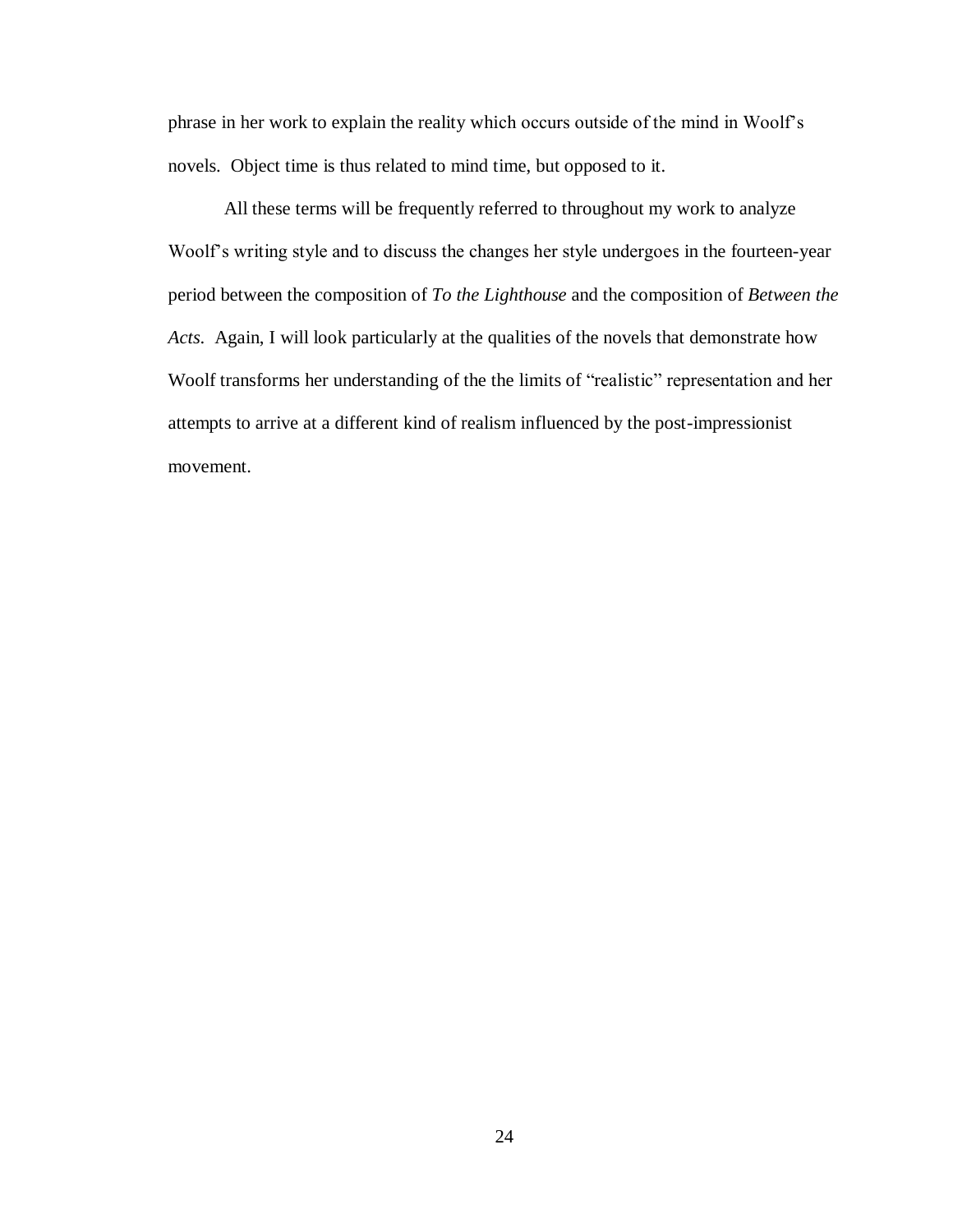phrase in her work to explain the reality which occurs outside of the mind in Woolf's novels. Object time is thus related to mind time, but opposed to it.

All these terms will be frequently referred to throughout my work to analyze Woolf's writing style and to discuss the changes her style undergoes in the fourteen-year period between the composition of *To the Lighthouse* and the composition of *Between the Acts*. Again, I will look particularly at the qualities of the novels that demonstrate how Woolf transforms her understanding of the the limits of "realistic" representation and her attempts to arrive at a different kind of realism influenced by the post-impressionist movement.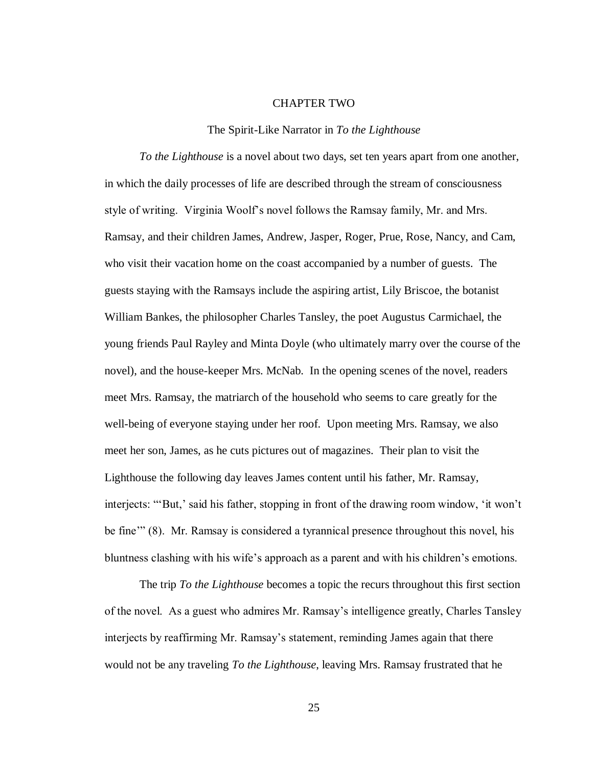# CHAPTER TWO

## The Spirit-Like Narrator in *To the Lighthouse*

*To the Lighthouse* is a novel about two days, set ten years apart from one another, in which the daily processes of life are described through the stream of consciousness style of writing. Virginia Woolf's novel follows the Ramsay family, Mr. and Mrs. Ramsay, and their children James, Andrew, Jasper, Roger, Prue, Rose, Nancy, and Cam, who visit their vacation home on the coast accompanied by a number of guests. The guests staying with the Ramsays include the aspiring artist, Lily Briscoe, the botanist William Bankes, the philosopher Charles Tansley, the poet Augustus Carmichael, the young friends Paul Rayley and Minta Doyle (who ultimately marry over the course of the novel), and the house-keeper Mrs. McNab. In the opening scenes of the novel, readers meet Mrs. Ramsay, the matriarch of the household who seems to care greatly for the well-being of everyone staying under her roof. Upon meeting Mrs. Ramsay, we also meet her son, James, as he cuts pictures out of magazines. Their plan to visit the Lighthouse the following day leaves James content until his father, Mr. Ramsay, interjects: "'But,' said his father, stopping in front of the drawing room window, 'it won't be fine'" (8). Mr. Ramsay is considered a tyrannical presence throughout this novel, his bluntness clashing with his wife's approach as a parent and with his children's emotions.

The trip *To the Lighthouse* becomes a topic the recurs throughout this first section of the novel. As a guest who admires Mr. Ramsay's intelligence greatly, Charles Tansley interjects by reaffirming Mr. Ramsay's statement, reminding James again that there would not be any traveling *To the Lighthouse*, leaving Mrs. Ramsay frustrated that he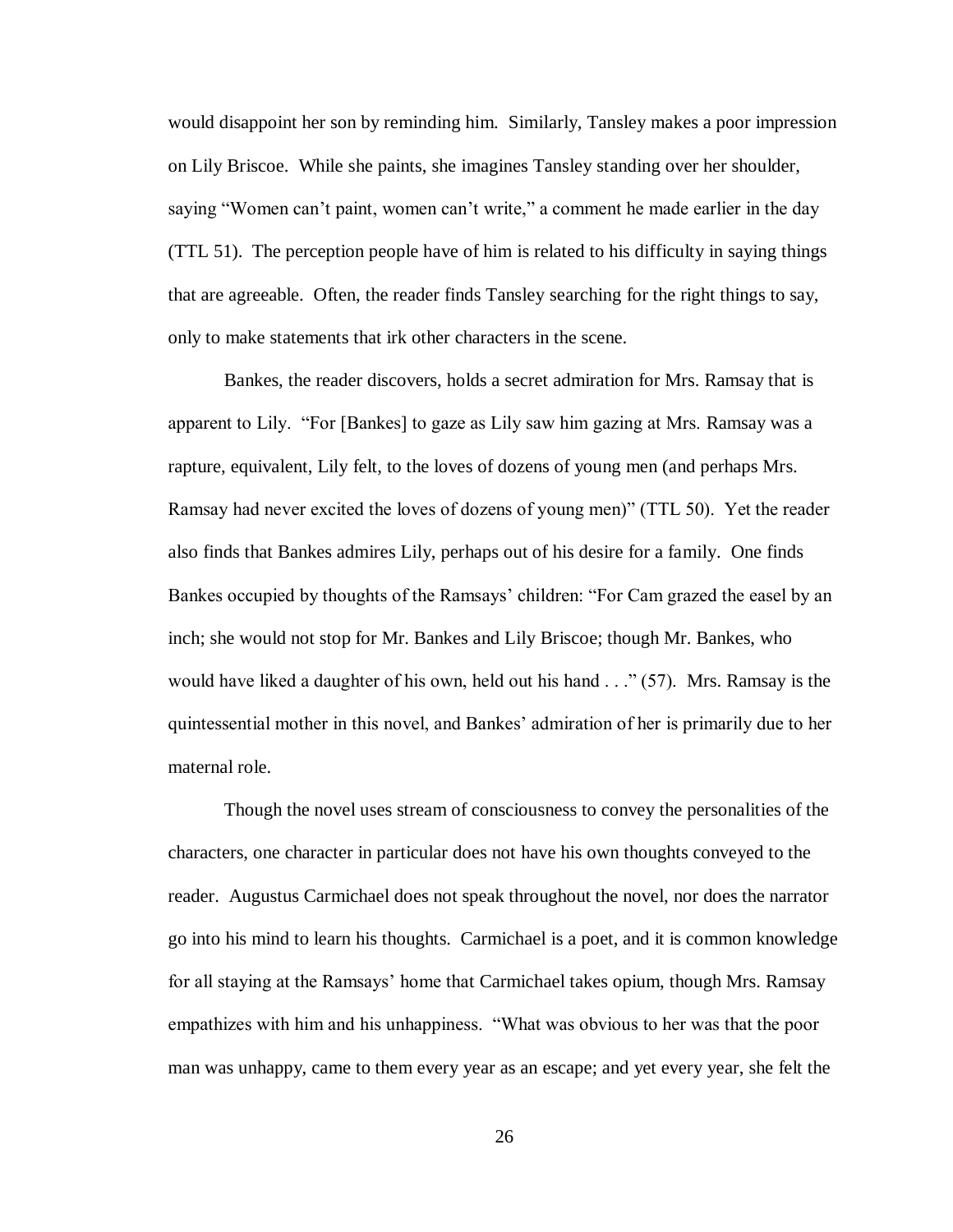would disappoint her son by reminding him. Similarly, Tansley makes a poor impression on Lily Briscoe. While she paints, she imagines Tansley standing over her shoulder, saying "Women can't paint, women can't write," a comment he made earlier in the day (TTL 51). The perception people have of him is related to his difficulty in saying things that are agreeable. Often, the reader finds Tansley searching for the right things to say, only to make statements that irk other characters in the scene.

Bankes, the reader discovers, holds a secret admiration for Mrs. Ramsay that is apparent to Lily. "For [Bankes] to gaze as Lily saw him gazing at Mrs. Ramsay was a rapture, equivalent, Lily felt, to the loves of dozens of young men (and perhaps Mrs. Ramsay had never excited the loves of dozens of young men)" (TTL 50). Yet the reader also finds that Bankes admires Lily, perhaps out of his desire for a family. One finds Bankes occupied by thoughts of the Ramsays' children: "For Cam grazed the easel by an inch; she would not stop for Mr. Bankes and Lily Briscoe; though Mr. Bankes, who would have liked a daughter of his own, held out his hand . . ." (57). Mrs. Ramsay is the quintessential mother in this novel, and Bankes' admiration of her is primarily due to her maternal role.

Though the novel uses stream of consciousness to convey the personalities of the characters, one character in particular does not have his own thoughts conveyed to the reader. Augustus Carmichael does not speak throughout the novel, nor does the narrator go into his mind to learn his thoughts. Carmichael is a poet, and it is common knowledge for all staying at the Ramsays' home that Carmichael takes opium, though Mrs. Ramsay empathizes with him and his unhappiness. "What was obvious to her was that the poor man was unhappy, came to them every year as an escape; and yet every year, she felt the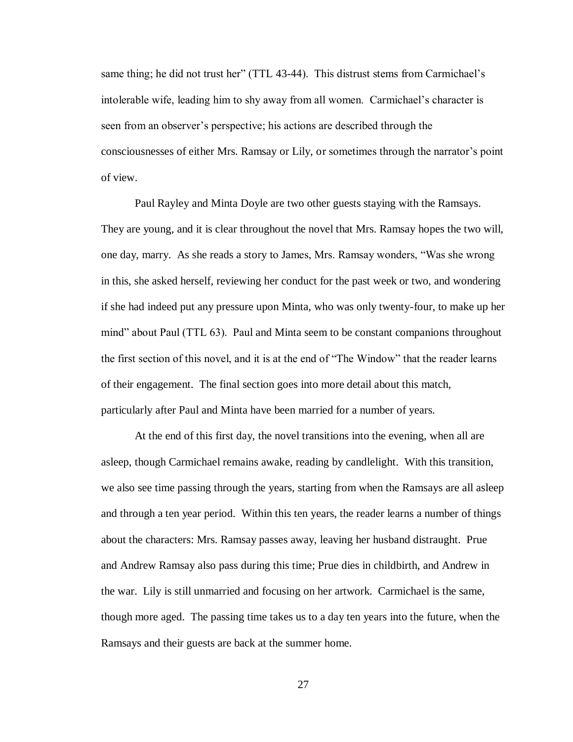same thing; he did not trust her" (TTL 43-44). This distrust stems from Carmichael's intolerable wife, leading him to shy away from all women. Carmichael's character is seen from an observer's perspective; his actions are described through the consciousnesses of either Mrs. Ramsay or Lily, or sometimes through the narrator's point of view.

Paul Rayley and Minta Doyle are two other guests staying with the Ramsays. They are young, and it is clear throughout the novel that Mrs. Ramsay hopes the two will, one day, marry. As she reads a story to James, Mrs. Ramsay wonders, "Was she wrong in this, she asked herself, reviewing her conduct for the past week or two, and wondering if she had indeed put any pressure upon Minta, who was only twenty-four, to make up her mind" about Paul (TTL 63). Paul and Minta seem to be constant companions throughout the first section of this novel, and it is at the end of "The Window" that the reader learns of their engagement. The final section goes into more detail about this match, particularly after Paul and Minta have been married for a number of years.

At the end of this first day, the novel transitions into the evening, when all are asleep, though Carmichael remains awake, reading by candlelight. With this transition, we also see time passing through the years, starting from when the Ramsays are all asleep and through a ten year period. Within this ten years, the reader learns a number of things about the characters: Mrs. Ramsay passes away, leaving her husband distraught. Prue and Andrew Ramsay also pass during this time; Prue dies in childbirth, and Andrew in the war. Lily is still unmarried and focusing on her artwork. Carmichael is the same, though more aged. The passing time takes us to a day ten years into the future, when the Ramsays and their guests are back at the summer home.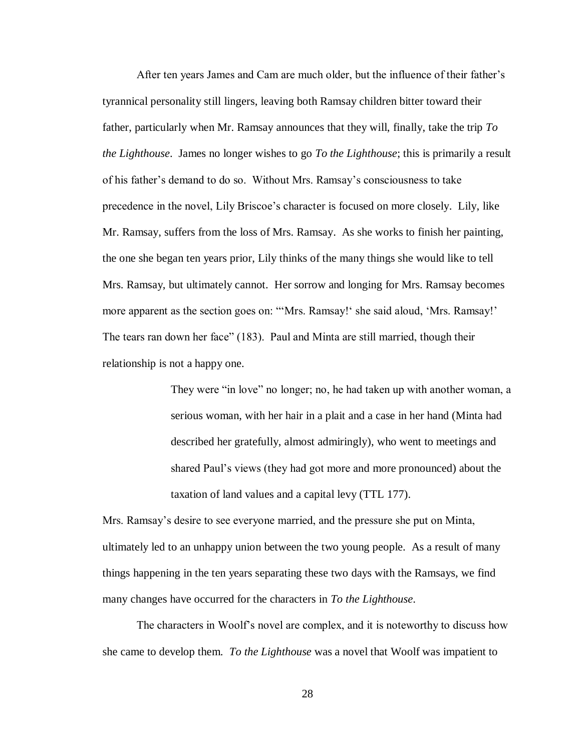After ten years James and Cam are much older, but the influence of their father's tyrannical personality still lingers, leaving both Ramsay children bitter toward their father, particularly when Mr. Ramsay announces that they will, finally, take the trip *To the Lighthouse*. James no longer wishes to go *To the Lighthouse*; this is primarily a result of his father's demand to do so. Without Mrs. Ramsay's consciousness to take precedence in the novel, Lily Briscoe's character is focused on more closely. Lily, like Mr. Ramsay, suffers from the loss of Mrs. Ramsay. As she works to finish her painting, the one she began ten years prior, Lily thinks of the many things she would like to tell Mrs. Ramsay, but ultimately cannot. Her sorrow and longing for Mrs. Ramsay becomes more apparent as the section goes on: "'Mrs. Ramsay!' she said aloud, 'Mrs. Ramsay!' The tears ran down her face" (183). Paul and Minta are still married, though their relationship is not a happy one.

> They were "in love" no longer; no, he had taken up with another woman, a serious woman, with her hair in a plait and a case in her hand (Minta had described her gratefully, almost admiringly), who went to meetings and shared Paul's views (they had got more and more pronounced) about the taxation of land values and a capital levy (TTL 177).

Mrs. Ramsay's desire to see everyone married, and the pressure she put on Minta, ultimately led to an unhappy union between the two young people. As a result of many things happening in the ten years separating these two days with the Ramsays, we find many changes have occurred for the characters in *To the Lighthouse*.

The characters in Woolf's novel are complex, and it is noteworthy to discuss how she came to develop them. *To the Lighthouse* was a novel that Woolf was impatient to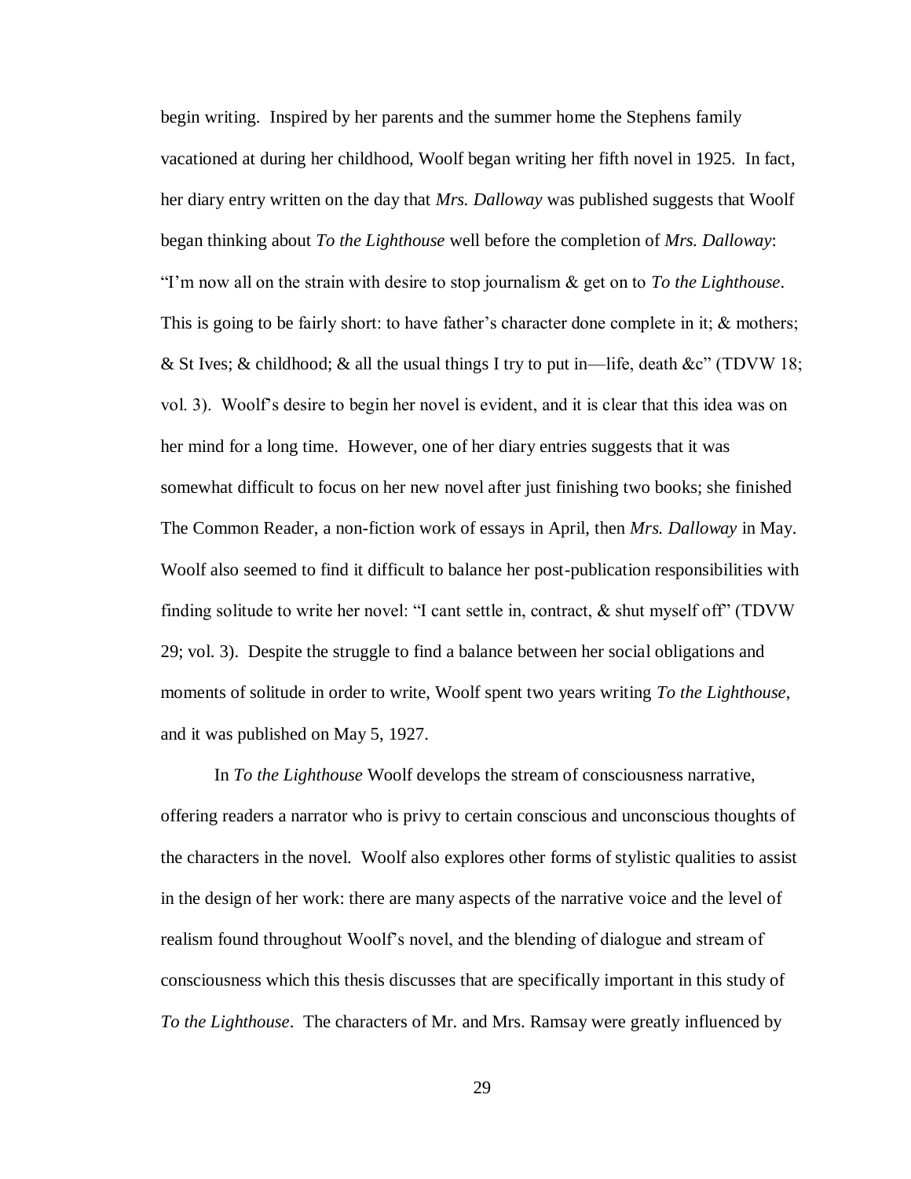begin writing. Inspired by her parents and the summer home the Stephens family vacationed at during her childhood, Woolf began writing her fifth novel in 1925. In fact, her diary entry written on the day that *Mrs. Dalloway* was published suggests that Woolf began thinking about *To the Lighthouse* well before the completion of *Mrs. Dalloway*: "I'm now all on the strain with desire to stop journalism & get on to *To the Lighthouse*. This is going to be fairly short: to have father's character done complete in it; & mothers; & St Ives; & childhood; & all the usual things I try to put in—life, death &c" (TDVW 18; vol. 3). Woolf's desire to begin her novel is evident, and it is clear that this idea was on her mind for a long time. However, one of her diary entries suggests that it was somewhat difficult to focus on her new novel after just finishing two books; she finished The Common Reader, a non-fiction work of essays in April, then *Mrs. Dalloway* in May. Woolf also seemed to find it difficult to balance her post-publication responsibilities with finding solitude to write her novel: "I cant settle in, contract, & shut myself off" (TDVW 29; vol. 3). Despite the struggle to find a balance between her social obligations and moments of solitude in order to write, Woolf spent two years writing *To the Lighthouse*, and it was published on May 5, 1927.

In *To the Lighthouse* Woolf develops the stream of consciousness narrative, offering readers a narrator who is privy to certain conscious and unconscious thoughts of the characters in the novel. Woolf also explores other forms of stylistic qualities to assist in the design of her work: there are many aspects of the narrative voice and the level of realism found throughout Woolf's novel, and the blending of dialogue and stream of consciousness which this thesis discusses that are specifically important in this study of *To the Lighthouse*. The characters of Mr. and Mrs. Ramsay were greatly influenced by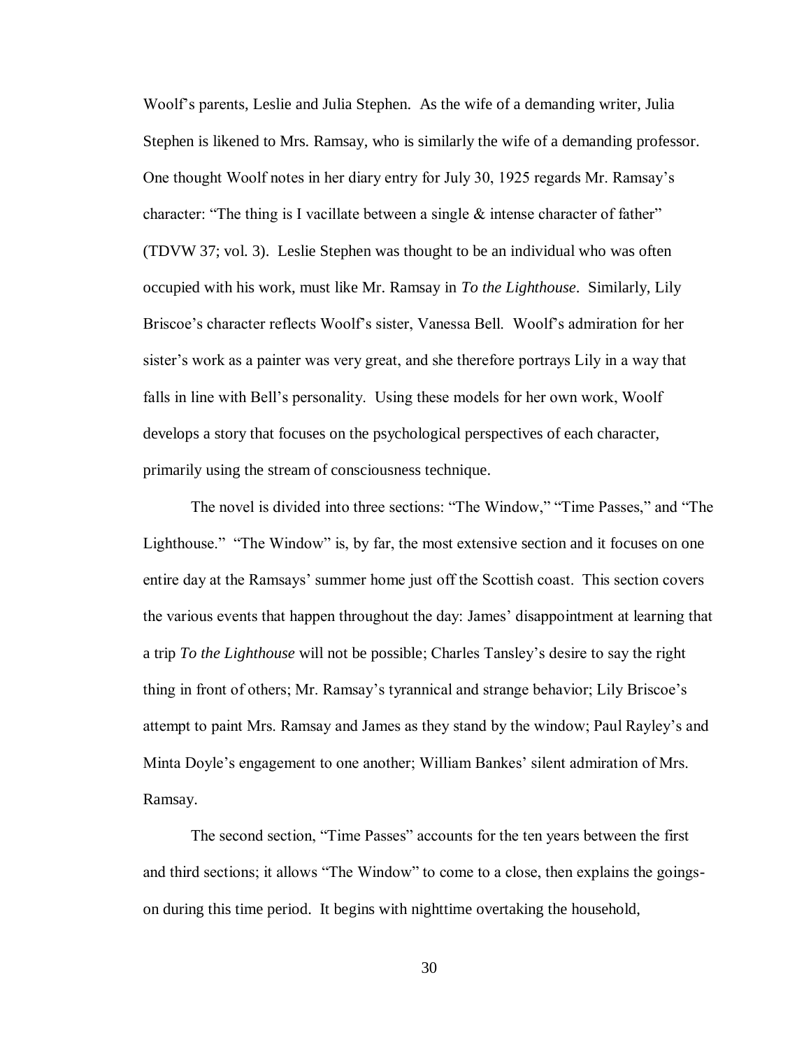Woolf's parents, Leslie and Julia Stephen. As the wife of a demanding writer, Julia Stephen is likened to Mrs. Ramsay, who is similarly the wife of a demanding professor. One thought Woolf notes in her diary entry for July 30, 1925 regards Mr. Ramsay's character: "The thing is I vacillate between a single & intense character of father" (TDVW 37; vol. 3). Leslie Stephen was thought to be an individual who was often occupied with his work, must like Mr. Ramsay in *To the Lighthouse*. Similarly, Lily Briscoe's character reflects Woolf's sister, Vanessa Bell. Woolf's admiration for her sister's work as a painter was very great, and she therefore portrays Lily in a way that falls in line with Bell's personality. Using these models for her own work, Woolf develops a story that focuses on the psychological perspectives of each character, primarily using the stream of consciousness technique.

The novel is divided into three sections: "The Window," "Time Passes," and "The Lighthouse." "The Window" is, by far, the most extensive section and it focuses on one entire day at the Ramsays' summer home just off the Scottish coast. This section covers the various events that happen throughout the day: James' disappointment at learning that a trip *To the Lighthouse* will not be possible; Charles Tansley's desire to say the right thing in front of others; Mr. Ramsay's tyrannical and strange behavior; Lily Briscoe's attempt to paint Mrs. Ramsay and James as they stand by the window; Paul Rayley's and Minta Doyle's engagement to one another; William Bankes' silent admiration of Mrs. Ramsay.

The second section, "Time Passes" accounts for the ten years between the first and third sections; it allows "The Window" to come to a close, then explains the goings-on during this time period. It begins with nighttime overtaking the household,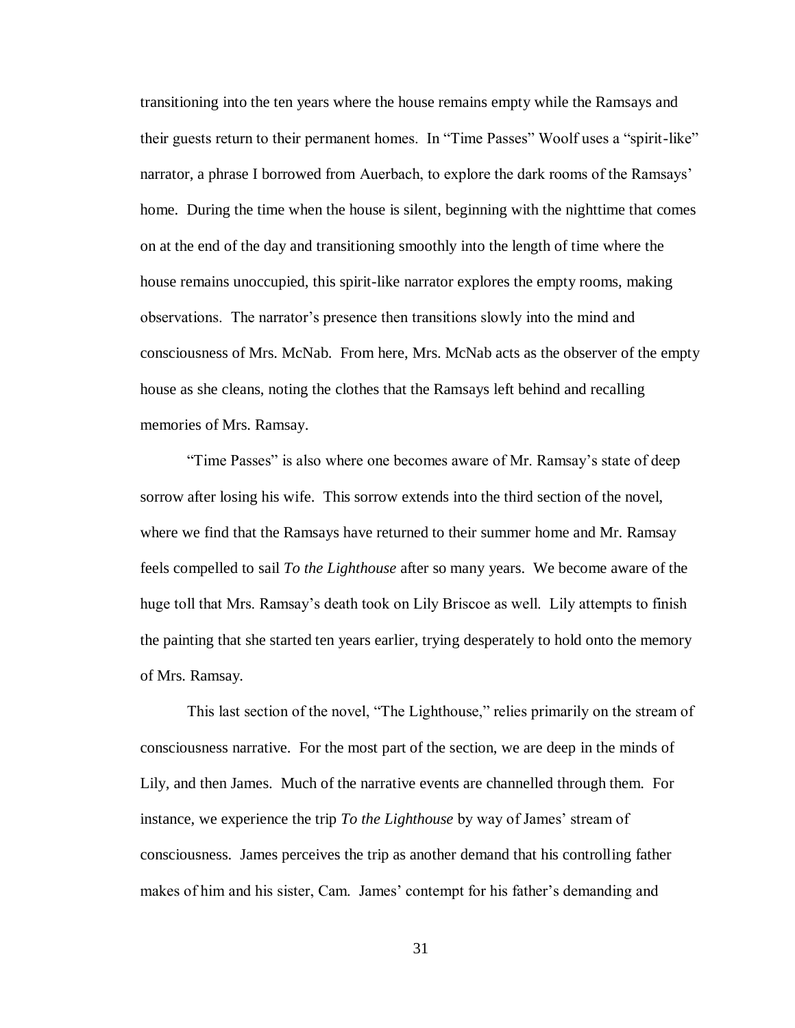transitioning into the ten years where the house remains empty while the Ramsays and their guests return to their permanent homes. In "Time Passes" Woolf uses a "spirit-like" narrator, a phrase I borrowed from Auerbach, to explore the dark rooms of the Ramsays' home. During the time when the house is silent, beginning with the nighttime that comes on at the end of the day and transitioning smoothly into the length of time where the house remains unoccupied, this spirit-like narrator explores the empty rooms, making observations. The narrator's presence then transitions slowly into the mind and consciousness of Mrs. McNab. From here, Mrs. McNab acts as the observer of the empty house as she cleans, noting the clothes that the Ramsays left behind and recalling memories of Mrs. Ramsay.

"Time Passes" is also where one becomes aware of Mr. Ramsay's state of deep sorrow after losing his wife. This sorrow extends into the third section of the novel, where we find that the Ramsays have returned to their summer home and Mr. Ramsay feels compelled to sail *To the Lighthouse* after so many years. We become aware of the huge toll that Mrs. Ramsay's death took on Lily Briscoe as well. Lily attempts to finish the painting that she started ten years earlier, trying desperately to hold onto the memory of Mrs. Ramsay.

This last section of the novel, "The Lighthouse," relies primarily on the stream of consciousness narrative. For the most part of the section, we are deep in the minds of Lily, and then James. Much of the narrative events are channelled through them. For instance, we experience the trip *To the Lighthouse* by way of James' stream of consciousness. James perceives the trip as another demand that his controlling father makes of him and his sister, Cam. James' contempt for his father's demanding and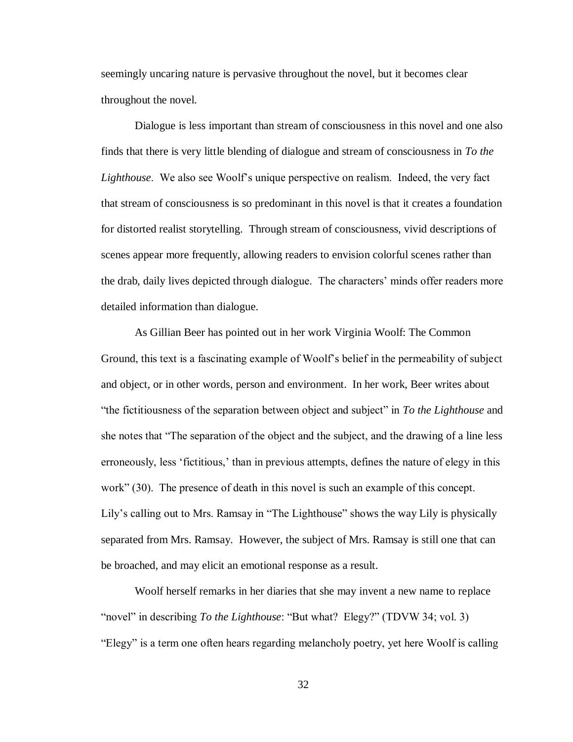seemingly uncaring nature is pervasive throughout the novel, but it becomes clear throughout the novel.

Dialogue is less important than stream of consciousness in this novel and one also finds that there is very little blending of dialogue and stream of consciousness in *To the Lighthouse*. We also see Woolf's unique perspective on realism. Indeed, the very fact that stream of consciousness is so predominant in this novel is that it creates a foundation for distorted realist storytelling. Through stream of consciousness, vivid descriptions of scenes appear more frequently, allowing readers to envision colorful scenes rather than the drab, daily lives depicted through dialogue. The characters' minds offer readers more detailed information than dialogue.

As Gillian Beer has pointed out in her work Virginia Woolf: The Common Ground, this text is a fascinating example of Woolf's belief in the permeability of subject and object, or in other words, person and environment. In her work, Beer writes about "the fictitiousness of the separation between object and subject" in *To the Lighthouse* and she notes that "The separation of the object and the subject, and the drawing of a line less erroneously, less 'fictitious,' than in previous attempts, defines the nature of elegy in this work" (30). The presence of death in this novel is such an example of this concept. Lily's calling out to Mrs. Ramsay in "The Lighthouse" shows the way Lily is physically separated from Mrs. Ramsay. However, the subject of Mrs. Ramsay is still one that can be broached, and may elicit an emotional response as a result.

Woolf herself remarks in her diaries that she may invent a new name to replace "novel" in describing *To the Lighthouse*: "But what? Elegy?" (TDVW 34; vol. 3) "Elegy" is a term one often hears regarding melancholy poetry, yet here Woolf is calling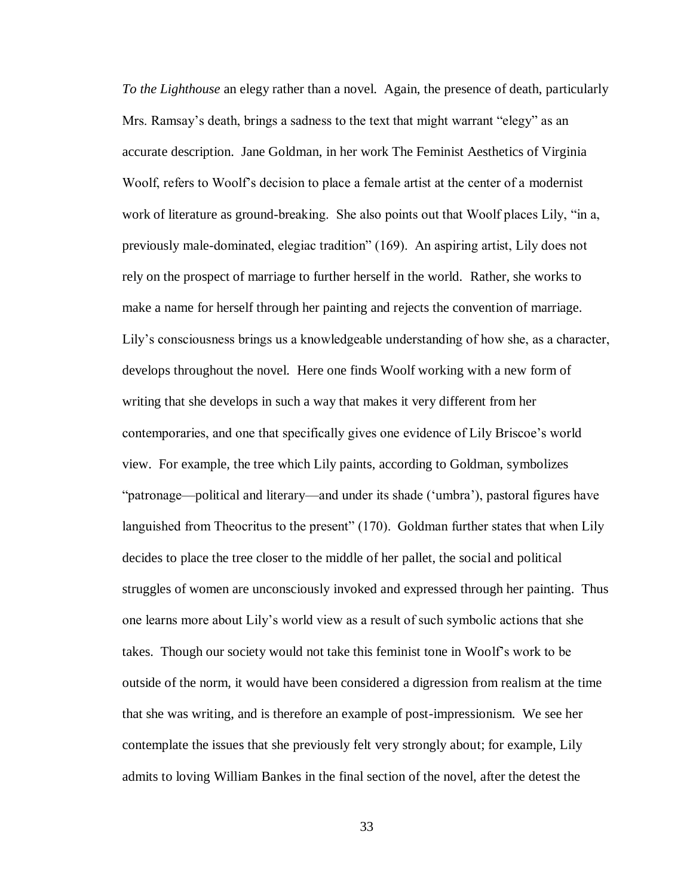*To the Lighthouse* an elegy rather than a novel. Again, the presence of death, particularly Mrs. Ramsay's death, brings a sadness to the text that might warrant "elegy" as an accurate description. Jane Goldman, in her work The Feminist Aesthetics of Virginia Woolf, refers to Woolf's decision to place a female artist at the center of a modernist work of literature as ground-breaking. She also points out that Woolf places Lily, "in a, previously male-dominated, elegiac tradition" (169). An aspiring artist, Lily does not rely on the prospect of marriage to further herself in the world. Rather, she works to make a name for herself through her painting and rejects the convention of marriage. Lily's consciousness brings us a knowledgeable understanding of how she, as a character, develops throughout the novel. Here one finds Woolf working with a new form of writing that she develops in such a way that makes it very different from her contemporaries, and one that specifically gives one evidence of Lily Briscoe's world view. For example, the tree which Lily paints, according to Goldman, symbolizes "patronage—political and literary—and under its shade ('umbra'), pastoral figures have languished from Theocritus to the present" (170). Goldman further states that when Lily decides to place the tree closer to the middle of her pallet, the social and political struggles of women are unconsciously invoked and expressed through her painting. Thus one learns more about Lily's world view as a result of such symbolic actions that she takes. Though our society would not take this feminist tone in Woolf's work to be outside of the norm, it would have been considered a digression from realism at the time that she was writing, and is therefore an example of post-impressionism. We see her contemplate the issues that she previously felt very strongly about; for example, Lily admits to loving William Bankes in the final section of the novel, after the detest the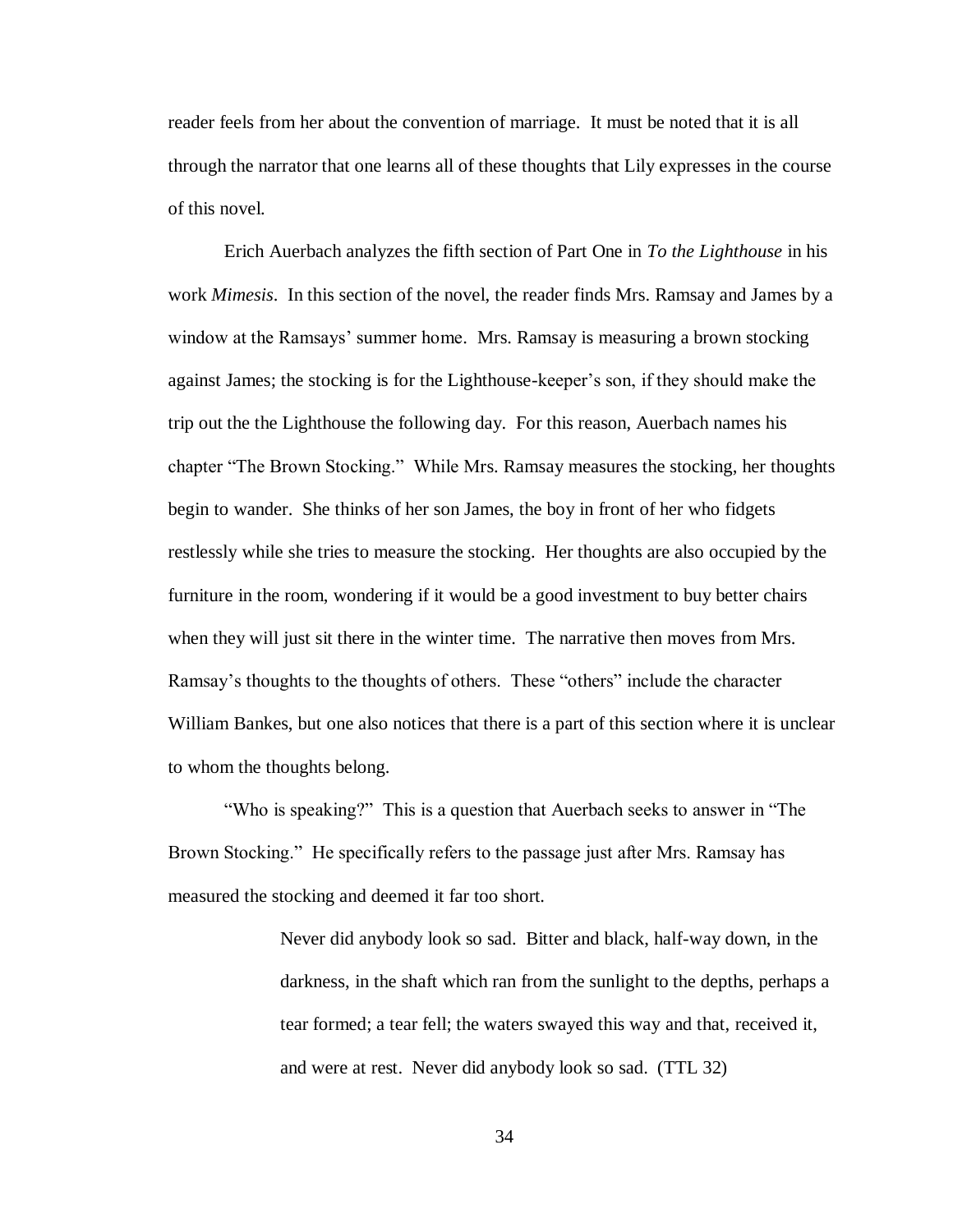reader feels from her about the convention of marriage. It must be noted that it is all through the narrator that one learns all of these thoughts that Lily expresses in the course of this novel.

Erich Auerbach analyzes the fifth section of Part One in *To the Lighthouse* in his work *Mimesis*. In this section of the novel, the reader finds Mrs. Ramsay and James by a window at the Ramsays' summer home. Mrs. Ramsay is measuring a brown stocking against James; the stocking is for the Lighthouse-keeper's son, if they should make the trip out the the Lighthouse the following day. For this reason, Auerbach names his chapter "The Brown Stocking." While Mrs. Ramsay measures the stocking, her thoughts begin to wander. She thinks of her son James, the boy in front of her who fidgets restlessly while she tries to measure the stocking. Her thoughts are also occupied by the furniture in the room, wondering if it would be a good investment to buy better chairs when they will just sit there in the winter time. The narrative then moves from Mrs. Ramsay's thoughts to the thoughts of others. These "others" include the character William Bankes, but one also notices that there is a part of this section where it is unclear to whom the thoughts belong.

"Who is speaking?" This is a question that Auerbach seeks to answer in "The Brown Stocking." He specifically refers to the passage just after Mrs. Ramsay has measured the stocking and deemed it far too short.

> Never did anybody look so sad. Bitter and black, half-way down, in the darkness, in the shaft which ran from the sunlight to the depths, perhaps a tear formed; a tear fell; the waters swayed this way and that, received it, and were at rest. Never did anybody look so sad. (TTL 32)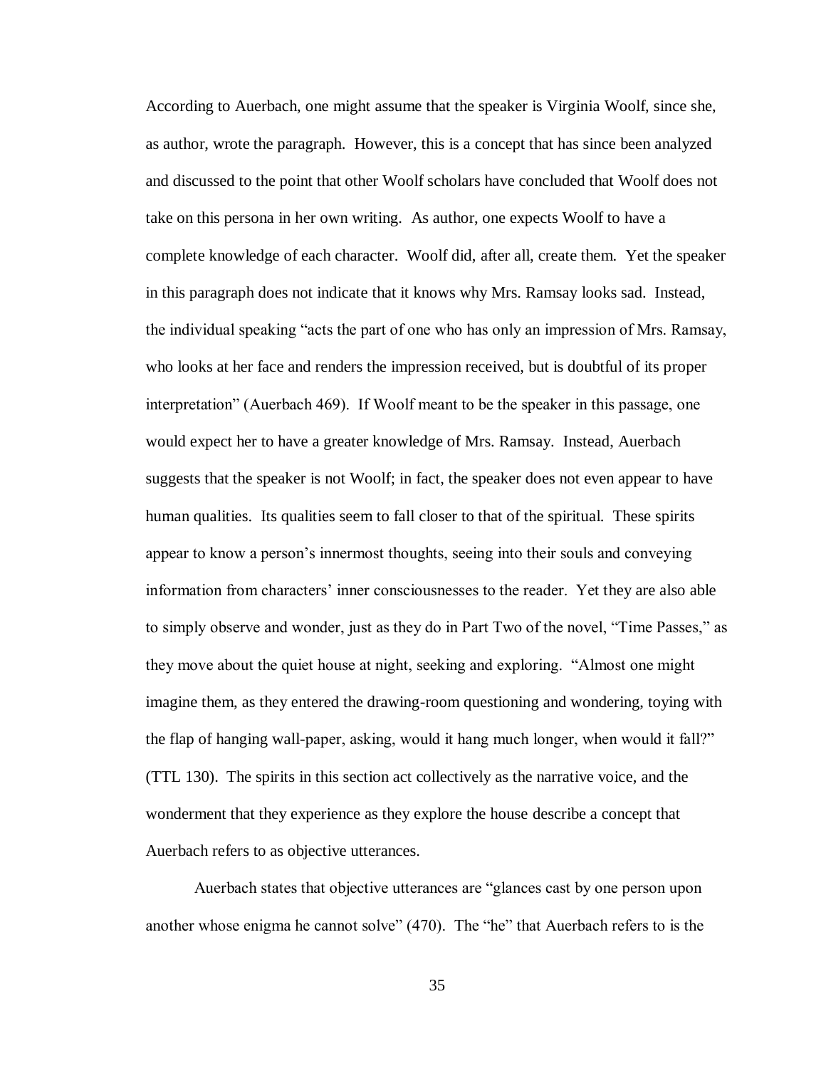According to Auerbach, one might assume that the speaker is Virginia Woolf, since she, as author, wrote the paragraph. However, this is a concept that has since been analyzed and discussed to the point that other Woolf scholars have concluded that Woolf does not take on this persona in her own writing. As author, one expects Woolf to have a complete knowledge of each character. Woolf did, after all, create them. Yet the speaker in this paragraph does not indicate that it knows why Mrs. Ramsay looks sad. Instead, the individual speaking "acts the part of one who has only an impression of Mrs. Ramsay, who looks at her face and renders the impression received, but is doubtful of its proper interpretation" (Auerbach 469). If Woolf meant to be the speaker in this passage, one would expect her to have a greater knowledge of Mrs. Ramsay. Instead, Auerbach suggests that the speaker is not Woolf; in fact, the speaker does not even appear to have human qualities. Its qualities seem to fall closer to that of the spiritual. These spirits appear to know a person's innermost thoughts, seeing into their souls and conveying information from characters' inner consciousnesses to the reader. Yet they are also able to simply observe and wonder, just as they do in Part Two of the novel, "Time Passes," as they move about the quiet house at night, seeking and exploring. "Almost one might imagine them, as they entered the drawing-room questioning and wondering, toying with the flap of hanging wall-paper, asking, would it hang much longer, when would it fall?" (TTL 130). The spirits in this section act collectively as the narrative voice, and the wonderment that they experience as they explore the house describe a concept that Auerbach refers to as objective utterances.

Auerbach states that objective utterances are "glances cast by one person upon another whose enigma he cannot solve" (470). The "he" that Auerbach refers to is the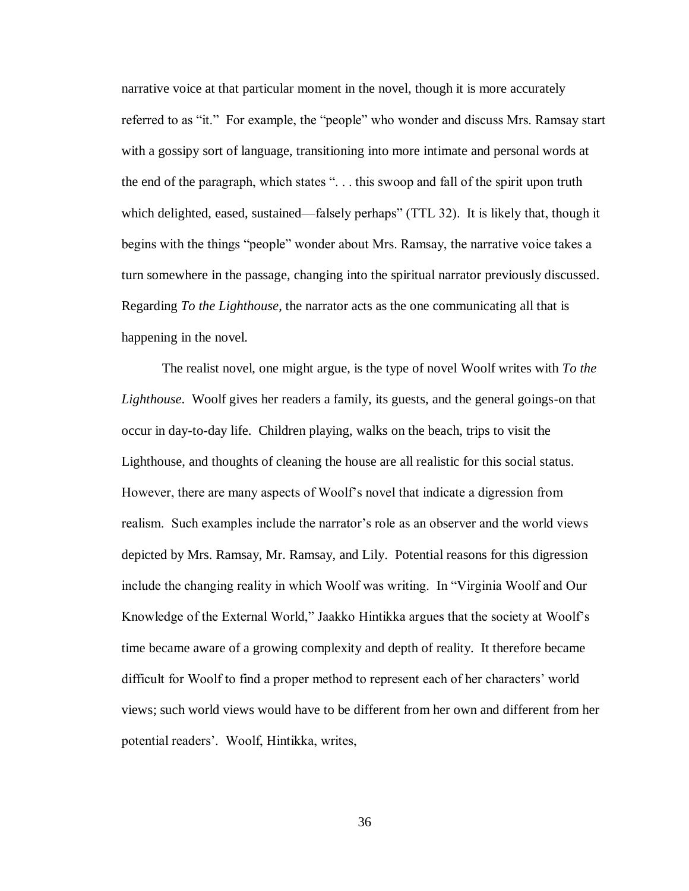narrative voice at that particular moment in the novel, though it is more accurately referred to as "it." For example, the "people" who wonder and discuss Mrs. Ramsay start with a gossipy sort of language, transitioning into more intimate and personal words at the end of the paragraph, which states ". . . this swoop and fall of the spirit upon truth which delighted, eased, sustained—falsely perhaps" (TTL 32). It is likely that, though it begins with the things "people" wonder about Mrs. Ramsay, the narrative voice takes a turn somewhere in the passage, changing into the spiritual narrator previously discussed. Regarding *To the Lighthouse*, the narrator acts as the one communicating all that is happening in the novel.

The realist novel, one might argue, is the type of novel Woolf writes with *To the Lighthouse*. Woolf gives her readers a family, its guests, and the general goings-on that occur in day-to-day life. Children playing, walks on the beach, trips to visit the Lighthouse, and thoughts of cleaning the house are all realistic for this social status. However, there are many aspects of Woolf's novel that indicate a digression from realism. Such examples include the narrator's role as an observer and the world views depicted by Mrs. Ramsay, Mr. Ramsay, and Lily. Potential reasons for this digression include the changing reality in which Woolf was writing. In "Virginia Woolf and Our Knowledge of the External World," Jaakko Hintikka argues that the society at Woolf's time became aware of a growing complexity and depth of reality. It therefore became difficult for Woolf to find a proper method to represent each of her characters' world views; such world views would have to be different from her own and different from her potential readers'. Woolf, Hintikka, writes,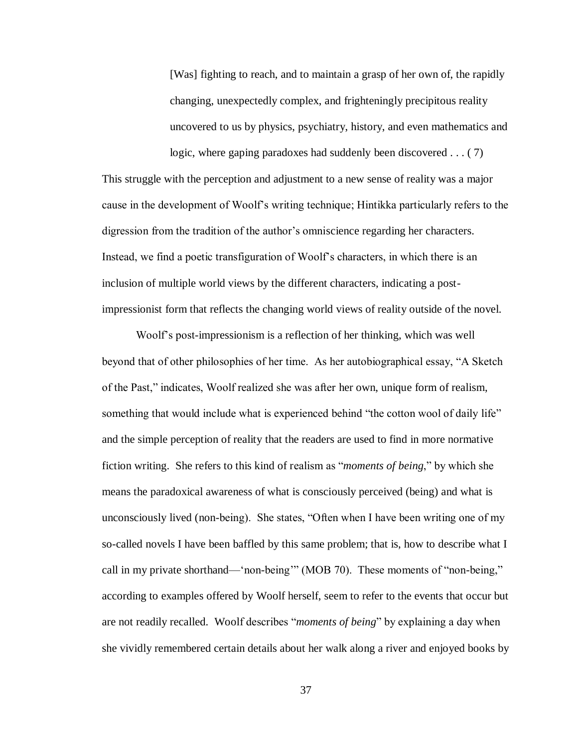> [Was] fighting to reach, and to maintain a grasp of her own of, the rapidly changing, unexpectedly complex, and frighteningly precipitous reality uncovered to us by physics, psychiatry, history, and even mathematics and logic, where gaping paradoxes had suddenly been discovered . . . ( 7)

This struggle with the perception and adjustment to a new sense of reality was a major cause in the development of Woolf's writing technique; Hintikka particularly refers to the digression from the tradition of the author's omniscience regarding her characters. Instead, we find a poetic transfiguration of Woolf's characters, in which there is an inclusion of multiple world views by the different characters, indicating a post-impressionist form that reflects the changing world views of reality outside of the novel.

Woolf's post-impressionism is a reflection of her thinking, which was well beyond that of other philosophies of her time. As her autobiographical essay, "A Sketch of the Past," indicates, Woolf realized she was after her own, unique form of realism, something that would include what is experienced behind "the cotton wool of daily life" and the simple perception of reality that the readers are used to find in more normative fiction writing. She refers to this kind of realism as "*moments of being*," by which she means the paradoxical awareness of what is consciously perceived (being) and what is unconsciously lived (non-being). She states, "Often when I have been writing one of my so-called novels I have been baffled by this same problem; that is, how to describe what I call in my private shorthand—'non-being'" (MOB 70). These moments of "non-being," according to examples offered by Woolf herself, seem to refer to the events that occur but are not readily recalled. Woolf describes "*moments of being*" by explaining a day when she vividly remembered certain details about her walk along a river and enjoyed books by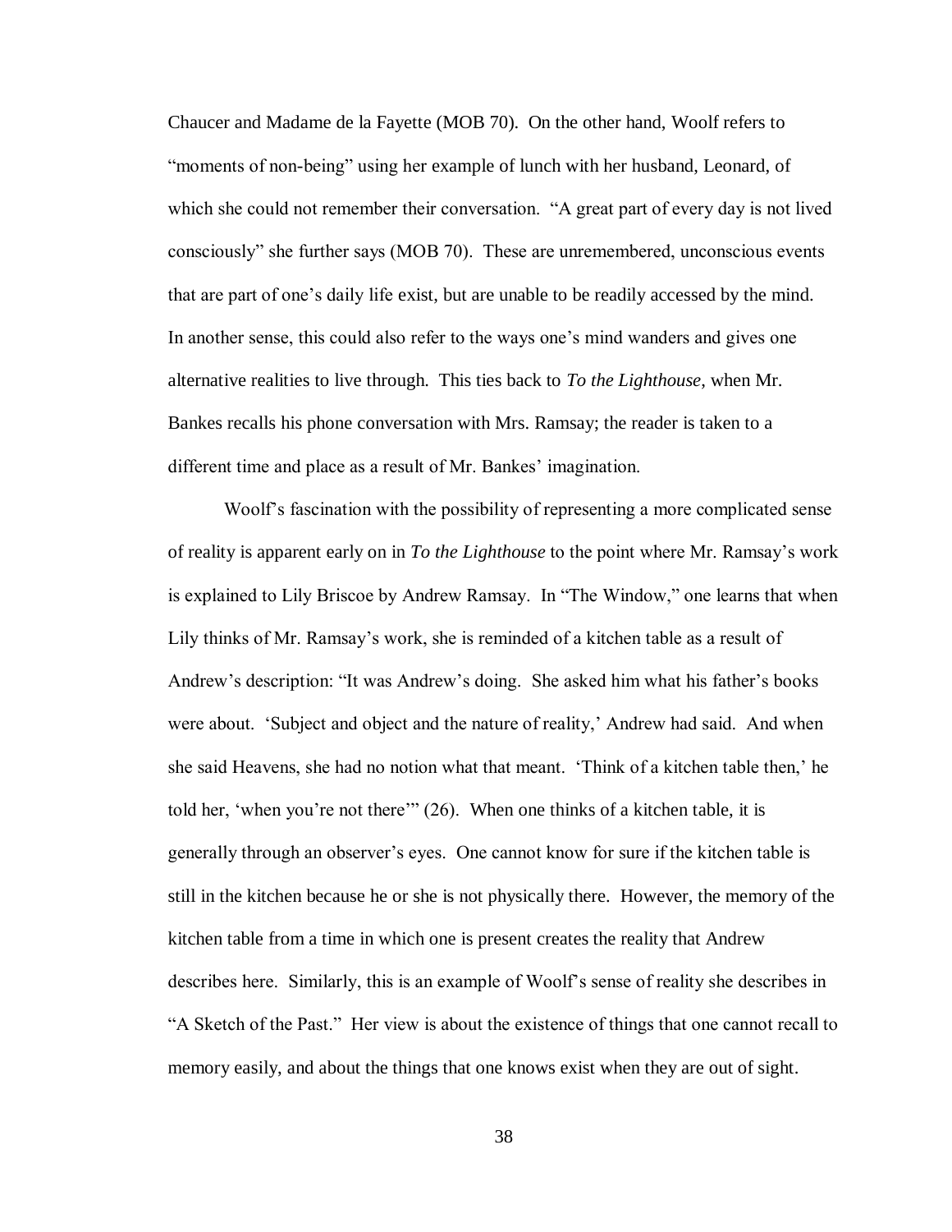Chaucer and Madame de la Fayette (MOB 70). On the other hand, Woolf refers to "moments of non-being" using her example of lunch with her husband, Leonard, of which she could not remember their conversation. "A great part of every day is not lived consciously" she further says (MOB 70). These are unremembered, unconscious events that are part of one's daily life exist, but are unable to be readily accessed by the mind. In another sense, this could also refer to the ways one's mind wanders and gives one alternative realities to live through. This ties back to *To the Lighthouse*, when Mr. Bankes recalls his phone conversation with Mrs. Ramsay; the reader is taken to a different time and place as a result of Mr. Bankes' imagination.

Woolf's fascination with the possibility of representing a more complicated sense of reality is apparent early on in *To the Lighthouse* to the point where Mr. Ramsay's work is explained to Lily Briscoe by Andrew Ramsay. In "The Window," one learns that when Lily thinks of Mr. Ramsay's work, she is reminded of a kitchen table as a result of Andrew's description: "It was Andrew's doing. She asked him what his father's books were about. 'Subject and object and the nature of reality,' Andrew had said. And when she said Heavens, she had no notion what that meant. 'Think of a kitchen table then,' he told her, 'when you're not there'" (26). When one thinks of a kitchen table, it is generally through an observer's eyes. One cannot know for sure if the kitchen table is still in the kitchen because he or she is not physically there. However, the memory of the kitchen table from a time in which one is present creates the reality that Andrew describes here. Similarly, this is an example of Woolf's sense of reality she describes in "A Sketch of the Past." Her view is about the existence of things that one cannot recall to memory easily, and about the things that one knows exist when they are out of sight.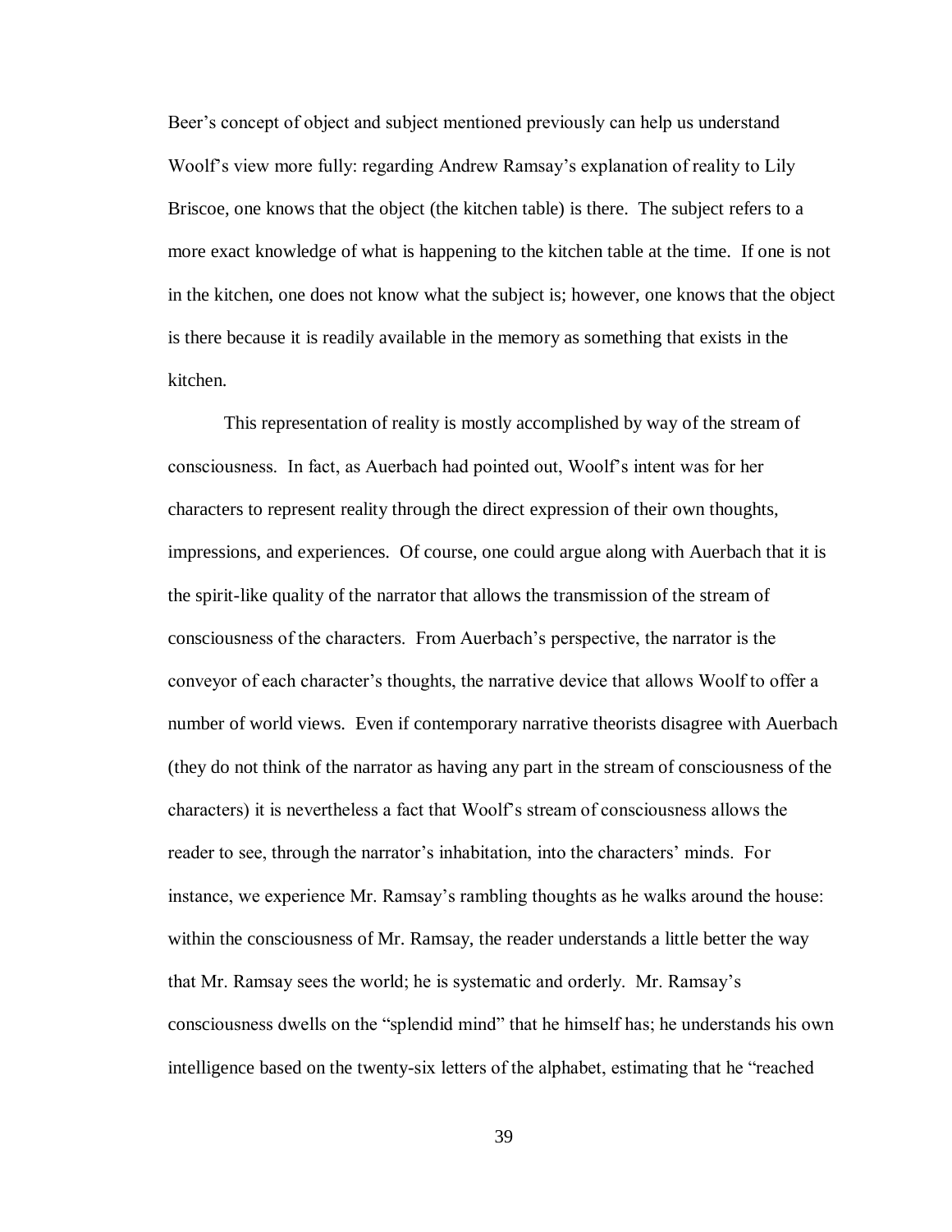Beer's concept of object and subject mentioned previously can help us understand Woolf's view more fully: regarding Andrew Ramsay's explanation of reality to Lily Briscoe, one knows that the object (the kitchen table) is there. The subject refers to a more exact knowledge of what is happening to the kitchen table at the time. If one is not in the kitchen, one does not know what the subject is; however, one knows that the object is there because it is readily available in the memory as something that exists in the kitchen.

This representation of reality is mostly accomplished by way of the stream of consciousness. In fact, as Auerbach had pointed out, Woolf's intent was for her characters to represent reality through the direct expression of their own thoughts, impressions, and experiences. Of course, one could argue along with Auerbach that it is the spirit-like quality of the narrator that allows the transmission of the stream of consciousness of the characters. From Auerbach's perspective, the narrator is the conveyor of each character's thoughts, the narrative device that allows Woolf to offer a number of world views. Even if contemporary narrative theorists disagree with Auerbach (they do not think of the narrator as having any part in the stream of consciousness of the characters) it is nevertheless a fact that Woolf's stream of consciousness allows the reader to see, through the narrator's inhabitation, into the characters' minds. For instance, we experience Mr. Ramsay's rambling thoughts as he walks around the house: within the consciousness of Mr. Ramsay, the reader understands a little better the way that Mr. Ramsay sees the world; he is systematic and orderly. Mr. Ramsay's consciousness dwells on the "splendid mind" that he himself has; he understands his own intelligence based on the twenty-six letters of the alphabet, estimating that he "reached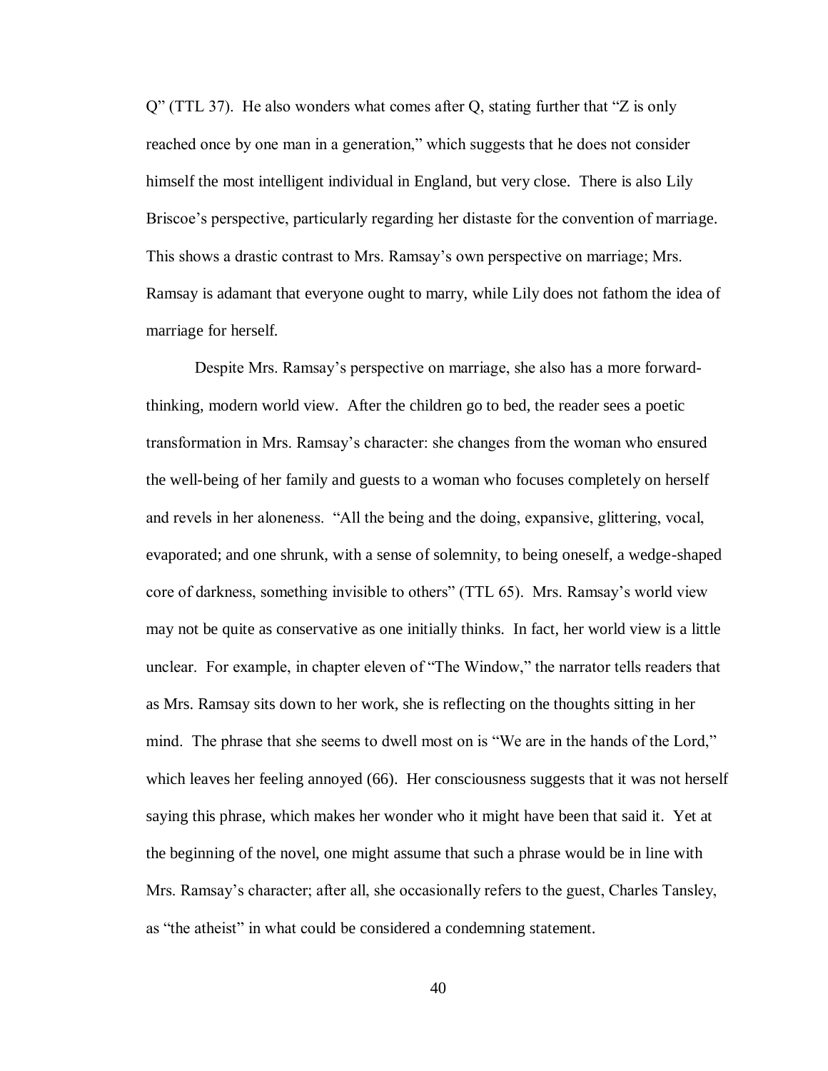Q" (TTL 37). He also wonders what comes after Q, stating further that "Z is only reached once by one man in a generation," which suggests that he does not consider himself the most intelligent individual in England, but very close. There is also Lily Briscoe's perspective, particularly regarding her distaste for the convention of marriage. This shows a drastic contrast to Mrs. Ramsay's own perspective on marriage; Mrs. Ramsay is adamant that everyone ought to marry, while Lily does not fathom the idea of marriage for herself.

Despite Mrs. Ramsay's perspective on marriage, she also has a more forward-thinking, modern world view. After the children go to bed, the reader sees a poetic transformation in Mrs. Ramsay's character: she changes from the woman who ensured the well-being of her family and guests to a woman who focuses completely on herself and revels in her aloneness. "All the being and the doing, expansive, glittering, vocal, evaporated; and one shrunk, with a sense of solemnity, to being oneself, a wedge-shaped core of darkness, something invisible to others" (TTL 65). Mrs. Ramsay's world view may not be quite as conservative as one initially thinks. In fact, her world view is a little unclear. For example, in chapter eleven of "The Window," the narrator tells readers that as Mrs. Ramsay sits down to her work, she is reflecting on the thoughts sitting in her mind. The phrase that she seems to dwell most on is "We are in the hands of the Lord," which leaves her feeling annoyed (66). Her consciousness suggests that it was not herself saying this phrase, which makes her wonder who it might have been that said it. Yet at the beginning of the novel, one might assume that such a phrase would be in line with Mrs. Ramsay's character; after all, she occasionally refers to the guest, Charles Tansley, as "the atheist" in what could be considered a condemning statement.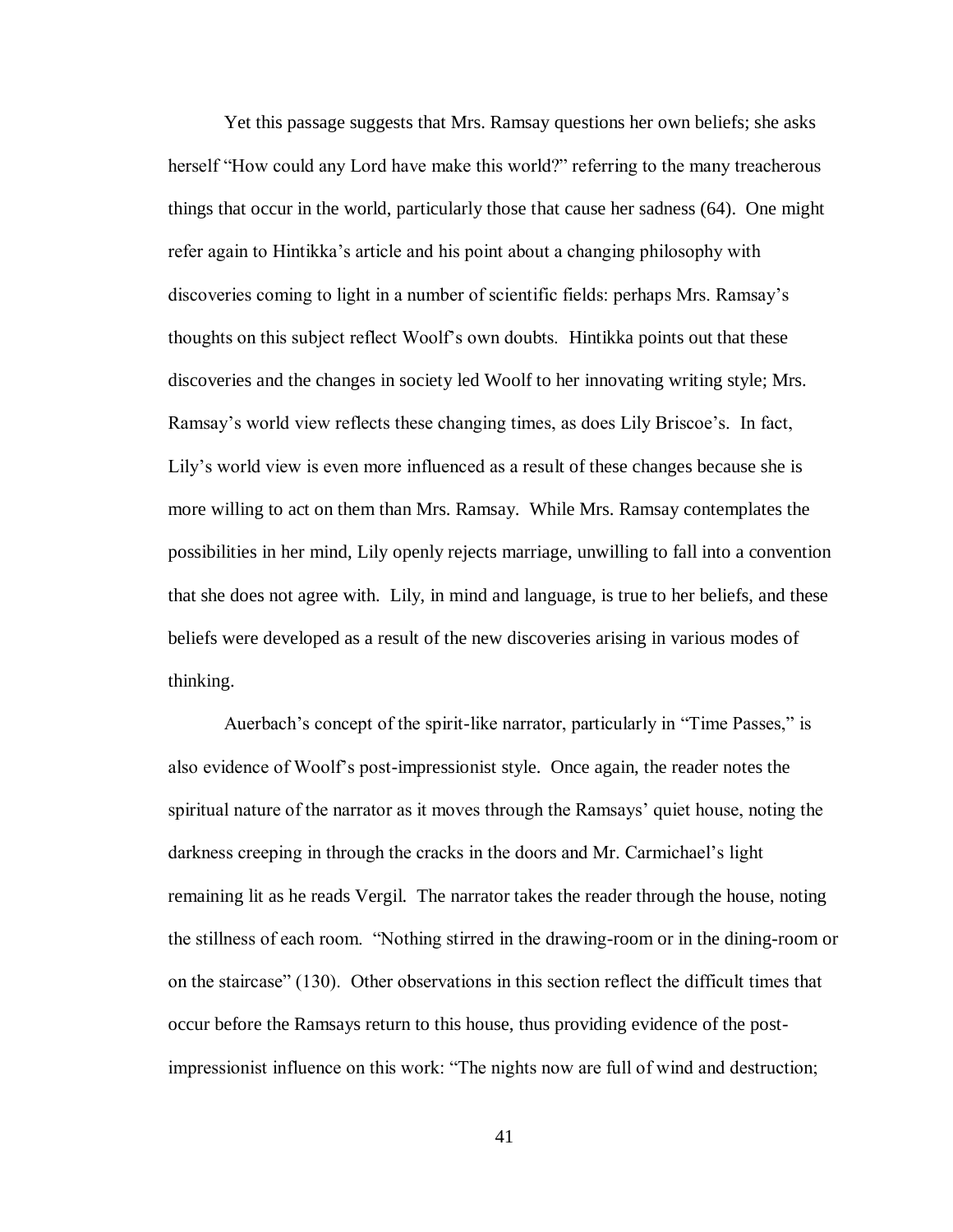Yet this passage suggests that Mrs. Ramsay questions her own beliefs; she asks herself "How could any Lord have make this world?" referring to the many treacherous things that occur in the world, particularly those that cause her sadness (64). One might refer again to Hintikka's article and his point about a changing philosophy with discoveries coming to light in a number of scientific fields: perhaps Mrs. Ramsay's thoughts on this subject reflect Woolf's own doubts. Hintikka points out that these discoveries and the changes in society led Woolf to her innovating writing style; Mrs. Ramsay's world view reflects these changing times, as does Lily Briscoe's. In fact, Lily's world view is even more influenced as a result of these changes because she is more willing to act on them than Mrs. Ramsay. While Mrs. Ramsay contemplates the possibilities in her mind, Lily openly rejects marriage, unwilling to fall into a convention that she does not agree with. Lily, in mind and language, is true to her beliefs, and these beliefs were developed as a result of the new discoveries arising in various modes of thinking.

Auerbach's concept of the spirit-like narrator, particularly in "Time Passes," is also evidence of Woolf's post-impressionist style. Once again, the reader notes the spiritual nature of the narrator as it moves through the Ramsays' quiet house, noting the darkness creeping in through the cracks in the doors and Mr. Carmichael's light remaining lit as he reads Vergil. The narrator takes the reader through the house, noting the stillness of each room. "Nothing stirred in the drawing-room or in the dining-room or on the staircase" (130). Other observations in this section reflect the difficult times that occur before the Ramsays return to this house, thus providing evidence of the post-impressionist influence on this work: "The nights now are full of wind and destruction;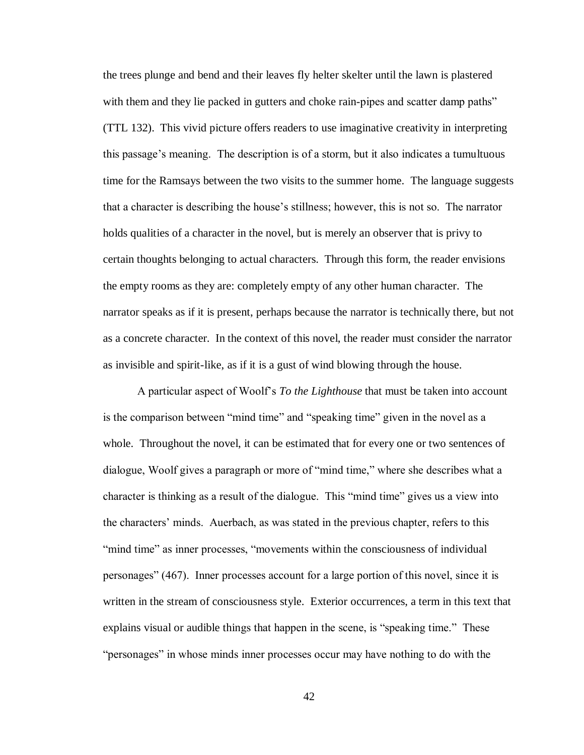the trees plunge and bend and their leaves fly helter skelter until the lawn is plastered with them and they lie packed in gutters and choke rain-pipes and scatter damp paths" (TTL 132). This vivid picture offers readers to use imaginative creativity in interpreting this passage's meaning. The description is of a storm, but it also indicates a tumultuous time for the Ramsays between the two visits to the summer home. The language suggests that a character is describing the house's stillness; however, this is not so. The narrator holds qualities of a character in the novel, but is merely an observer that is privy to certain thoughts belonging to actual characters. Through this form, the reader envisions the empty rooms as they are: completely empty of any other human character. The narrator speaks as if it is present, perhaps because the narrator is technically there, but not as a concrete character. In the context of this novel, the reader must consider the narrator as invisible and spirit-like, as if it is a gust of wind blowing through the house.

A particular aspect of Woolf's *To the Lighthouse* that must be taken into account is the comparison between "mind time" and "speaking time" given in the novel as a whole. Throughout the novel, it can be estimated that for every one or two sentences of dialogue, Woolf gives a paragraph or more of "mind time," where she describes what a character is thinking as a result of the dialogue. This "mind time" gives us a view into the characters' minds. Auerbach, as was stated in the previous chapter, refers to this "mind time" as inner processes, "movements within the consciousness of individual personages" (467). Inner processes account for a large portion of this novel, since it is written in the stream of consciousness style. Exterior occurrences, a term in this text that explains visual or audible things that happen in the scene, is "speaking time." These "personages" in whose minds inner processes occur may have nothing to do with the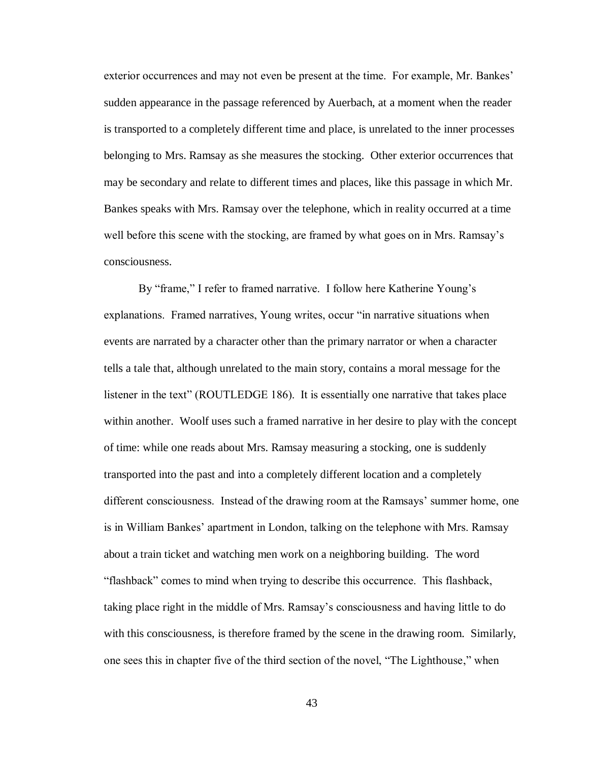exterior occurrences and may not even be present at the time. For example, Mr. Bankes' sudden appearance in the passage referenced by Auerbach, at a moment when the reader is transported to a completely different time and place, is unrelated to the inner processes belonging to Mrs. Ramsay as she measures the stocking. Other exterior occurrences that may be secondary and relate to different times and places, like this passage in which Mr. Bankes speaks with Mrs. Ramsay over the telephone, which in reality occurred at a time well before this scene with the stocking, are framed by what goes on in Mrs. Ramsay's consciousness.

By "frame," I refer to framed narrative. I follow here Katherine Young's explanations. Framed narratives, Young writes, occur "in narrative situations when events are narrated by a character other than the primary narrator or when a character tells a tale that, although unrelated to the main story, contains a moral message for the listener in the text" (ROUTLEDGE 186). It is essentially one narrative that takes place within another. Woolf uses such a framed narrative in her desire to play with the concept of time: while one reads about Mrs. Ramsay measuring a stocking, one is suddenly transported into the past and into a completely different location and a completely different consciousness. Instead of the drawing room at the Ramsays' summer home, one is in William Bankes' apartment in London, talking on the telephone with Mrs. Ramsay about a train ticket and watching men work on a neighboring building. The word "flashback" comes to mind when trying to describe this occurrence. This flashback, taking place right in the middle of Mrs. Ramsay's consciousness and having little to do with this consciousness, is therefore framed by the scene in the drawing room. Similarly, one sees this in chapter five of the third section of the novel, "The Lighthouse," when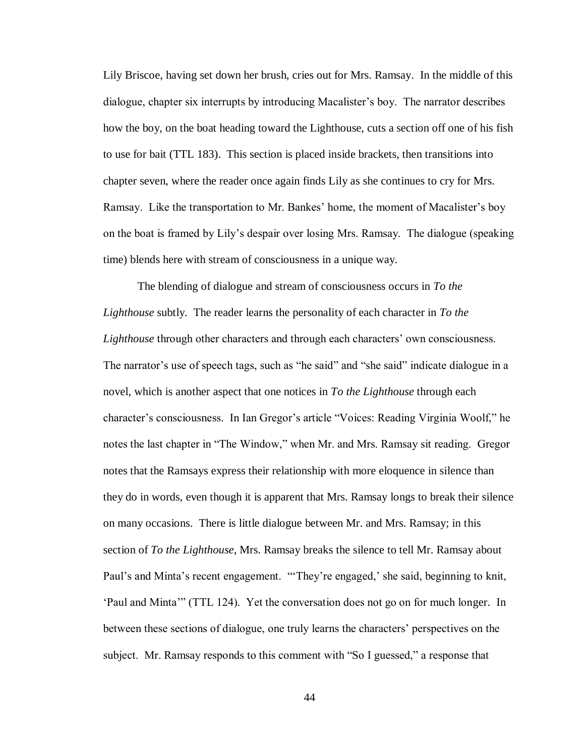Lily Briscoe, having set down her brush, cries out for Mrs. Ramsay. In the middle of this dialogue, chapter six interrupts by introducing Macalister's boy. The narrator describes how the boy, on the boat heading toward the Lighthouse, cuts a section off one of his fish to use for bait (TTL 183). This section is placed inside brackets, then transitions into chapter seven, where the reader once again finds Lily as she continues to cry for Mrs. Ramsay. Like the transportation to Mr. Bankes' home, the moment of Macalister's boy on the boat is framed by Lily's despair over losing Mrs. Ramsay. The dialogue (speaking time) blends here with stream of consciousness in a unique way.

The blending of dialogue and stream of consciousness occurs in *To the Lighthouse* subtly. The reader learns the personality of each character in *To the Lighthouse* through other characters and through each characters' own consciousness. The narrator's use of speech tags, such as "he said" and "she said" indicate dialogue in a novel, which is another aspect that one notices in *To the Lighthouse* through each character's consciousness. In Ian Gregor's article "Voices: Reading Virginia Woolf," he notes the last chapter in "The Window," when Mr. and Mrs. Ramsay sit reading. Gregor notes that the Ramsays express their relationship with more eloquence in silence than they do in words, even though it is apparent that Mrs. Ramsay longs to break their silence on many occasions. There is little dialogue between Mr. and Mrs. Ramsay; in this section of *To the Lighthouse*, Mrs. Ramsay breaks the silence to tell Mr. Ramsay about Paul's and Minta's recent engagement. "'They're engaged,' she said, beginning to knit, 'Paul and Minta'" (TTL 124). Yet the conversation does not go on for much longer. In between these sections of dialogue, one truly learns the characters' perspectives on the subject. Mr. Ramsay responds to this comment with "So I guessed," a response that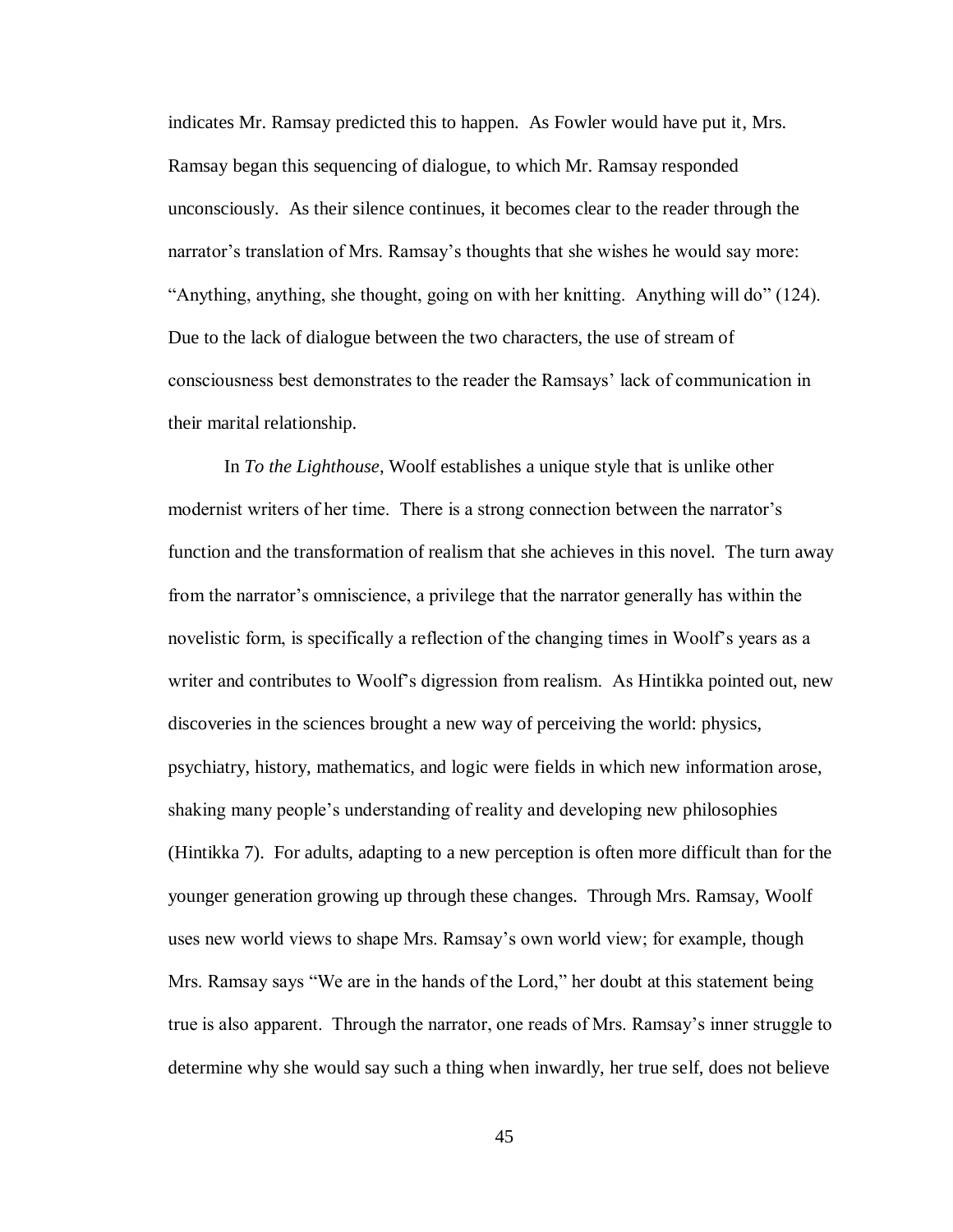indicates Mr. Ramsay predicted this to happen. As Fowler would have put it, Mrs. Ramsay began this sequencing of dialogue, to which Mr. Ramsay responded unconsciously. As their silence continues, it becomes clear to the reader through the narrator's translation of Mrs. Ramsay's thoughts that she wishes he would say more: "Anything, anything, she thought, going on with her knitting. Anything will do" (124). Due to the lack of dialogue between the two characters, the use of stream of consciousness best demonstrates to the reader the Ramsays' lack of communication in their marital relationship.

In *To the Lighthouse*, Woolf establishes a unique style that is unlike other modernist writers of her time. There is a strong connection between the narrator's function and the transformation of realism that she achieves in this novel. The turn away from the narrator's omniscience, a privilege that the narrator generally has within the novelistic form, is specifically a reflection of the changing times in Woolf's years as a writer and contributes to Woolf's digression from realism. As Hintikka pointed out, new discoveries in the sciences brought a new way of perceiving the world: physics, psychiatry, history, mathematics, and logic were fields in which new information arose, shaking many people's understanding of reality and developing new philosophies (Hintikka 7). For adults, adapting to a new perception is often more difficult than for the younger generation growing up through these changes. Through Mrs. Ramsay, Woolf uses new world views to shape Mrs. Ramsay's own world view; for example, though Mrs. Ramsay says "We are in the hands of the Lord," her doubt at this statement being true is also apparent. Through the narrator, one reads of Mrs. Ramsay's inner struggle to determine why she would say such a thing when inwardly, her true self, does not believe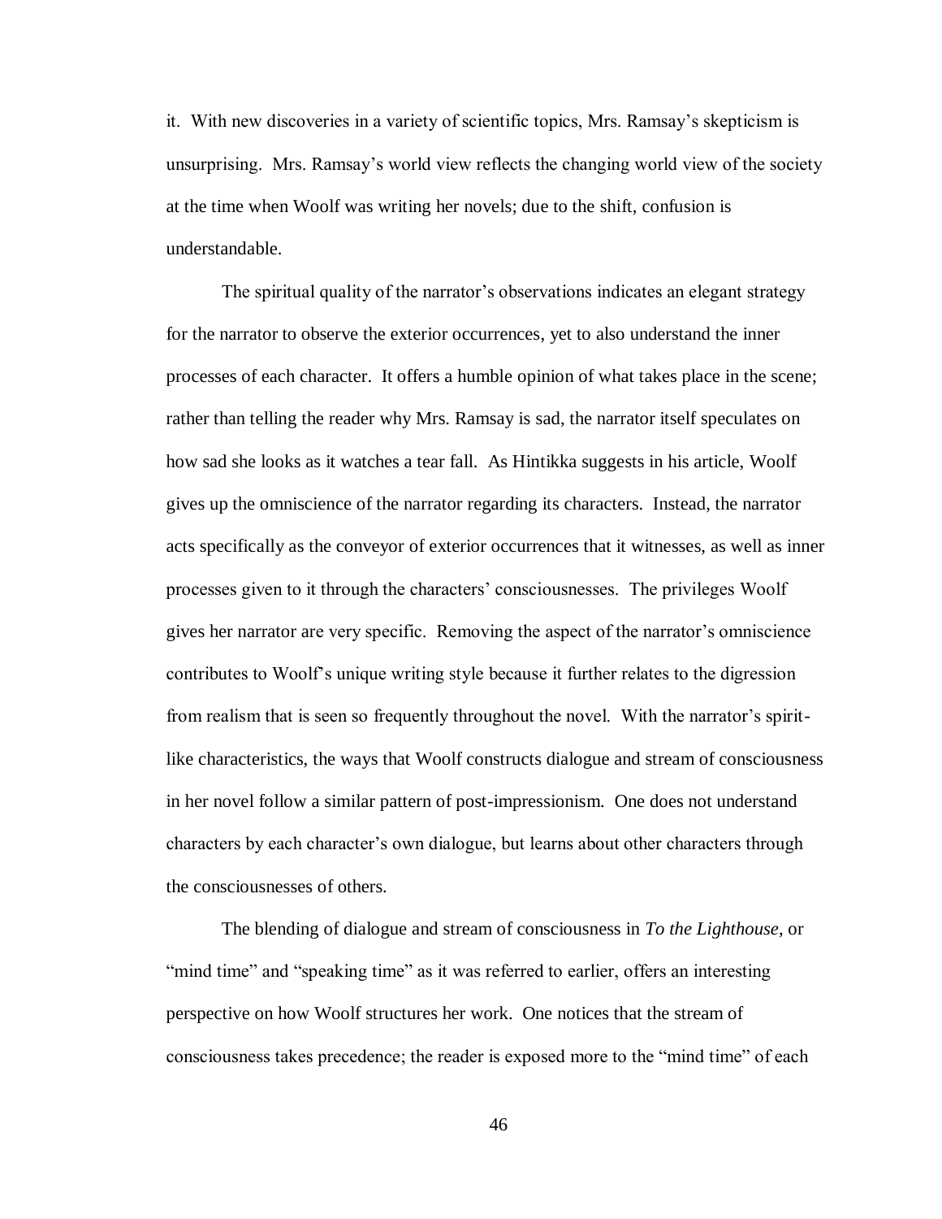it. With new discoveries in a variety of scientific topics, Mrs. Ramsay's skepticism is unsurprising. Mrs. Ramsay's world view reflects the changing world view of the society at the time when Woolf was writing her novels; due to the shift, confusion is understandable.

The spiritual quality of the narrator's observations indicates an elegant strategy for the narrator to observe the exterior occurrences, yet to also understand the inner processes of each character. It offers a humble opinion of what takes place in the scene; rather than telling the reader why Mrs. Ramsay is sad, the narrator itself speculates on how sad she looks as it watches a tear fall. As Hintikka suggests in his article, Woolf gives up the omniscience of the narrator regarding its characters. Instead, the narrator acts specifically as the conveyor of exterior occurrences that it witnesses, as well as inner processes given to it through the characters' consciousnesses. The privileges Woolf gives her narrator are very specific. Removing the aspect of the narrator's omniscience contributes to Woolf's unique writing style because it further relates to the digression from realism that is seen so frequently throughout the novel. With the narrator's spirit-like characteristics, the ways that Woolf constructs dialogue and stream of consciousness in her novel follow a similar pattern of post-impressionism. One does not understand characters by each character's own dialogue, but learns about other characters through the consciousnesses of others.

The blending of dialogue and stream of consciousness in *To the Lighthouse*, or "mind time" and "speaking time" as it was referred to earlier, offers an interesting perspective on how Woolf structures her work. One notices that the stream of consciousness takes precedence; the reader is exposed more to the "mind time" of each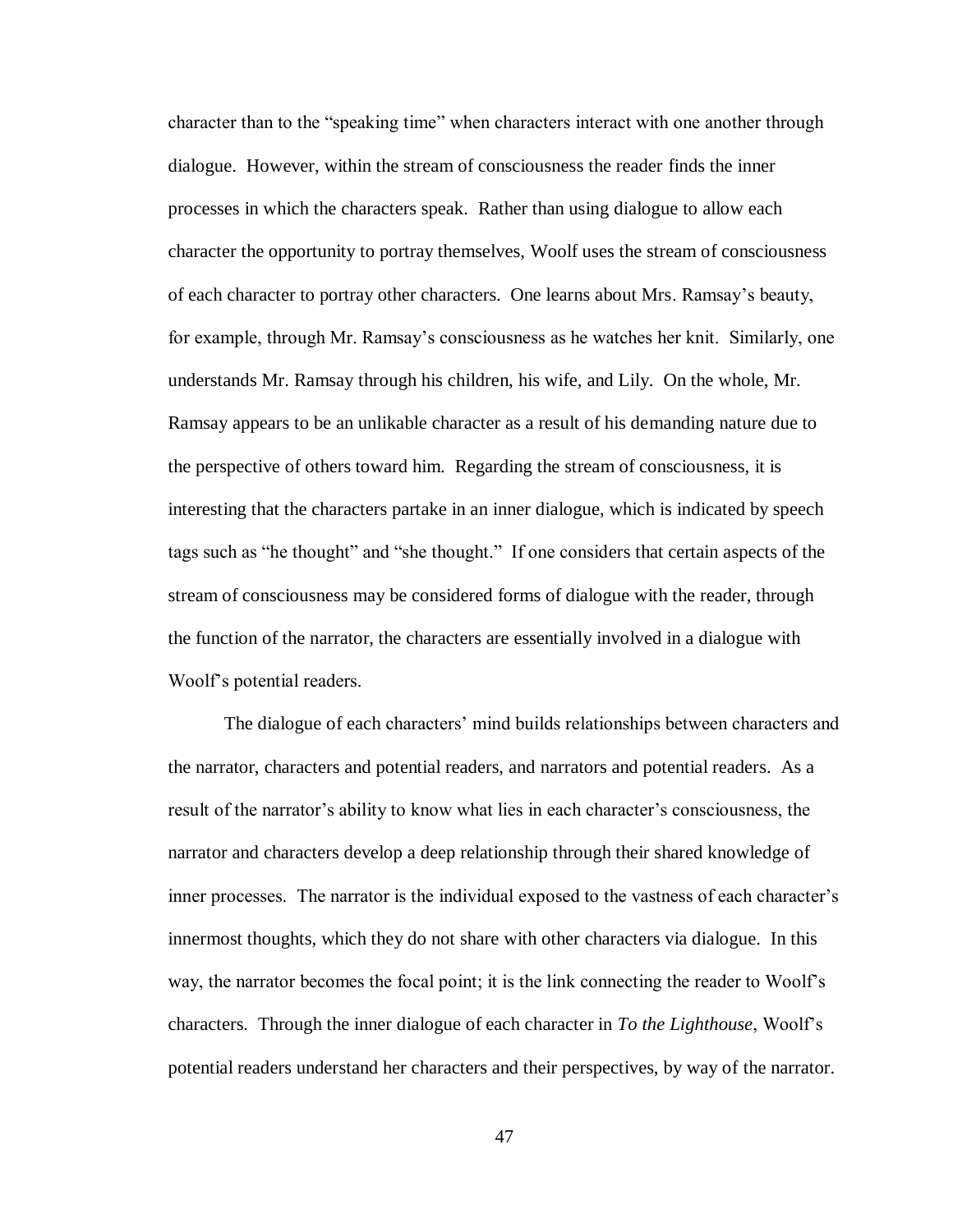character than to the "speaking time" when characters interact with one another through dialogue. However, within the stream of consciousness the reader finds the inner processes in which the characters speak. Rather than using dialogue to allow each character the opportunity to portray themselves, Woolf uses the stream of consciousness of each character to portray other characters. One learns about Mrs. Ramsay's beauty, for example, through Mr. Ramsay's consciousness as he watches her knit. Similarly, one understands Mr. Ramsay through his children, his wife, and Lily. On the whole, Mr. Ramsay appears to be an unlikable character as a result of his demanding nature due to the perspective of others toward him. Regarding the stream of consciousness, it is interesting that the characters partake in an inner dialogue, which is indicated by speech tags such as "he thought" and "she thought." If one considers that certain aspects of the stream of consciousness may be considered forms of dialogue with the reader, through the function of the narrator, the characters are essentially involved in a dialogue with Woolf's potential readers.

The dialogue of each characters' mind builds relationships between characters and the narrator, characters and potential readers, and narrators and potential readers. As a result of the narrator's ability to know what lies in each character's consciousness, the narrator and characters develop a deep relationship through their shared knowledge of inner processes. The narrator is the individual exposed to the vastness of each character's innermost thoughts, which they do not share with other characters via dialogue. In this way, the narrator becomes the focal point; it is the link connecting the reader to Woolf's characters. Through the inner dialogue of each character in *To the Lighthouse*, Woolf's potential readers understand her characters and their perspectives, by way of the narrator.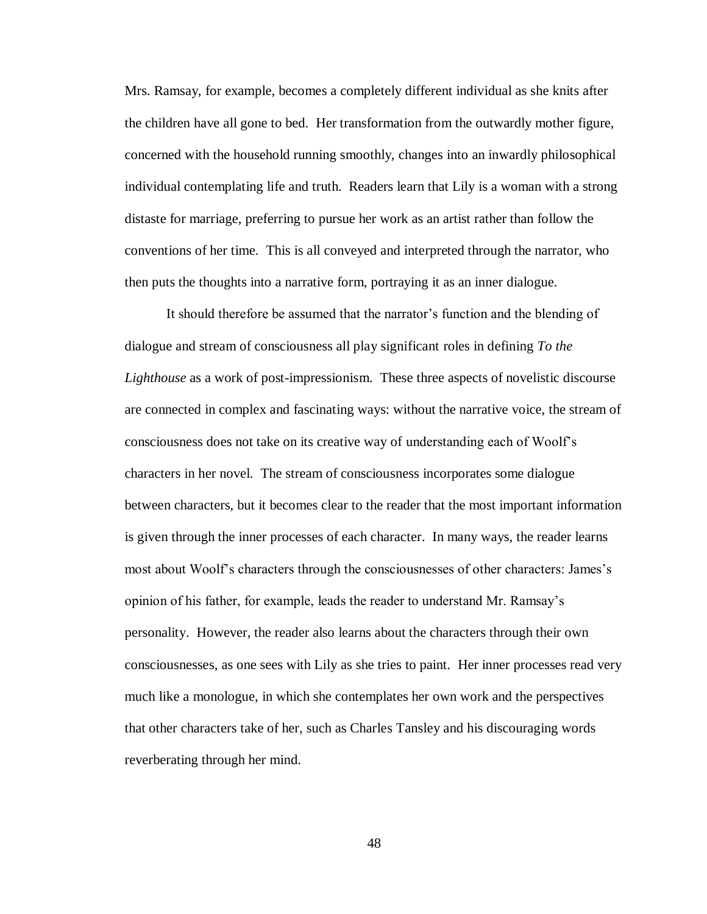Mrs. Ramsay, for example, becomes a completely different individual as she knits after the children have all gone to bed. Her transformation from the outwardly mother figure, concerned with the household running smoothly, changes into an inwardly philosophical individual contemplating life and truth. Readers learn that Lily is a woman with a strong distaste for marriage, preferring to pursue her work as an artist rather than follow the conventions of her time. This is all conveyed and interpreted through the narrator, who then puts the thoughts into a narrative form, portraying it as an inner dialogue.

It should therefore be assumed that the narrator's function and the blending of dialogue and stream of consciousness all play significant roles in defining *To the Lighthouse* as a work of post-impressionism. These three aspects of novelistic discourse are connected in complex and fascinating ways: without the narrative voice, the stream of consciousness does not take on its creative way of understanding each of Woolf's characters in her novel. The stream of consciousness incorporates some dialogue between characters, but it becomes clear to the reader that the most important information is given through the inner processes of each character. In many ways, the reader learns most about Woolf's characters through the consciousnesses of other characters: James's opinion of his father, for example, leads the reader to understand Mr. Ramsay's personality. However, the reader also learns about the characters through their own consciousnesses, as one sees with Lily as she tries to paint. Her inner processes read very much like a monologue, in which she contemplates her own work and the perspectives that other characters take of her, such as Charles Tansley and his discouraging words reverberating through her mind.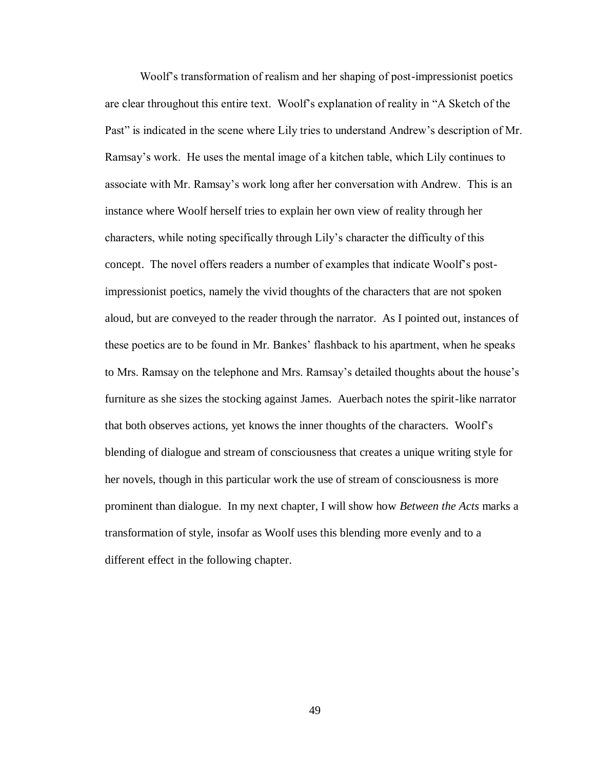Woolf's transformation of realism and her shaping of post-impressionist poetics are clear throughout this entire text. Woolf's explanation of reality in "A Sketch of the Past" is indicated in the scene where Lily tries to understand Andrew's description of Mr. Ramsay's work. He uses the mental image of a kitchen table, which Lily continues to associate with Mr. Ramsay's work long after her conversation with Andrew. This is an instance where Woolf herself tries to explain her own view of reality through her characters, while noting specifically through Lily's character the difficulty of this concept. The novel offers readers a number of examples that indicate Woolf's post-impressionist poetics, namely the vivid thoughts of the characters that are not spoken aloud, but are conveyed to the reader through the narrator. As I pointed out, instances of these poetics are to be found in Mr. Bankes' flashback to his apartment, when he speaks to Mrs. Ramsay on the telephone and Mrs. Ramsay's detailed thoughts about the house's furniture as she sizes the stocking against James. Auerbach notes the spirit-like narrator that both observes actions, yet knows the inner thoughts of the characters. Woolf's blending of dialogue and stream of consciousness that creates a unique writing style for her novels, though in this particular work the use of stream of consciousness is more prominent than dialogue. In my next chapter, I will show how *Between the Acts* marks a transformation of style, insofar as Woolf uses this blending more evenly and to a different effect in the following chapter.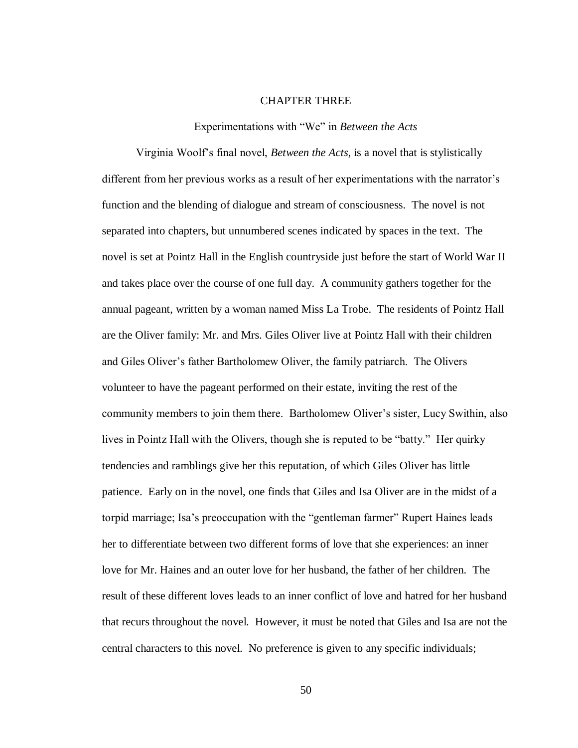# CHAPTER THREE

## Experimentations with "We" in *Between the Acts*

Virginia Woolf's final novel, *Between the Acts*, is a novel that is stylistically different from her previous works as a result of her experimentations with the narrator's function and the blending of dialogue and stream of consciousness. The novel is not separated into chapters, but unnumbered scenes indicated by spaces in the text. The novel is set at Pointz Hall in the English countryside just before the start of World War II and takes place over the course of one full day. A community gathers together for the annual pageant, written by a woman named Miss La Trobe. The residents of Pointz Hall are the Oliver family: Mr. and Mrs. Giles Oliver live at Pointz Hall with their children and Giles Oliver's father Bartholomew Oliver, the family patriarch. The Olivers volunteer to have the pageant performed on their estate, inviting the rest of the community members to join them there. Bartholomew Oliver's sister, Lucy Swithin, also lives in Pointz Hall with the Olivers, though she is reputed to be "batty." Her quirky tendencies and ramblings give her this reputation, of which Giles Oliver has little patience. Early on in the novel, one finds that Giles and Isa Oliver are in the midst of a torpid marriage; Isa's preoccupation with the "gentleman farmer" Rupert Haines leads her to differentiate between two different forms of love that she experiences: an inner love for Mr. Haines and an outer love for her husband, the father of her children. The result of these different loves leads to an inner conflict of love and hatred for her husband that recurs throughout the novel. However, it must be noted that Giles and Isa are not the central characters to this novel. No preference is given to any specific individuals;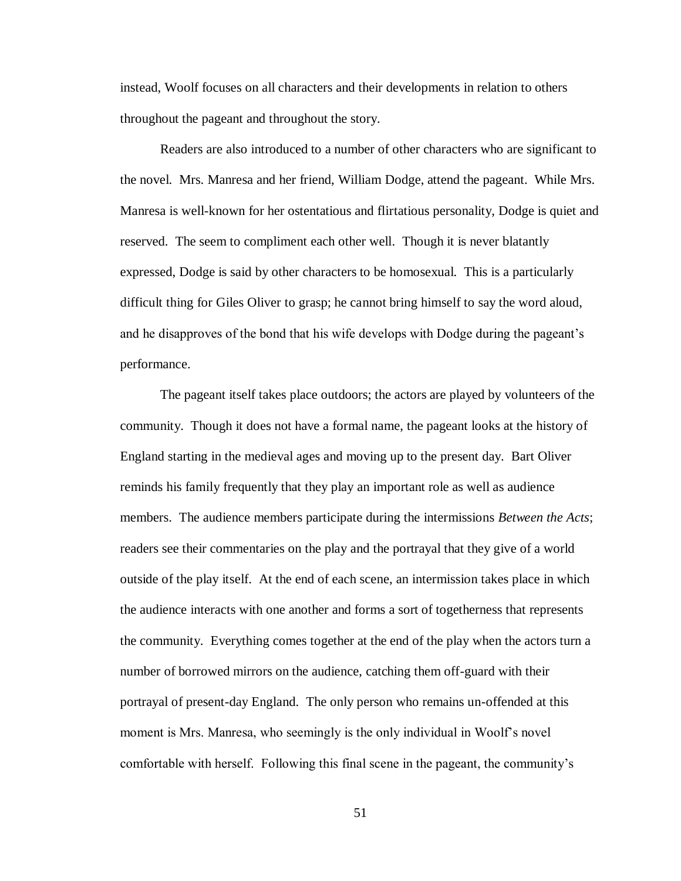instead, Woolf focuses on all characters and their developments in relation to others throughout the pageant and throughout the story.

Readers are also introduced to a number of other characters who are significant to the novel. Mrs. Manresa and her friend, William Dodge, attend the pageant. While Mrs. Manresa is well-known for her ostentatious and flirtatious personality, Dodge is quiet and reserved. The seem to compliment each other well. Though it is never blatantly expressed, Dodge is said by other characters to be homosexual. This is a particularly difficult thing for Giles Oliver to grasp; he cannot bring himself to say the word aloud, and he disapproves of the bond that his wife develops with Dodge during the pageant's performance.

The pageant itself takes place outdoors; the actors are played by volunteers of the community. Though it does not have a formal name, the pageant looks at the history of England starting in the medieval ages and moving up to the present day. Bart Oliver reminds his family frequently that they play an important role as well as audience members. The audience members participate during the intermissions *Between the Acts*; readers see their commentaries on the play and the portrayal that they give of a world outside of the play itself. At the end of each scene, an intermission takes place in which the audience interacts with one another and forms a sort of togetherness that represents the community. Everything comes together at the end of the play when the actors turn a number of borrowed mirrors on the audience, catching them off-guard with their portrayal of present-day England. The only person who remains un-offended at this moment is Mrs. Manresa, who seemingly is the only individual in Woolf's novel comfortable with herself. Following this final scene in the pageant, the community's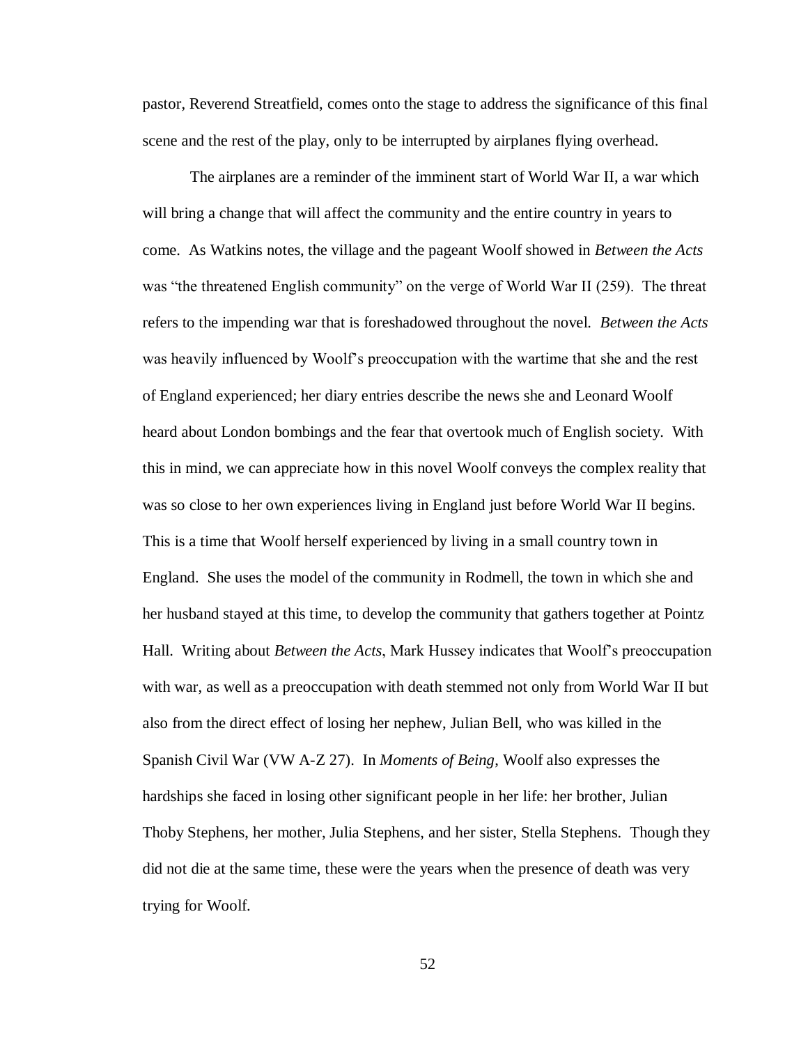pastor, Reverend Streatfield, comes onto the stage to address the significance of this final scene and the rest of the play, only to be interrupted by airplanes flying overhead.

The airplanes are a reminder of the imminent start of World War II, a war which will bring a change that will affect the community and the entire country in years to come. As Watkins notes, the village and the pageant Woolf showed in *Between the Acts* was "the threatened English community" on the verge of World War II (259). The threat refers to the impending war that is foreshadowed throughout the novel. *Between the Acts* was heavily influenced by Woolf's preoccupation with the wartime that she and the rest of England experienced; her diary entries describe the news she and Leonard Woolf heard about London bombings and the fear that overtook much of English society. With this in mind, we can appreciate how in this novel Woolf conveys the complex reality that was so close to her own experiences living in England just before World War II begins. This is a time that Woolf herself experienced by living in a small country town in England. She uses the model of the community in Rodmell, the town in which she and her husband stayed at this time, to develop the community that gathers together at Pointz Hall. Writing about *Between the Acts*, Mark Hussey indicates that Woolf's preoccupation with war, as well as a preoccupation with death stemmed not only from World War II but also from the direct effect of losing her nephew, Julian Bell, who was killed in the Spanish Civil War (VW A-Z 27). In *Moments of Being*, Woolf also expresses the hardships she faced in losing other significant people in her life: her brother, Julian Thoby Stephens, her mother, Julia Stephens, and her sister, Stella Stephens. Though they did not die at the same time, these were the years when the presence of death was very trying for Woolf.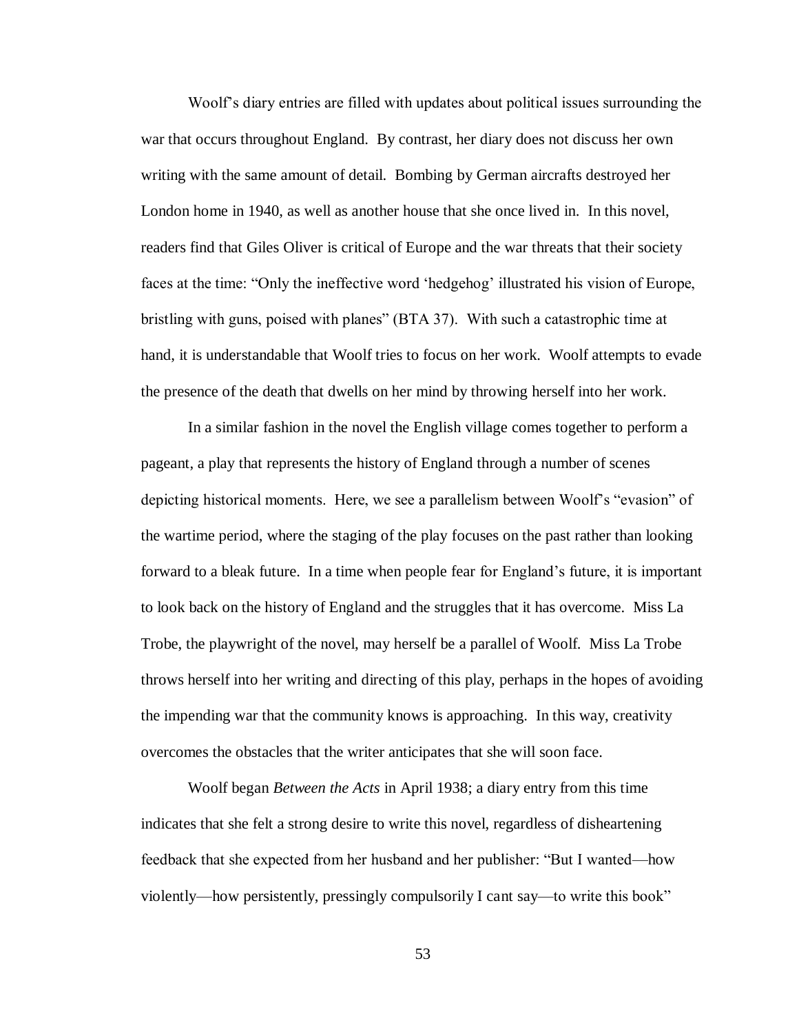Woolf's diary entries are filled with updates about political issues surrounding the war that occurs throughout England. By contrast, her diary does not discuss her own writing with the same amount of detail. Bombing by German aircrafts destroyed her London home in 1940, as well as another house that she once lived in. In this novel, readers find that Giles Oliver is critical of Europe and the war threats that their society faces at the time: "Only the ineffective word 'hedgehog' illustrated his vision of Europe, bristling with guns, poised with planes" (BTA 37). With such a catastrophic time at hand, it is understandable that Woolf tries to focus on her work. Woolf attempts to evade the presence of the death that dwells on her mind by throwing herself into her work.

In a similar fashion in the novel the English village comes together to perform a pageant, a play that represents the history of England through a number of scenes depicting historical moments. Here, we see a parallelism between Woolf's "evasion" of the wartime period, where the staging of the play focuses on the past rather than looking forward to a bleak future. In a time when people fear for England's future, it is important to look back on the history of England and the struggles that it has overcome. Miss La Trobe, the playwright of the novel, may herself be a parallel of Woolf. Miss La Trobe throws herself into her writing and directing of this play, perhaps in the hopes of avoiding the impending war that the community knows is approaching. In this way, creativity overcomes the obstacles that the writer anticipates that she will soon face.

Woolf began *Between the Acts* in April 1938; a diary entry from this time indicates that she felt a strong desire to write this novel, regardless of disheartening feedback that she expected from her husband and her publisher: "But I wanted—how violently—how persistently, pressingly compulsorily I cant say—to write this book"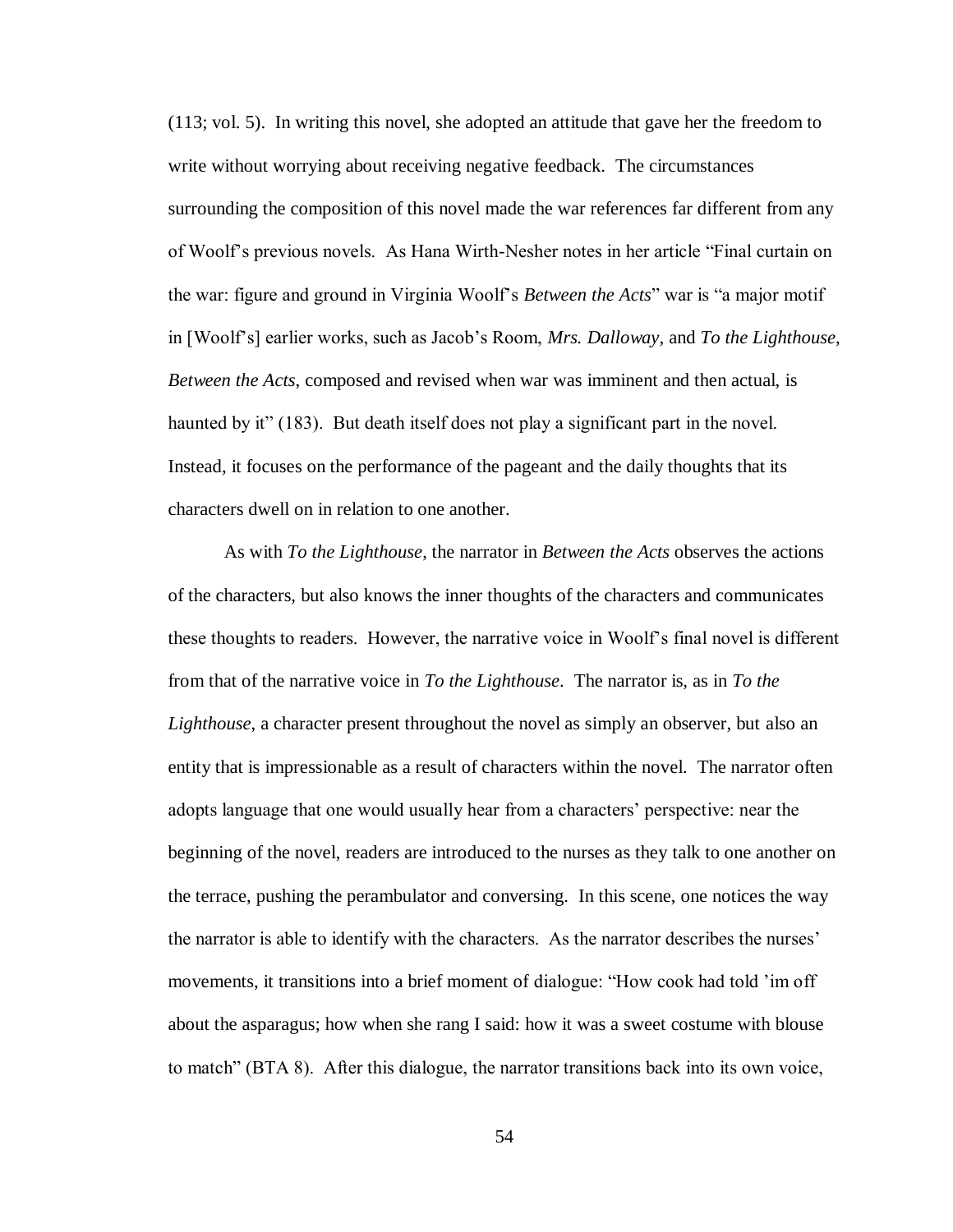(113; vol. 5). In writing this novel, she adopted an attitude that gave her the freedom to write without worrying about receiving negative feedback. The circumstances surrounding the composition of this novel made the war references far different from any of Woolf's previous novels. As Hana Wirth-Nesher notes in her article "Final curtain on the war: figure and ground in Virginia Woolf's *Between the Acts*" war is "a major motif in [Woolf's] earlier works, such as Jacob's Room, *Mrs. Dalloway*, and *To the Lighthouse*, *Between the Acts*, composed and revised when war was imminent and then actual, is haunted by it" (183). But death itself does not play a significant part in the novel. Instead, it focuses on the performance of the pageant and the daily thoughts that its characters dwell on in relation to one another.

As with *To the Lighthouse*, the narrator in *Between the Acts* observes the actions of the characters, but also knows the inner thoughts of the characters and communicates these thoughts to readers. However, the narrative voice in Woolf's final novel is different from that of the narrative voice in *To the Lighthouse*. The narrator is, as in *To the Lighthouse,* a character present throughout the novel as simply an observer, but also an entity that is impressionable as a result of characters within the novel. The narrator often adopts language that one would usually hear from a characters' perspective: near the beginning of the novel, readers are introduced to the nurses as they talk to one another on the terrace, pushing the perambulator and conversing. In this scene, one notices the way the narrator is able to identify with the characters. As the narrator describes the nurses' movements, it transitions into a brief moment of dialogue: "How cook had told 'im off about the asparagus; how when she rang I said: how it was a sweet costume with blouse to match" (BTA 8). After this dialogue, the narrator transitions back into its own voice,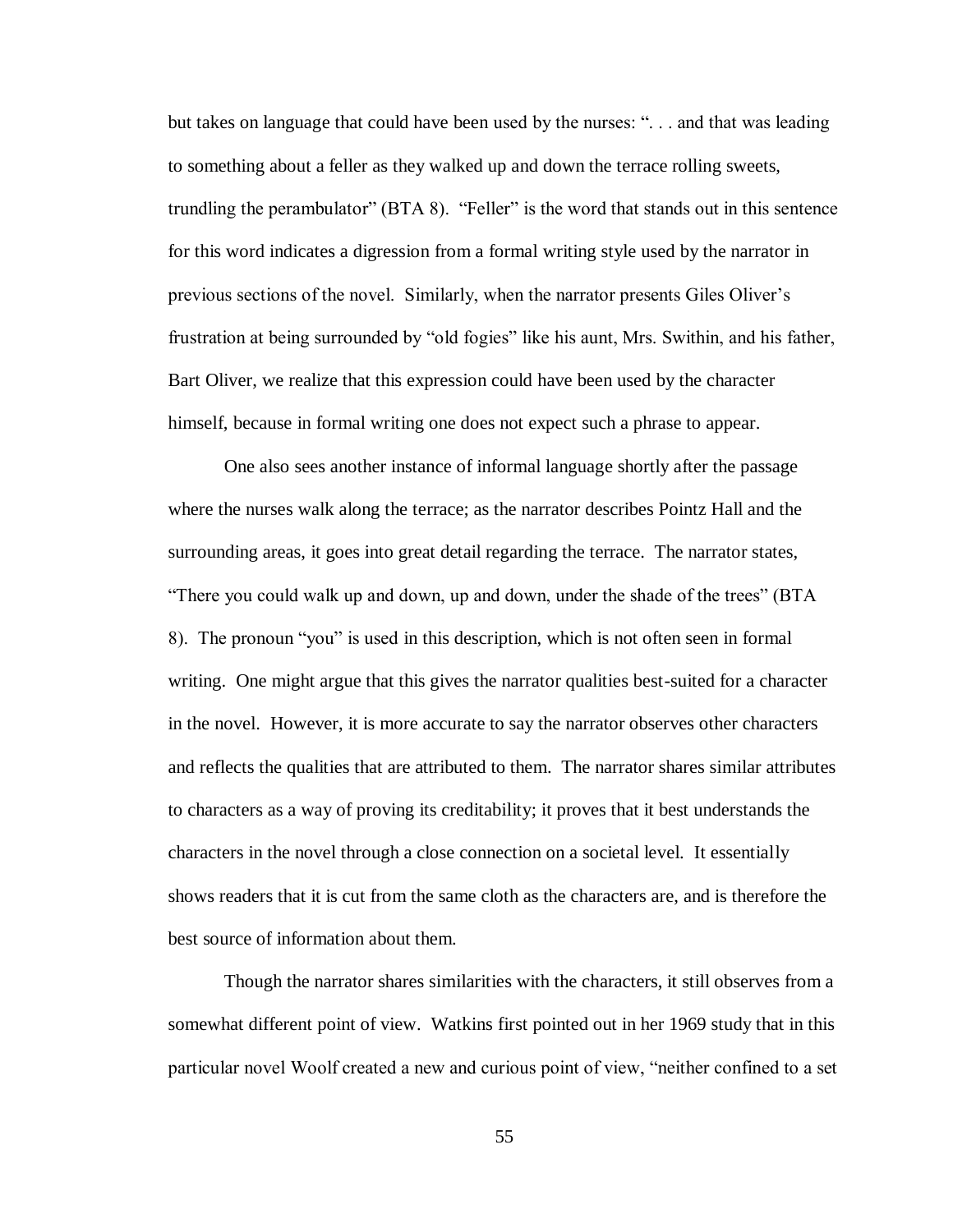but takes on language that could have been used by the nurses: ". . . and that was leading to something about a feller as they walked up and down the terrace rolling sweets, trundling the perambulator" (BTA 8). "Feller" is the word that stands out in this sentence for this word indicates a digression from a formal writing style used by the narrator in previous sections of the novel. Similarly, when the narrator presents Giles Oliver's frustration at being surrounded by "old fogies" like his aunt, Mrs. Swithin, and his father, Bart Oliver, we realize that this expression could have been used by the character himself, because in formal writing one does not expect such a phrase to appear.

One also sees another instance of informal language shortly after the passage where the nurses walk along the terrace; as the narrator describes Pointz Hall and the surrounding areas, it goes into great detail regarding the terrace. The narrator states, "There you could walk up and down, up and down, under the shade of the trees" (BTA 8). The pronoun "you" is used in this description, which is not often seen in formal writing. One might argue that this gives the narrator qualities best-suited for a character in the novel. However, it is more accurate to say the narrator observes other characters and reflects the qualities that are attributed to them. The narrator shares similar attributes to characters as a way of proving its creditability; it proves that it best understands the characters in the novel through a close connection on a societal level. It essentially shows readers that it is cut from the same cloth as the characters are, and is therefore the best source of information about them.

Though the narrator shares similarities with the characters, it still observes from a somewhat different point of view. Watkins first pointed out in her 1969 study that in this particular novel Woolf created a new and curious point of view, "neither confined to a set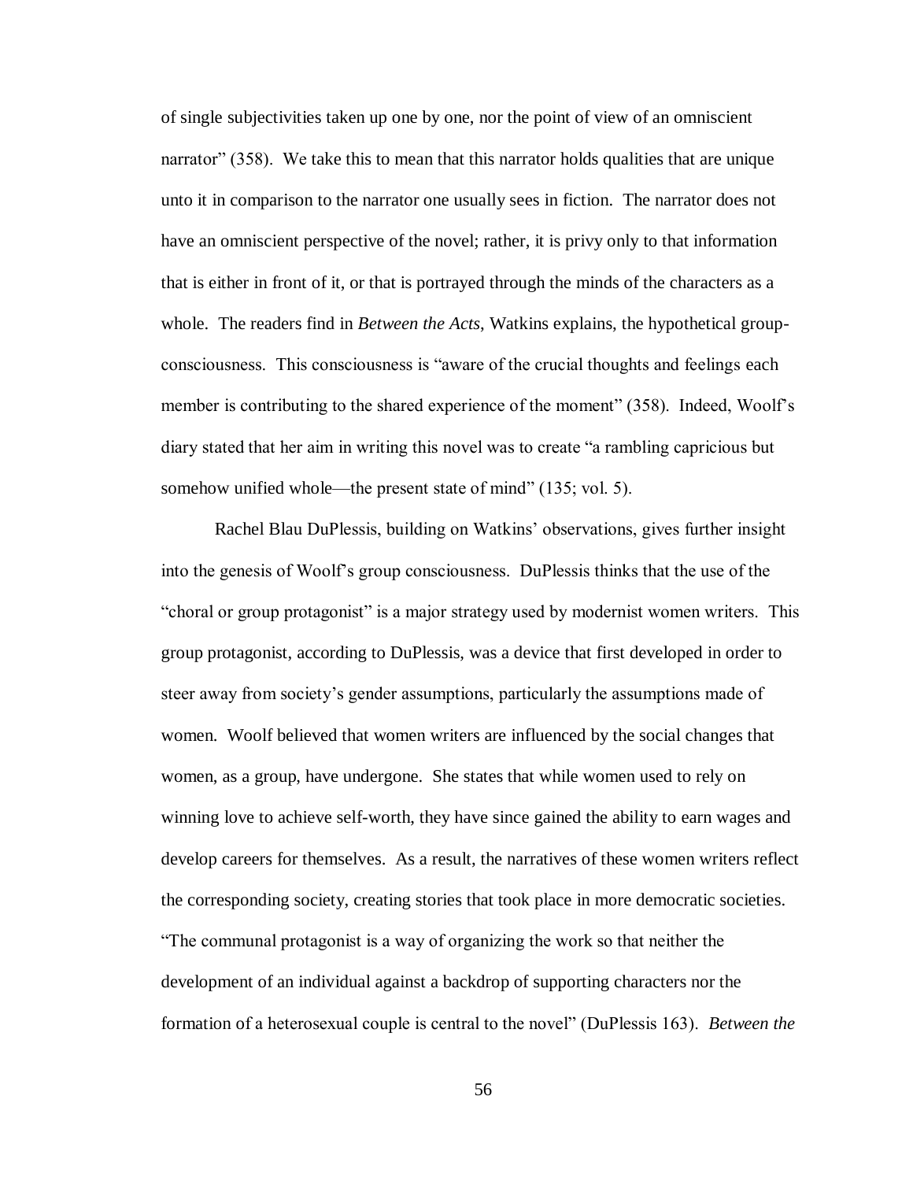of single subjectivities taken up one by one, nor the point of view of an omniscient narrator" (358). We take this to mean that this narrator holds qualities that are unique unto it in comparison to the narrator one usually sees in fiction. The narrator does not have an omniscient perspective of the novel; rather, it is privy only to that information that is either in front of it, or that is portrayed through the minds of the characters as a whole. The readers find in *Between the Acts*, Watkins explains, the hypothetical group-consciousness. This consciousness is "aware of the crucial thoughts and feelings each member is contributing to the shared experience of the moment" (358). Indeed, Woolf's diary stated that her aim in writing this novel was to create "a rambling capricious but somehow unified whole—the present state of mind" (135; vol. 5).

Rachel Blau DuPlessis, building on Watkins' observations, gives further insight into the genesis of Woolf's group consciousness. DuPlessis thinks that the use of the "choral or group protagonist" is a major strategy used by modernist women writers. This group protagonist, according to DuPlessis, was a device that first developed in order to steer away from society's gender assumptions, particularly the assumptions made of women. Woolf believed that women writers are influenced by the social changes that women, as a group, have undergone. She states that while women used to rely on winning love to achieve self-worth, they have since gained the ability to earn wages and develop careers for themselves. As a result, the narratives of these women writers reflect the corresponding society, creating stories that took place in more democratic societies. "The communal protagonist is a way of organizing the work so that neither the development of an individual against a backdrop of supporting characters nor the formation of a heterosexual couple is central to the novel" (DuPlessis 163). *Between the*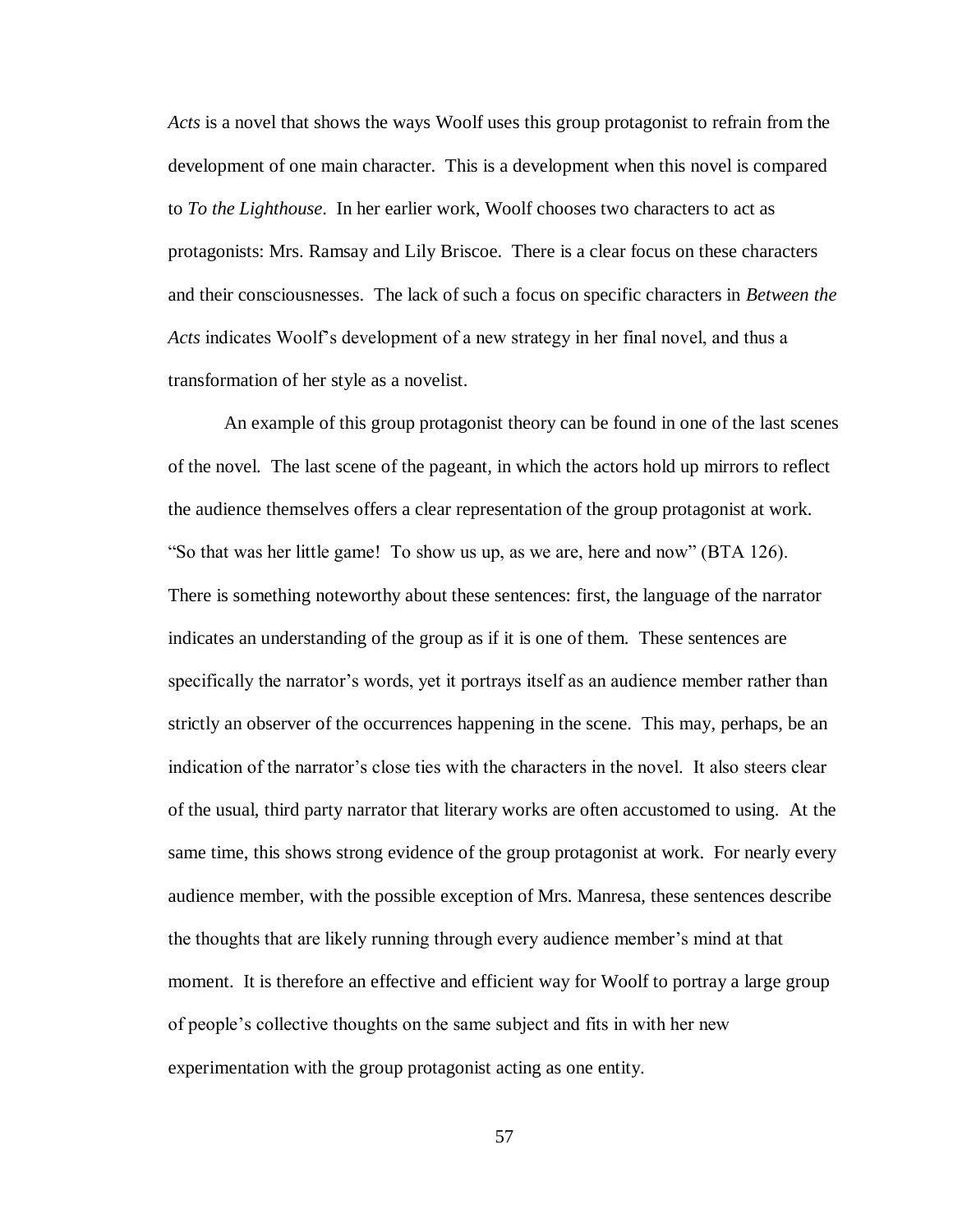*Acts* is a novel that shows the ways Woolf uses this group protagonist to refrain from the development of one main character. This is a development when this novel is compared to *To the Lighthouse*. In her earlier work, Woolf chooses two characters to act as protagonists: Mrs. Ramsay and Lily Briscoe. There is a clear focus on these characters and their consciousnesses. The lack of such a focus on specific characters in *Between the Acts* indicates Woolf's development of a new strategy in her final novel, and thus a transformation of her style as a novelist.

An example of this group protagonist theory can be found in one of the last scenes of the novel. The last scene of the pageant, in which the actors hold up mirrors to reflect the audience themselves offers a clear representation of the group protagonist at work. "So that was her little game! To show us up, as we are, here and now" (BTA 126). There is something noteworthy about these sentences: first, the language of the narrator indicates an understanding of the group as if it is one of them. These sentences are specifically the narrator's words, yet it portrays itself as an audience member rather than strictly an observer of the occurrences happening in the scene. This may, perhaps, be an indication of the narrator's close ties with the characters in the novel. It also steers clear of the usual, third party narrator that literary works are often accustomed to using. At the same time, this shows strong evidence of the group protagonist at work. For nearly every audience member, with the possible exception of Mrs. Manresa, these sentences describe the thoughts that are likely running through every audience member's mind at that moment. It is therefore an effective and efficient way for Woolf to portray a large group of people's collective thoughts on the same subject and fits in with her new experimentation with the group protagonist acting as one entity.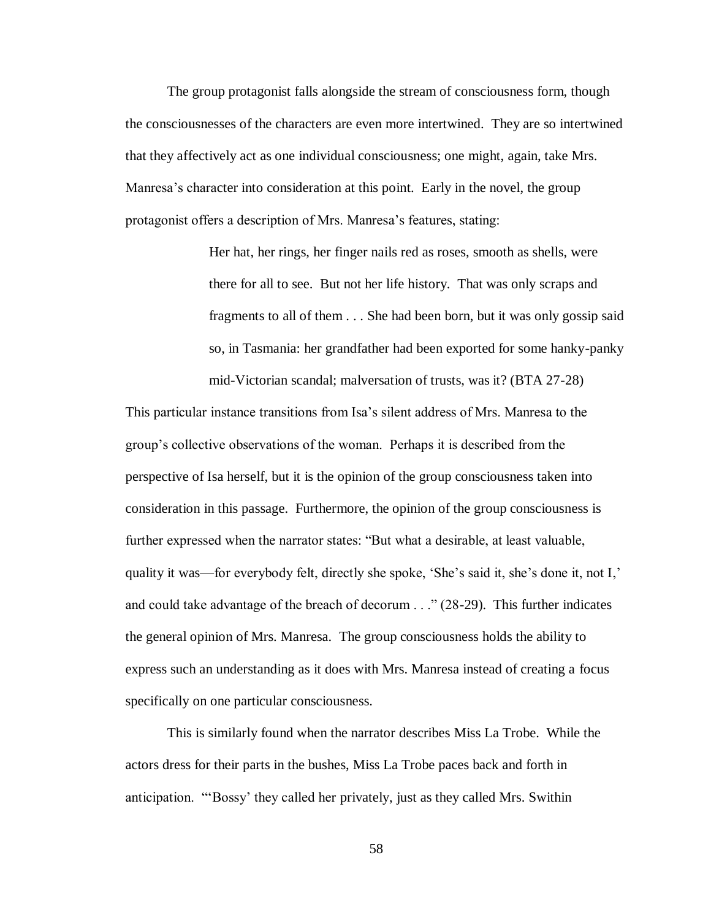The group protagonist falls alongside the stream of consciousness form, though the consciousnesses of the characters are even more intertwined. They are so intertwined that they affectively act as one individual consciousness; one might, again, take Mrs. Manresa's character into consideration at this point. Early in the novel, the group protagonist offers a description of Mrs. Manresa's features, stating:

> Her hat, her rings, her finger nails red as roses, smooth as shells, were there for all to see. But not her life history. That was only scraps and fragments to all of them . . . She had been born, but it was only gossip said so, in Tasmania: her grandfather had been exported for some hanky-panky mid-Victorian scandal; malversation of trusts, was it? (BTA 27-28)

This particular instance transitions from Isa's silent address of Mrs. Manresa to the group's collective observations of the woman. Perhaps it is described from the perspective of Isa herself, but it is the opinion of the group consciousness taken into consideration in this passage. Furthermore, the opinion of the group consciousness is further expressed when the narrator states: "But what a desirable, at least valuable, quality it was—for everybody felt, directly she spoke, 'She's said it, she's done it, not I,' and could take advantage of the breach of decorum . . ." (28-29). This further indicates the general opinion of Mrs. Manresa. The group consciousness holds the ability to express such an understanding as it does with Mrs. Manresa instead of creating a focus specifically on one particular consciousness.

This is similarly found when the narrator describes Miss La Trobe. While the actors dress for their parts in the bushes, Miss La Trobe paces back and forth in anticipation. "'Bossy' they called her privately, just as they called Mrs. Swithin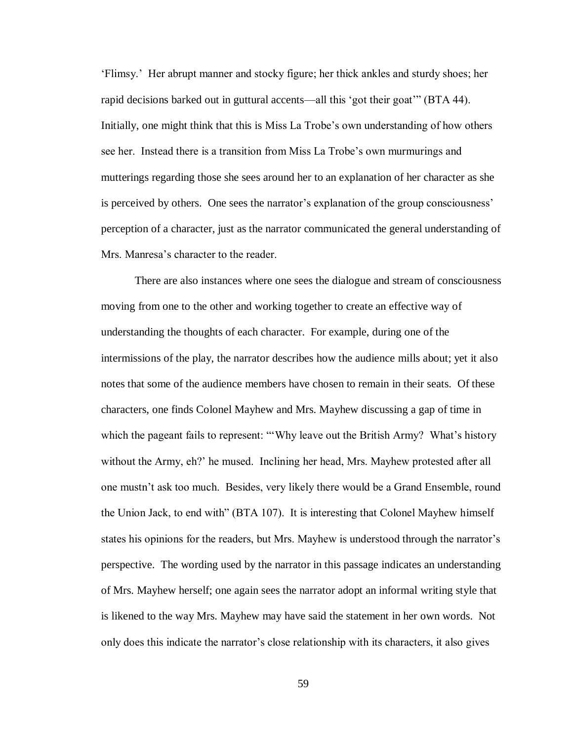'Flimsy.' Her abrupt manner and stocky figure; her thick ankles and sturdy shoes; her rapid decisions barked out in guttural accents—all this 'got their goat'" (BTA 44). Initially, one might think that this is Miss La Trobe's own understanding of how others see her. Instead there is a transition from Miss La Trobe's own murmurings and mutterings regarding those she sees around her to an explanation of her character as she is perceived by others. One sees the narrator's explanation of the group consciousness' perception of a character, just as the narrator communicated the general understanding of Mrs. Manresa's character to the reader.

There are also instances where one sees the dialogue and stream of consciousness moving from one to the other and working together to create an effective way of understanding the thoughts of each character. For example, during one of the intermissions of the play, the narrator describes how the audience mills about; yet it also notes that some of the audience members have chosen to remain in their seats. Of these characters, one finds Colonel Mayhew and Mrs. Mayhew discussing a gap of time in which the pageant fails to represent: "'Why leave out the British Army? What's history without the Army, eh?' he mused. Inclining her head, Mrs. Mayhew protested after all one mustn't ask too much. Besides, very likely there would be a Grand Ensemble, round the Union Jack, to end with" (BTA 107). It is interesting that Colonel Mayhew himself states his opinions for the readers, but Mrs. Mayhew is understood through the narrator's perspective. The wording used by the narrator in this passage indicates an understanding of Mrs. Mayhew herself; one again sees the narrator adopt an informal writing style that is likened to the way Mrs. Mayhew may have said the statement in her own words. Not only does this indicate the narrator's close relationship with its characters, it also gives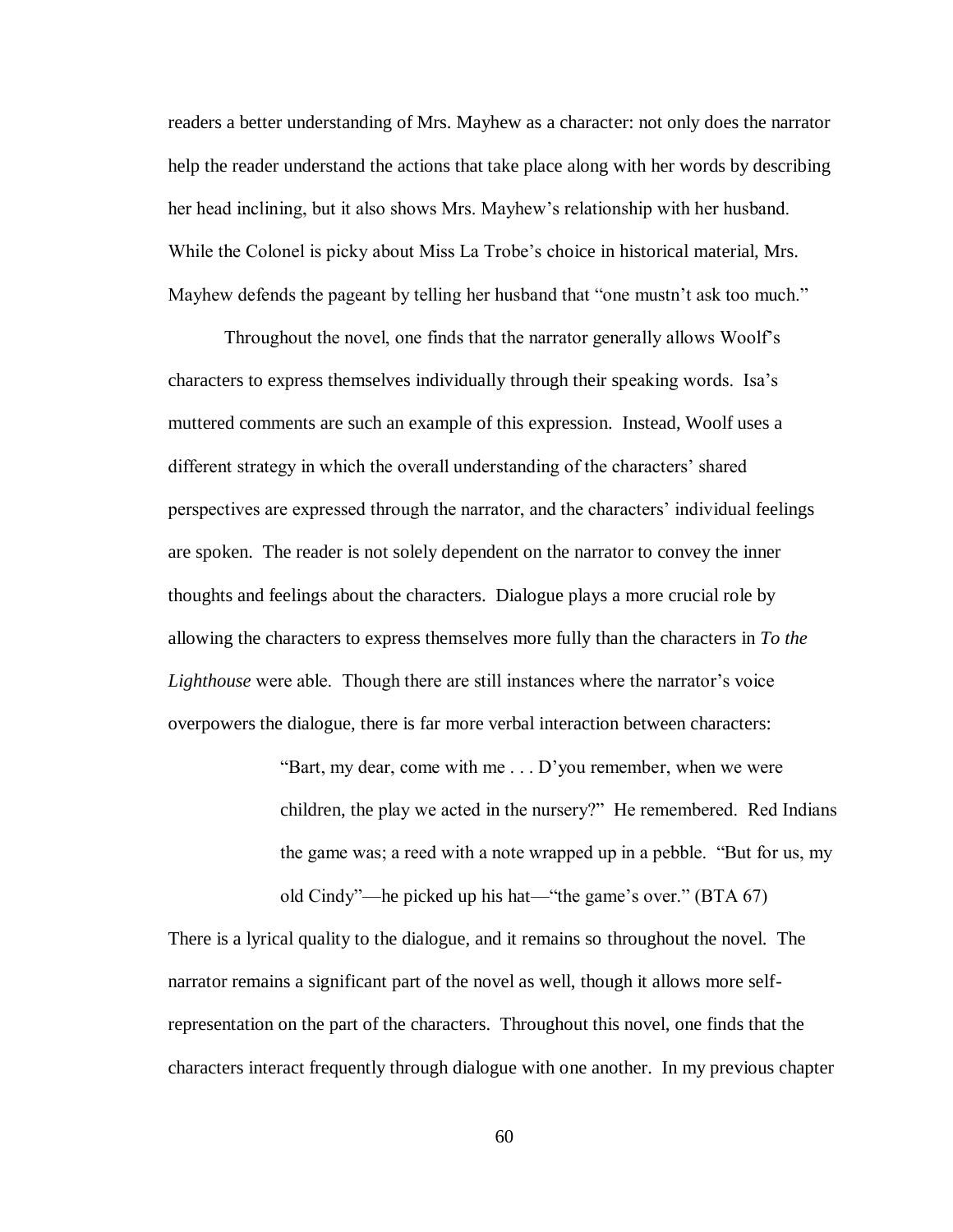readers a better understanding of Mrs. Mayhew as a character: not only does the narrator help the reader understand the actions that take place along with her words by describing her head inclining, but it also shows Mrs. Mayhew's relationship with her husband. While the Colonel is picky about Miss La Trobe's choice in historical material, Mrs. Mayhew defends the pageant by telling her husband that "one mustn't ask too much."

Throughout the novel, one finds that the narrator generally allows Woolf's characters to express themselves individually through their speaking words. Isa's muttered comments are such an example of this expression. Instead, Woolf uses a different strategy in which the overall understanding of the characters' shared perspectives are expressed through the narrator, and the characters' individual feelings are spoken. The reader is not solely dependent on the narrator to convey the inner thoughts and feelings about the characters. Dialogue plays a more crucial role by allowing the characters to express themselves more fully than the characters in *To the Lighthouse* were able. Though there are still instances where the narrator's voice overpowers the dialogue, there is far more verbal interaction between characters:

> "Bart, my dear, come with me . . . D'you remember, when we were children, the play we acted in the nursery?" He remembered. Red Indians the game was; a reed with a note wrapped up in a pebble. "But for us, my old Cindy"—he picked up his hat—"the game's over." (BTA 67)

There is a lyrical quality to the dialogue, and it remains so throughout the novel. The narrator remains a significant part of the novel as well, though it allows more self-representation on the part of the characters. Throughout this novel, one finds that the characters interact frequently through dialogue with one another. In my previous chapter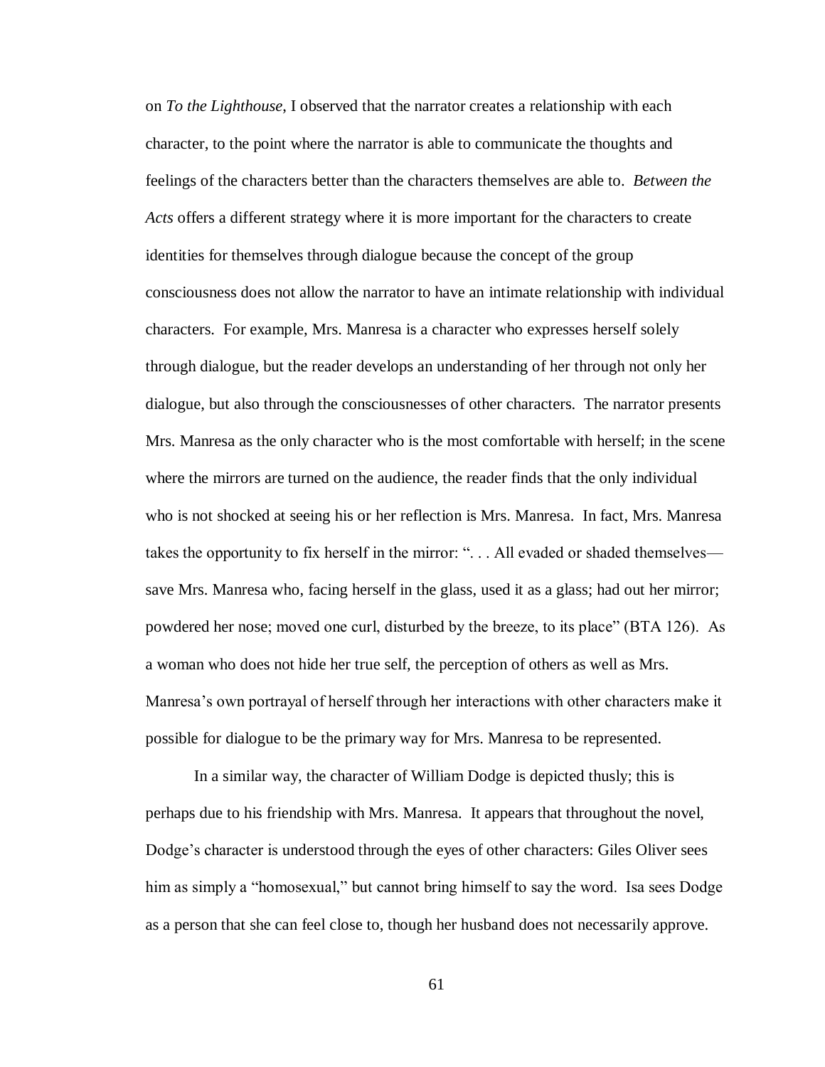on *To the Lighthouse*, I observed that the narrator creates a relationship with each character, to the point where the narrator is able to communicate the thoughts and feelings of the characters better than the characters themselves are able to. *Between the Acts* offers a different strategy where it is more important for the characters to create identities for themselves through dialogue because the concept of the group consciousness does not allow the narrator to have an intimate relationship with individual characters. For example, Mrs. Manresa is a character who expresses herself solely through dialogue, but the reader develops an understanding of her through not only her dialogue, but also through the consciousnesses of other characters. The narrator presents Mrs. Manresa as the only character who is the most comfortable with herself; in the scene where the mirrors are turned on the audience, the reader finds that the only individual who is not shocked at seeing his or her reflection is Mrs. Manresa. In fact, Mrs. Manresa takes the opportunity to fix herself in the mirror: ". . . All evaded or shaded themselves—save Mrs. Manresa who, facing herself in the glass, used it as a glass; had out her mirror; powdered her nose; moved one curl, disturbed by the breeze, to its place" (BTA 126). As a woman who does not hide her true self, the perception of others as well as Mrs. Manresa's own portrayal of herself through her interactions with other characters make it possible for dialogue to be the primary way for Mrs. Manresa to be represented.

In a similar way, the character of William Dodge is depicted thusly; this is perhaps due to his friendship with Mrs. Manresa. It appears that throughout the novel, Dodge's character is understood through the eyes of other characters: Giles Oliver sees him as simply a "homosexual," but cannot bring himself to say the word. Isa sees Dodge as a person that she can feel close to, though her husband does not necessarily approve.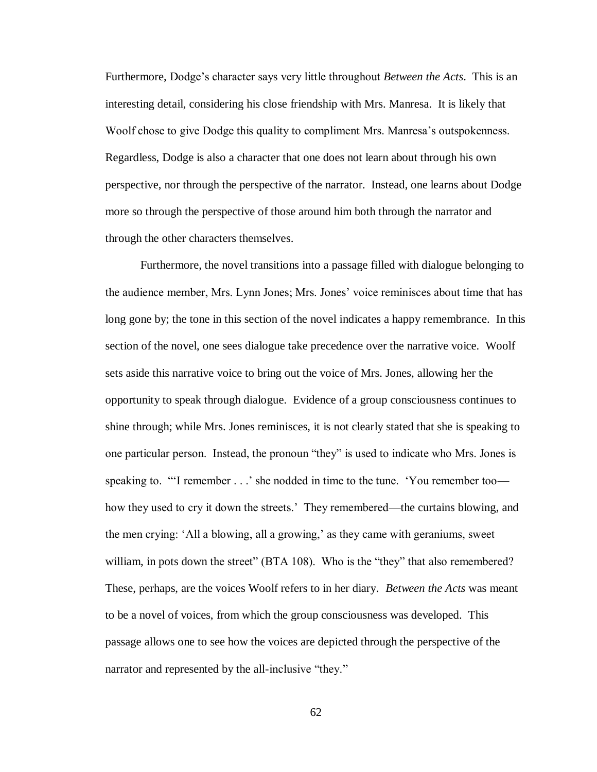Furthermore, Dodge's character says very little throughout *Between the Acts*. This is an interesting detail, considering his close friendship with Mrs. Manresa. It is likely that Woolf chose to give Dodge this quality to compliment Mrs. Manresa's outspokenness. Regardless, Dodge is also a character that one does not learn about through his own perspective, nor through the perspective of the narrator. Instead, one learns about Dodge more so through the perspective of those around him both through the narrator and through the other characters themselves.

Furthermore, the novel transitions into a passage filled with dialogue belonging to the audience member, Mrs. Lynn Jones; Mrs. Jones' voice reminisces about time that has long gone by; the tone in this section of the novel indicates a happy remembrance. In this section of the novel, one sees dialogue take precedence over the narrative voice. Woolf sets aside this narrative voice to bring out the voice of Mrs. Jones, allowing her the opportunity to speak through dialogue. Evidence of a group consciousness continues to shine through; while Mrs. Jones reminisces, it is not clearly stated that she is speaking to one particular person. Instead, the pronoun "they" is used to indicate who Mrs. Jones is speaking to. "'I remember . . .' she nodded in time to the tune. 'You remember too—how they used to cry it down the streets.' They remembered—the curtains blowing, and the men crying: 'All a blowing, all a growing,' as they came with geraniums, sweet william, in pots down the street" (BTA 108). Who is the "they" that also remembered? These, perhaps, are the voices Woolf refers to in her diary. *Between the Acts* was meant to be a novel of voices, from which the group consciousness was developed. This passage allows one to see how the voices are depicted through the perspective of the narrator and represented by the all-inclusive "they."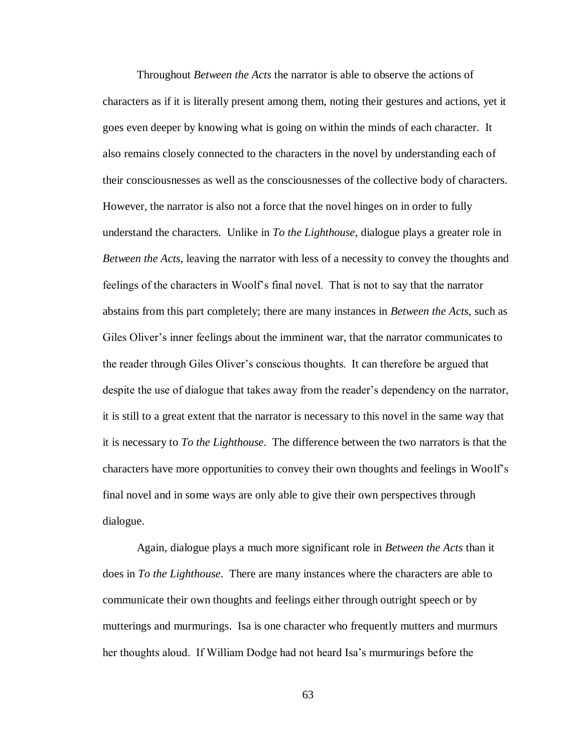Throughout *Between the Acts* the narrator is able to observe the actions of characters as if it is literally present among them, noting their gestures and actions, yet it goes even deeper by knowing what is going on within the minds of each character. It also remains closely connected to the characters in the novel by understanding each of their consciousnesses as well as the consciousnesses of the collective body of characters. However, the narrator is also not a force that the novel hinges on in order to fully understand the characters. Unlike in *To the Lighthouse*, dialogue plays a greater role in *Between the Acts*, leaving the narrator with less of a necessity to convey the thoughts and feelings of the characters in Woolf's final novel. That is not to say that the narrator abstains from this part completely; there are many instances in *Between the Acts*, such as Giles Oliver's inner feelings about the imminent war, that the narrator communicates to the reader through Giles Oliver's conscious thoughts. It can therefore be argued that despite the use of dialogue that takes away from the reader's dependency on the narrator, it is still to a great extent that the narrator is necessary to this novel in the same way that it is necessary to *To the Lighthouse*. The difference between the two narrators is that the characters have more opportunities to convey their own thoughts and feelings in Woolf's final novel and in some ways are only able to give their own perspectives through dialogue.

Again, dialogue plays a much more significant role in *Between the Acts* than it does in *To the Lighthouse*. There are many instances where the characters are able to communicate their own thoughts and feelings either through outright speech or by mutterings and murmurings. Isa is one character who frequently mutters and murmurs her thoughts aloud. If William Dodge had not heard Isa's murmurings before the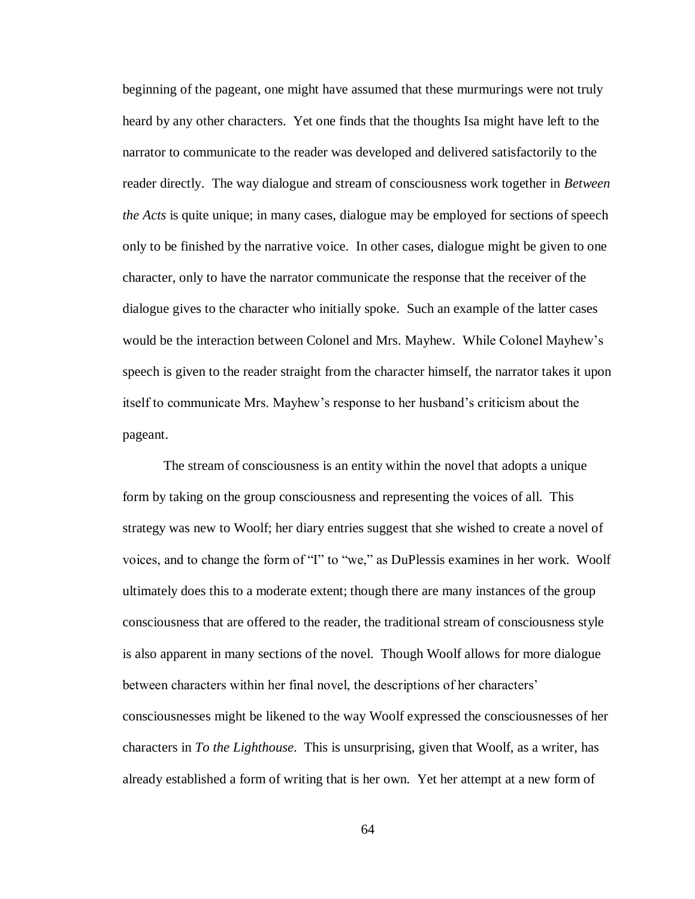beginning of the pageant, one might have assumed that these murmurings were not truly heard by any other characters. Yet one finds that the thoughts Isa might have left to the narrator to communicate to the reader was developed and delivered satisfactorily to the reader directly. The way dialogue and stream of consciousness work together in *Between the Acts* is quite unique; in many cases, dialogue may be employed for sections of speech only to be finished by the narrative voice. In other cases, dialogue might be given to one character, only to have the narrator communicate the response that the receiver of the dialogue gives to the character who initially spoke. Such an example of the latter cases would be the interaction between Colonel and Mrs. Mayhew. While Colonel Mayhew's speech is given to the reader straight from the character himself, the narrator takes it upon itself to communicate Mrs. Mayhew's response to her husband's criticism about the pageant.

The stream of consciousness is an entity within the novel that adopts a unique form by taking on the group consciousness and representing the voices of all. This strategy was new to Woolf; her diary entries suggest that she wished to create a novel of voices, and to change the form of "I" to "we," as DuPlessis examines in her work. Woolf ultimately does this to a moderate extent; though there are many instances of the group consciousness that are offered to the reader, the traditional stream of consciousness style is also apparent in many sections of the novel. Though Woolf allows for more dialogue between characters within her final novel, the descriptions of her characters' consciousnesses might be likened to the way Woolf expressed the consciousnesses of her characters in *To the Lighthouse*. This is unsurprising, given that Woolf, as a writer, has already established a form of writing that is her own. Yet her attempt at a new form of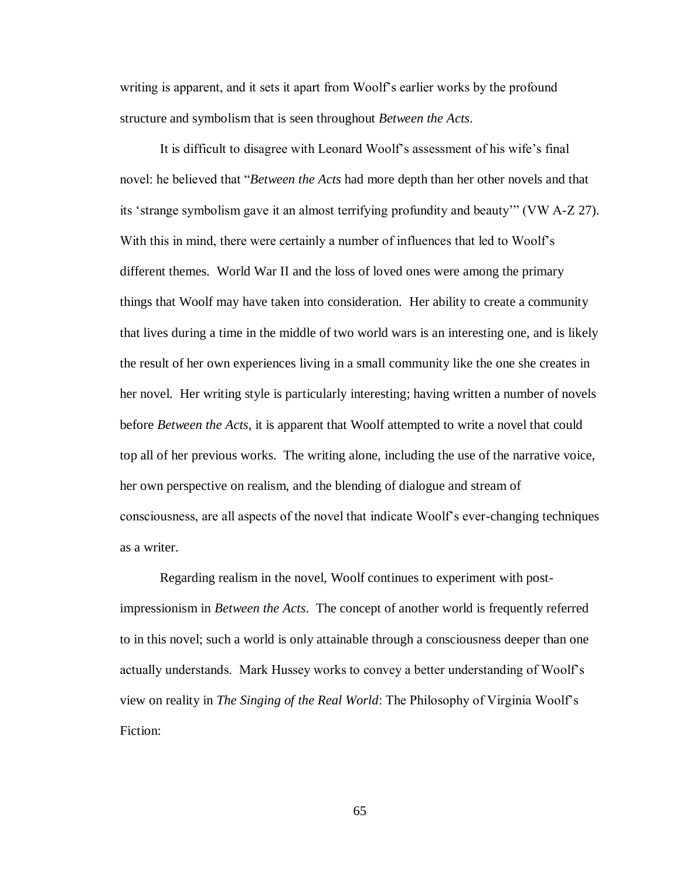writing is apparent, and it sets it apart from Woolf's earlier works by the profound structure and symbolism that is seen throughout *Between the Acts*.

It is difficult to disagree with Leonard Woolf's assessment of his wife's final novel: he believed that "*Between the Acts* had more depth than her other novels and that its 'strange symbolism gave it an almost terrifying profundity and beauty'" (VW A-Z 27). With this in mind, there were certainly a number of influences that led to Woolf's different themes. World War II and the loss of loved ones were among the primary things that Woolf may have taken into consideration. Her ability to create a community that lives during a time in the middle of two world wars is an interesting one, and is likely the result of her own experiences living in a small community like the one she creates in her novel. Her writing style is particularly interesting; having written a number of novels before *Between the Acts*, it is apparent that Woolf attempted to write a novel that could top all of her previous works. The writing alone, including the use of the narrative voice, her own perspective on realism, and the blending of dialogue and stream of consciousness, are all aspects of the novel that indicate Woolf's ever-changing techniques as a writer.

Regarding realism in the novel, Woolf continues to experiment with post-impressionism in *Between the Acts*. The concept of another world is frequently referred to in this novel; such a world is only attainable through a consciousness deeper than one actually understands. Mark Hussey works to convey a better understanding of Woolf's view on reality in *The Singing of the Real World*: The Philosophy of Virginia Woolf's Fiction: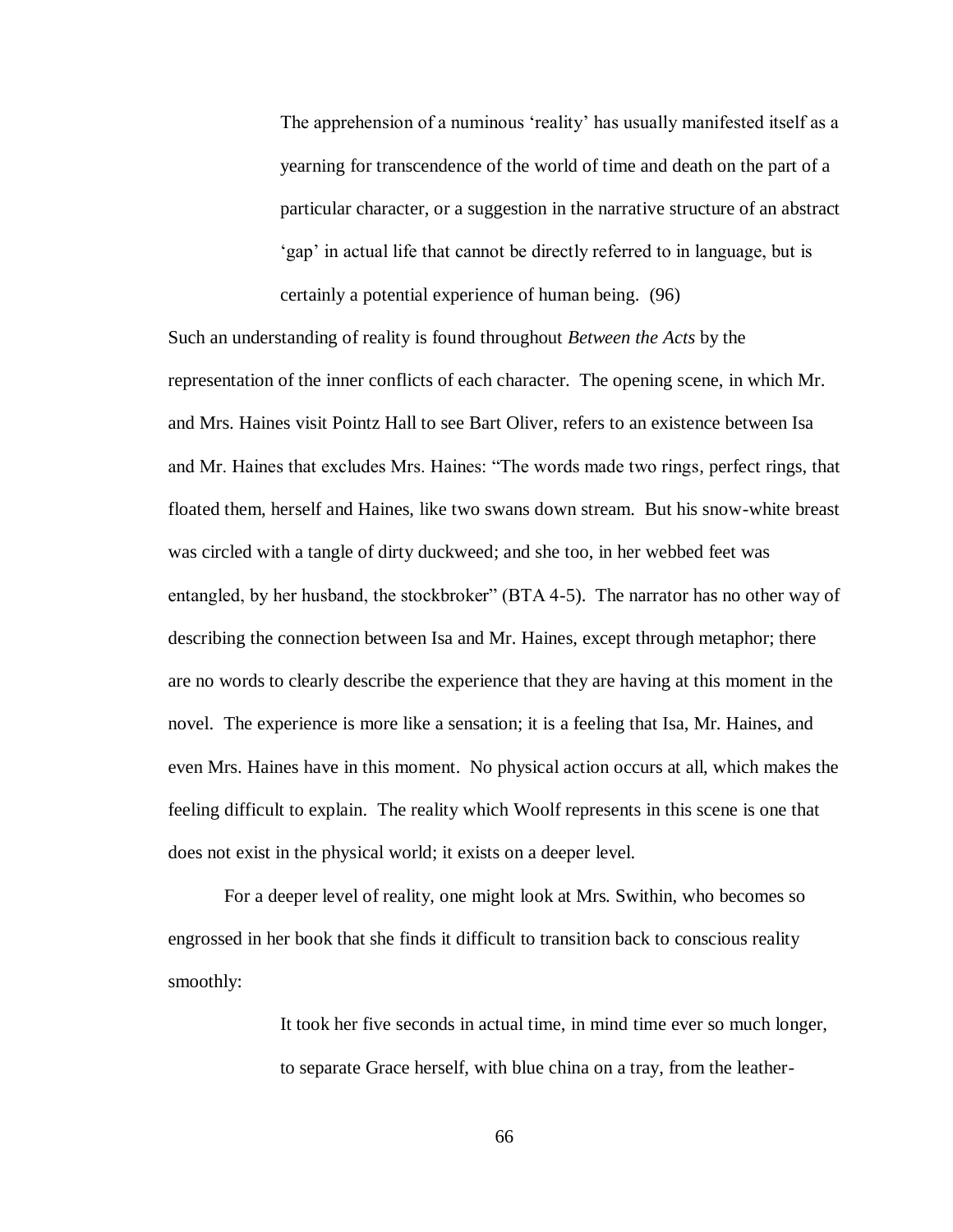> The apprehension of a numinous 'reality' has usually manifested itself as a yearning for transcendence of the world of time and death on the part of a particular character, or a suggestion in the narrative structure of an abstract 'gap' in actual life that cannot be directly referred to in language, but is certainly a potential experience of human being. (96)

Such an understanding of reality is found throughout *Between the Acts* by the representation of the inner conflicts of each character. The opening scene, in which Mr. and Mrs. Haines visit Pointz Hall to see Bart Oliver, refers to an existence between Isa and Mr. Haines that excludes Mrs. Haines: "The words made two rings, perfect rings, that floated them, herself and Haines, like two swans down stream. But his snow-white breast was circled with a tangle of dirty duckweed; and she too, in her webbed feet was entangled, by her husband, the stockbroker" (BTA 4-5). The narrator has no other way of describing the connection between Isa and Mr. Haines, except through metaphor; there are no words to clearly describe the experience that they are having at this moment in the novel. The experience is more like a sensation; it is a feeling that Isa, Mr. Haines, and even Mrs. Haines have in this moment. No physical action occurs at all, which makes the feeling difficult to explain. The reality which Woolf represents in this scene is one that does not exist in the physical world; it exists on a deeper level.

For a deeper level of reality, one might look at Mrs. Swithin, who becomes so engrossed in her book that she finds it difficult to transition back to conscious reality smoothly:

> It took her five seconds in actual time, in mind time ever so much longer, to separate Grace herself, with blue china on a tray, from the leather-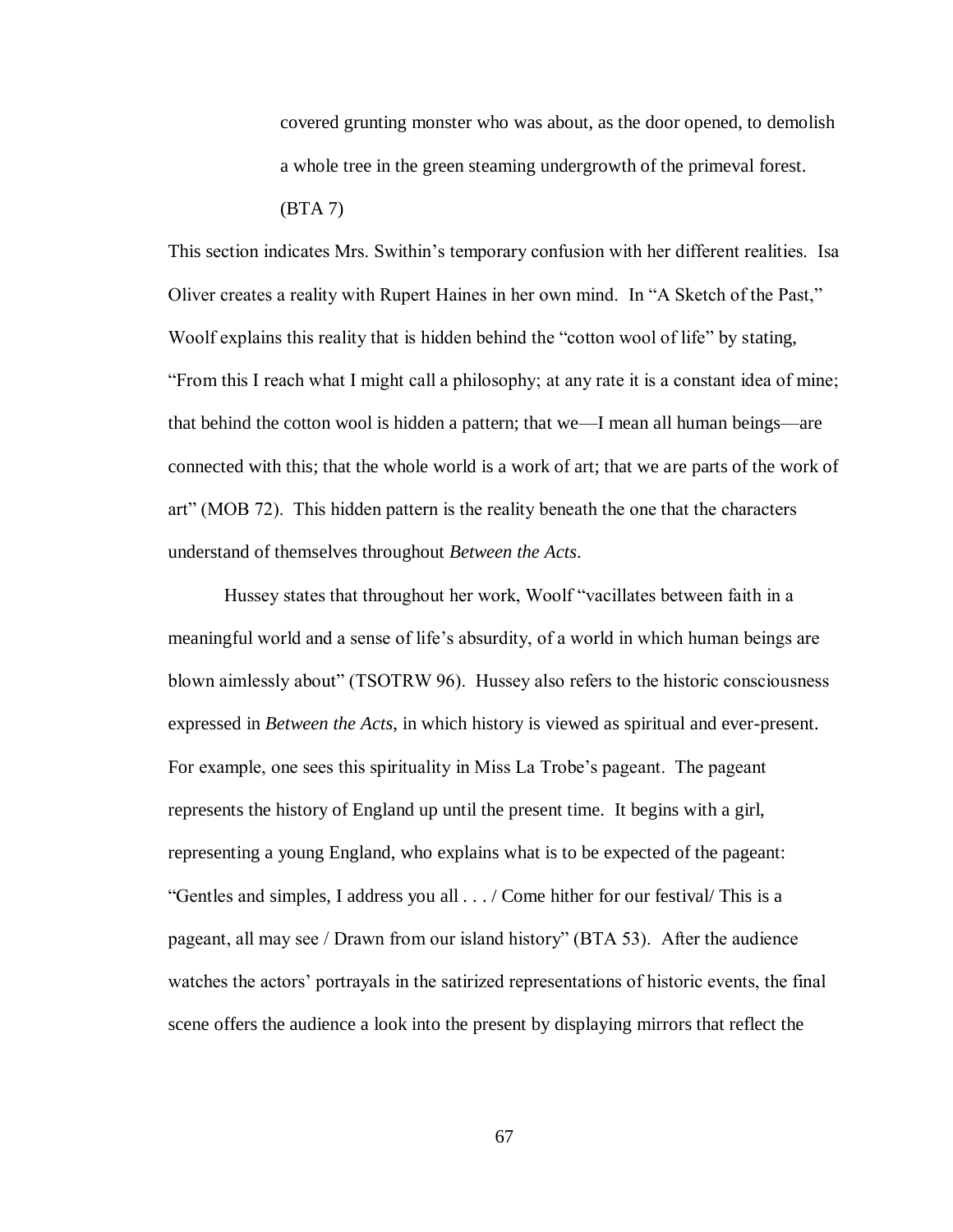> covered grunting monster who was about, as the door opened, to demolish a whole tree in the green steaming undergrowth of the primeval forest. (BTA 7)

This section indicates Mrs. Swithin's temporary confusion with her different realities. Isa Oliver creates a reality with Rupert Haines in her own mind. In "A Sketch of the Past," Woolf explains this reality that is hidden behind the "cotton wool of life" by stating, "From this I reach what I might call a philosophy; at any rate it is a constant idea of mine; that behind the cotton wool is hidden a pattern; that we—I mean all human beings—are connected with this; that the whole world is a work of art; that we are parts of the work of art" (MOB 72). This hidden pattern is the reality beneath the one that the characters understand of themselves throughout *Between the Acts*.

Hussey states that throughout her work, Woolf "vacillates between faith in a meaningful world and a sense of life's absurdity, of a world in which human beings are blown aimlessly about" (TSOTRW 96). Hussey also refers to the historic consciousness expressed in *Between the Acts*, in which history is viewed as spiritual and ever-present. For example, one sees this spirituality in Miss La Trobe's pageant. The pageant represents the history of England up until the present time. It begins with a girl, representing a young England, who explains what is to be expected of the pageant: "Gentles and simples, I address you all . . . / Come hither for our festival/ This is a pageant, all may see / Drawn from our island history" (BTA 53). After the audience watches the actors' portrayals in the satirized representations of historic events, the final scene offers the audience a look into the present by displaying mirrors that reflect the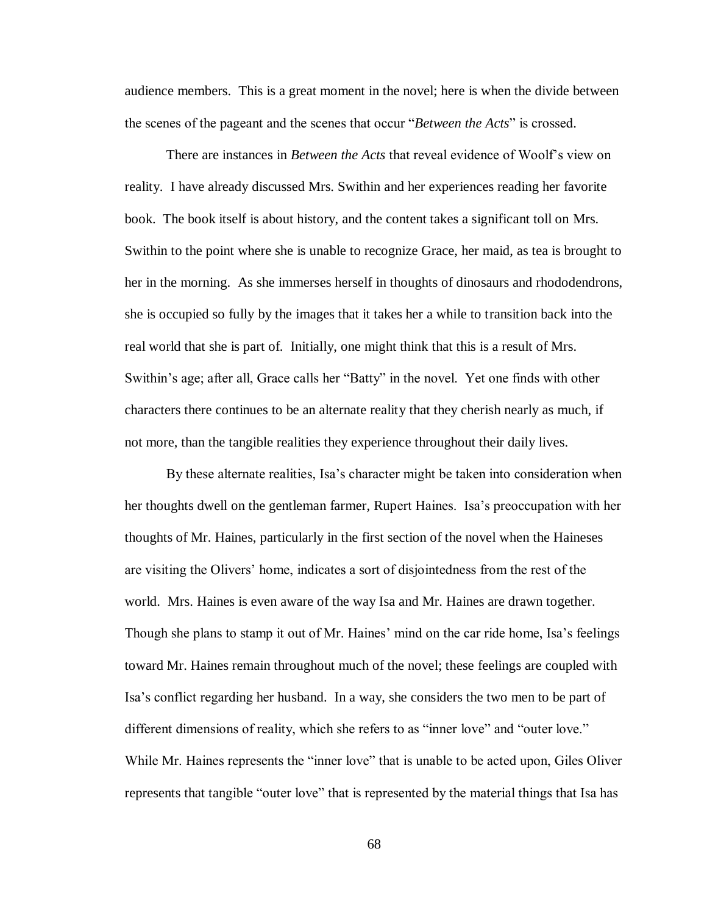audience members. This is a great moment in the novel; here is when the divide between the scenes of the pageant and the scenes that occur "*Between the Acts*" is crossed.

There are instances in *Between the Acts* that reveal evidence of Woolf's view on reality. I have already discussed Mrs. Swithin and her experiences reading her favorite book. The book itself is about history, and the content takes a significant toll on Mrs. Swithin to the point where she is unable to recognize Grace, her maid, as tea is brought to her in the morning. As she immerses herself in thoughts of dinosaurs and rhododendrons, she is occupied so fully by the images that it takes her a while to transition back into the real world that she is part of. Initially, one might think that this is a result of Mrs. Swithin's age; after all, Grace calls her "Batty" in the novel. Yet one finds with other characters there continues to be an alternate reality that they cherish nearly as much, if not more, than the tangible realities they experience throughout their daily lives.

By these alternate realities, Isa's character might be taken into consideration when her thoughts dwell on the gentleman farmer, Rupert Haines. Isa's preoccupation with her thoughts of Mr. Haines, particularly in the first section of the novel when the Haineses are visiting the Olivers' home, indicates a sort of disjointedness from the rest of the world. Mrs. Haines is even aware of the way Isa and Mr. Haines are drawn together. Though she plans to stamp it out of Mr. Haines' mind on the car ride home, Isa's feelings toward Mr. Haines remain throughout much of the novel; these feelings are coupled with Isa's conflict regarding her husband. In a way, she considers the two men to be part of different dimensions of reality, which she refers to as "inner love" and "outer love." While Mr. Haines represents the "inner love" that is unable to be acted upon, Giles Oliver represents that tangible "outer love" that is represented by the material things that Isa has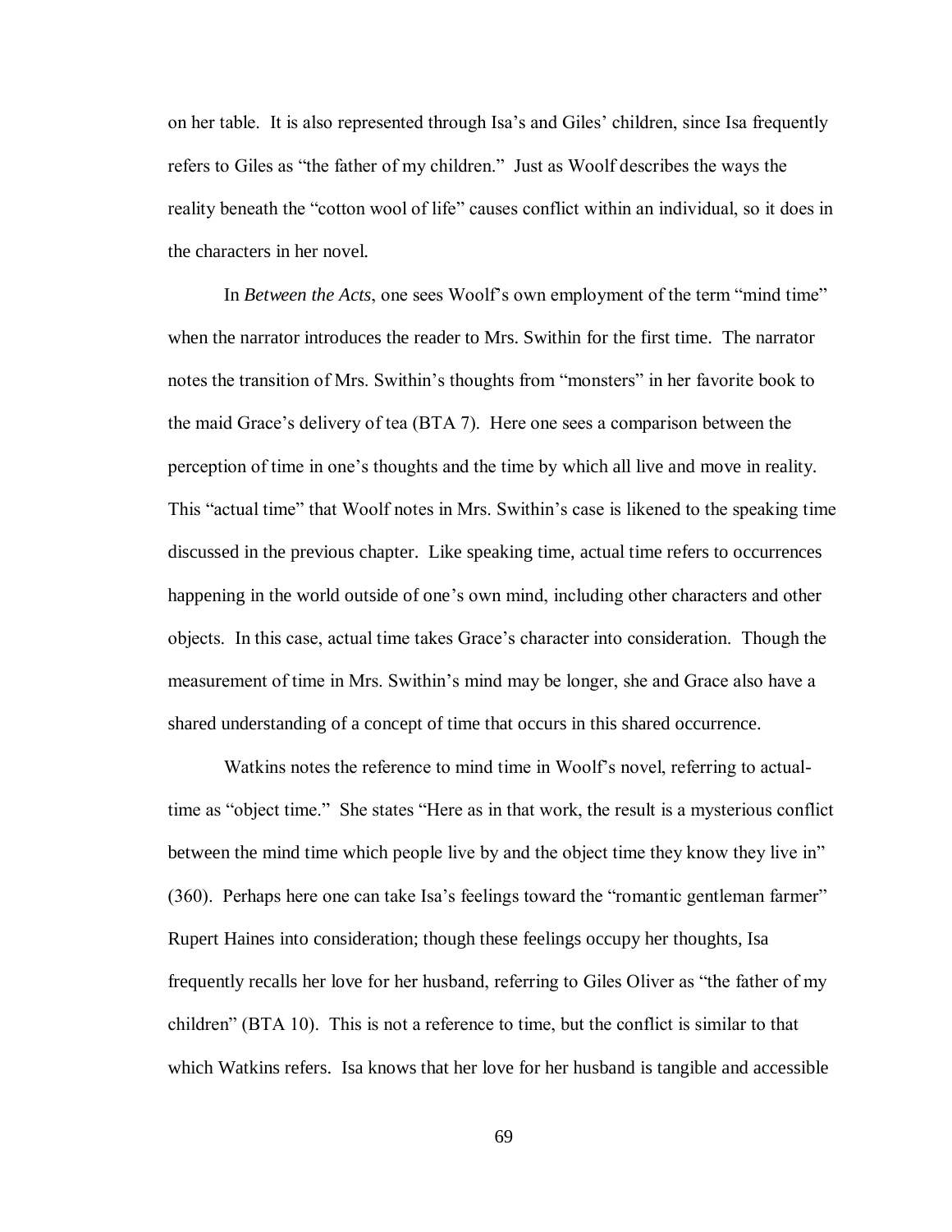on her table. It is also represented through Isa's and Giles' children, since Isa frequently refers to Giles as "the father of my children." Just as Woolf describes the ways the reality beneath the "cotton wool of life" causes conflict within an individual, so it does in the characters in her novel.

In *Between the Acts*, one sees Woolf's own employment of the term "mind time" when the narrator introduces the reader to Mrs. Swithin for the first time. The narrator notes the transition of Mrs. Swithin's thoughts from "monsters" in her favorite book to the maid Grace's delivery of tea (BTA 7). Here one sees a comparison between the perception of time in one's thoughts and the time by which all live and move in reality. This "actual time" that Woolf notes in Mrs. Swithin's case is likened to the speaking time discussed in the previous chapter. Like speaking time, actual time refers to occurrences happening in the world outside of one's own mind, including other characters and other objects. In this case, actual time takes Grace's character into consideration. Though the measurement of time in Mrs. Swithin's mind may be longer, she and Grace also have a shared understanding of a concept of time that occurs in this shared occurrence.

Watkins notes the reference to mind time in Woolf's novel, referring to actual-time as "object time." She states "Here as in that work, the result is a mysterious conflict between the mind time which people live by and the object time they know they live in" (360). Perhaps here one can take Isa's feelings toward the "romantic gentleman farmer" Rupert Haines into consideration; though these feelings occupy her thoughts, Isa frequently recalls her love for her husband, referring to Giles Oliver as "the father of my children" (BTA 10). This is not a reference to time, but the conflict is similar to that which Watkins refers. Isa knows that her love for her husband is tangible and accessible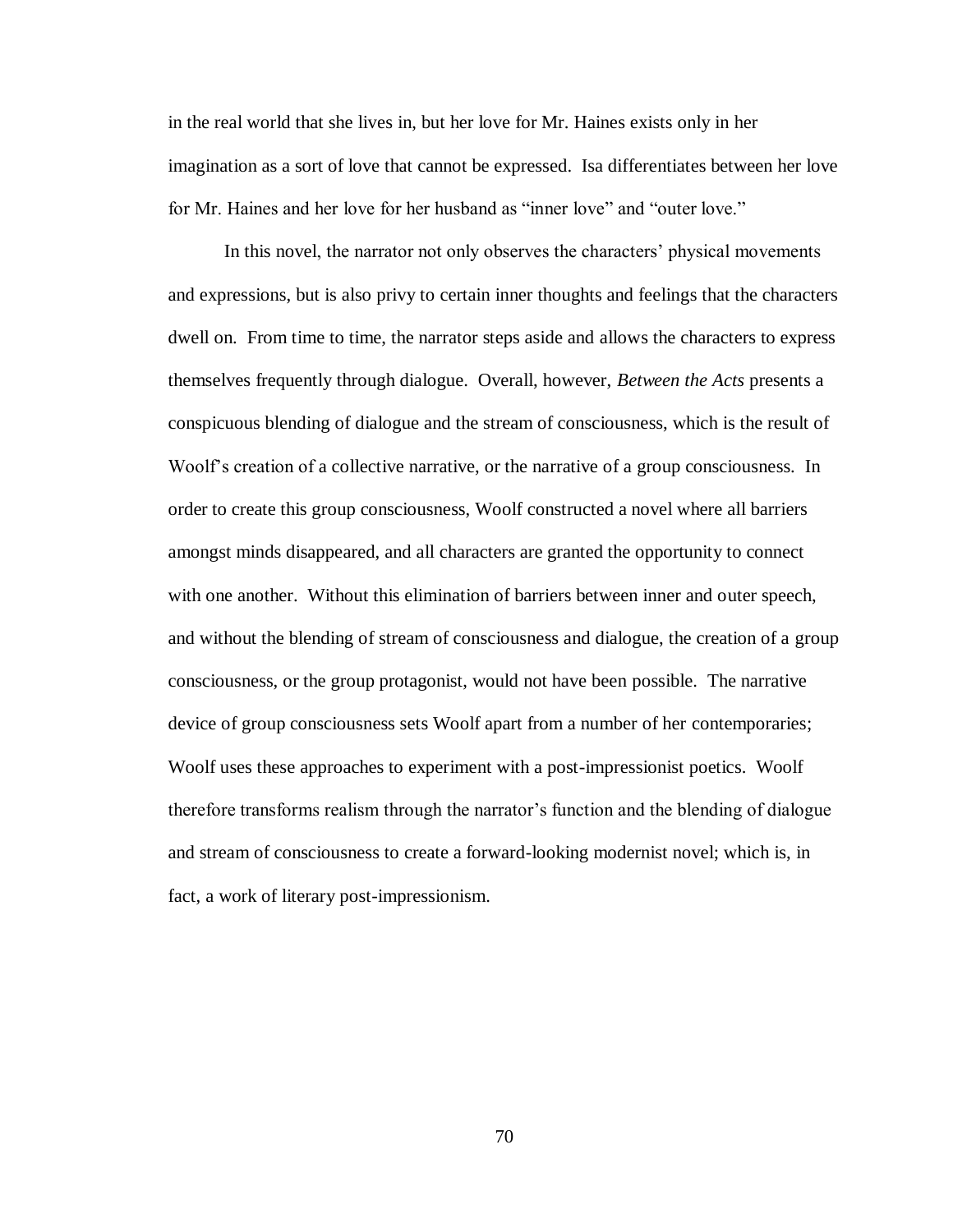in the real world that she lives in, but her love for Mr. Haines exists only in her imagination as a sort of love that cannot be expressed. Isa differentiates between her love for Mr. Haines and her love for her husband as "inner love" and "outer love."

In this novel, the narrator not only observes the characters' physical movements and expressions, but is also privy to certain inner thoughts and feelings that the characters dwell on. From time to time, the narrator steps aside and allows the characters to express themselves frequently through dialogue. Overall, however, *Between the Acts* presents a conspicuous blending of dialogue and the stream of consciousness, which is the result of Woolf's creation of a collective narrative, or the narrative of a group consciousness. In order to create this group consciousness, Woolf constructed a novel where all barriers amongst minds disappeared, and all characters are granted the opportunity to connect with one another. Without this elimination of barriers between inner and outer speech, and without the blending of stream of consciousness and dialogue, the creation of a group consciousness, or the group protagonist, would not have been possible. The narrative device of group consciousness sets Woolf apart from a number of her contemporaries; Woolf uses these approaches to experiment with a post-impressionist poetics. Woolf therefore transforms realism through the narrator's function and the blending of dialogue and stream of consciousness to create a forward-looking modernist novel; which is, in fact, a work of literary post-impressionism.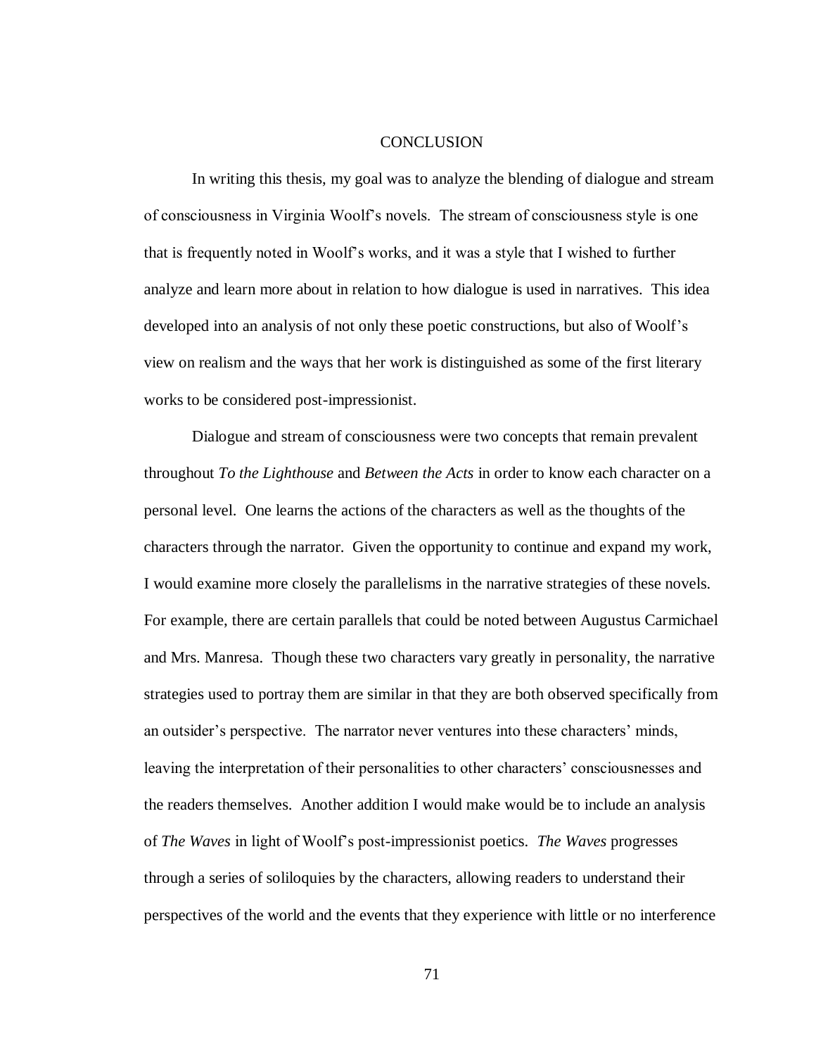# CONCLUSION

In writing this thesis, my goal was to analyze the blending of dialogue and stream of consciousness in Virginia Woolf's novels. The stream of consciousness style is one that is frequently noted in Woolf's works, and it was a style that I wished to further analyze and learn more about in relation to how dialogue is used in narratives. This idea developed into an analysis of not only these poetic constructions, but also of Woolf's view on realism and the ways that her work is distinguished as some of the first literary works to be considered post-impressionist.

Dialogue and stream of consciousness were two concepts that remain prevalent throughout *To the Lighthouse* and *Between the Acts* in order to know each character on a personal level. One learns the actions of the characters as well as the thoughts of the characters through the narrator. Given the opportunity to continue and expand my work, I would examine more closely the parallelisms in the narrative strategies of these novels. For example, there are certain parallels that could be noted between Augustus Carmichael and Mrs. Manresa. Though these two characters vary greatly in personality, the narrative strategies used to portray them are similar in that they are both observed specifically from an outsider's perspective. The narrator never ventures into these characters' minds, leaving the interpretation of their personalities to other characters' consciousnesses and the readers themselves. Another addition I would make would be to include an analysis of *The Waves* in light of Woolf's post-impressionist poetics. *The Waves* progresses through a series of soliloquies by the characters, allowing readers to understand their perspectives of the world and the events that they experience with little or no interference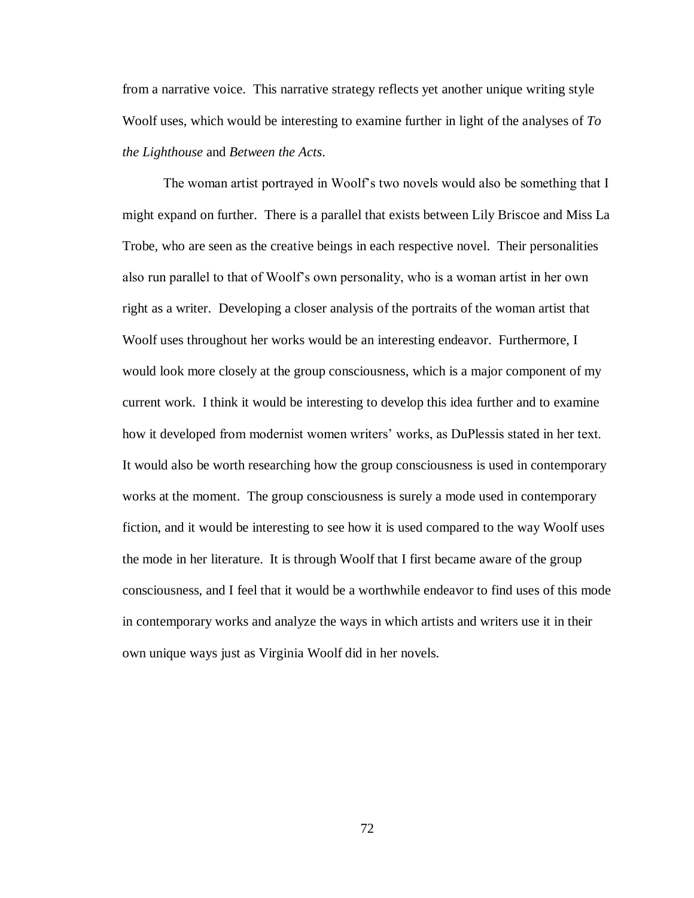from a narrative voice. This narrative strategy reflects yet another unique writing style Woolf uses, which would be interesting to examine further in light of the analyses of *To the Lighthouse* and *Between the Acts*.

The woman artist portrayed in Woolf's two novels would also be something that I might expand on further. There is a parallel that exists between Lily Briscoe and Miss La Trobe, who are seen as the creative beings in each respective novel. Their personalities also run parallel to that of Woolf's own personality, who is a woman artist in her own right as a writer. Developing a closer analysis of the portraits of the woman artist that Woolf uses throughout her works would be an interesting endeavor. Furthermore, I would look more closely at the group consciousness, which is a major component of my current work. I think it would be interesting to develop this idea further and to examine how it developed from modernist women writers' works, as DuPlessis stated in her text. It would also be worth researching how the group consciousness is used in contemporary works at the moment. The group consciousness is surely a mode used in contemporary fiction, and it would be interesting to see how it is used compared to the way Woolf uses the mode in her literature. It is through Woolf that I first became aware of the group consciousness, and I feel that it would be a worthwhile endeavor to find uses of this mode in contemporary works and analyze the ways in which artists and writers use it in their own unique ways just as Virginia Woolf did in her novels.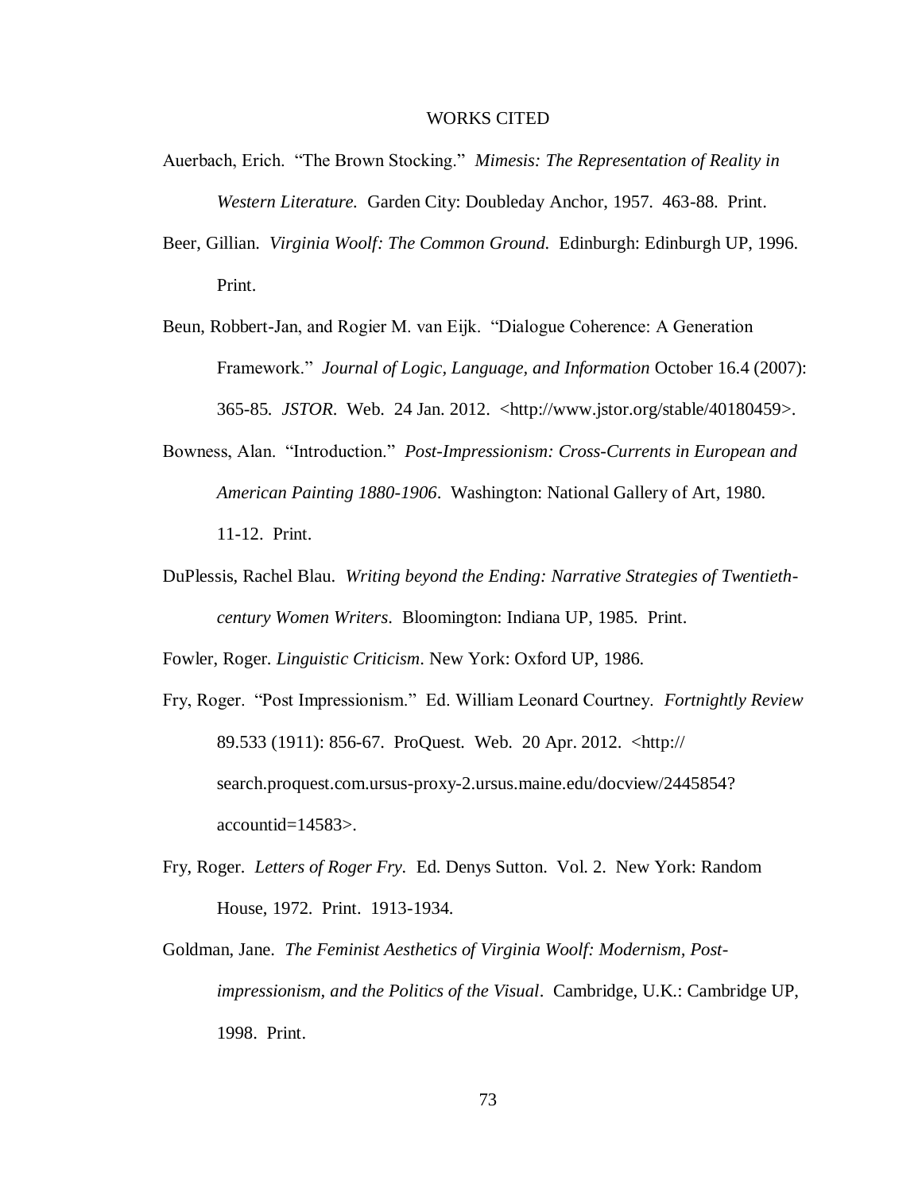# WORKS CITED

Auerbach, Erich. "The Brown Stocking." *Mimesis: The Representation of Reality in Western Literature.* Garden City: Doubleday Anchor, 1957. 463-88. Print.

Beer, Gillian. *Virginia Woolf: The Common Ground.* Edinburgh: Edinburgh UP, 1996. Print.

Beun, Robbert-Jan, and Rogier M. van Eijk. "Dialogue Coherence: A Generation Framework." *Journal of Logic, Language, and Information* October 16.4 (2007): 365-85. *JSTOR*. Web. 24 Jan. 2012. <http://www.jstor.org/stable/40180459>.

Bowness, Alan. "Introduction." *Post-Impressionism: Cross-Currents in European and American Painting 1880-1906*. Washington: National Gallery of Art, 1980. 11-12. Print.

DuPlessis, Rachel Blau. *Writing beyond the Ending: Narrative Strategies of Twentieth-century Women Writers*. Bloomington: Indiana UP, 1985. Print.

Fowler, Roger. *Linguistic Criticism*. New York: Oxford UP, 1986.

Fry, Roger. "Post Impressionism." Ed. William Leonard Courtney. *Fortnightly Review* 89.533 (1911): 856-67. ProQuest. Web. 20 Apr. 2012. <http://search.proquest.com.ursus-proxy-2.ursus.maine.edu/docview/2445854?accountid=14583>.

Fry, Roger. *Letters of Roger Fry.* Ed. Denys Sutton. Vol. 2. New York: Random House, 1972. Print. 1913-1934.

Goldman, Jane. *The Feminist Aesthetics of Virginia Woolf: Modernism, Post-impressionism, and the Politics of the Visual*. Cambridge, U.K.: Cambridge UP, 1998. Print.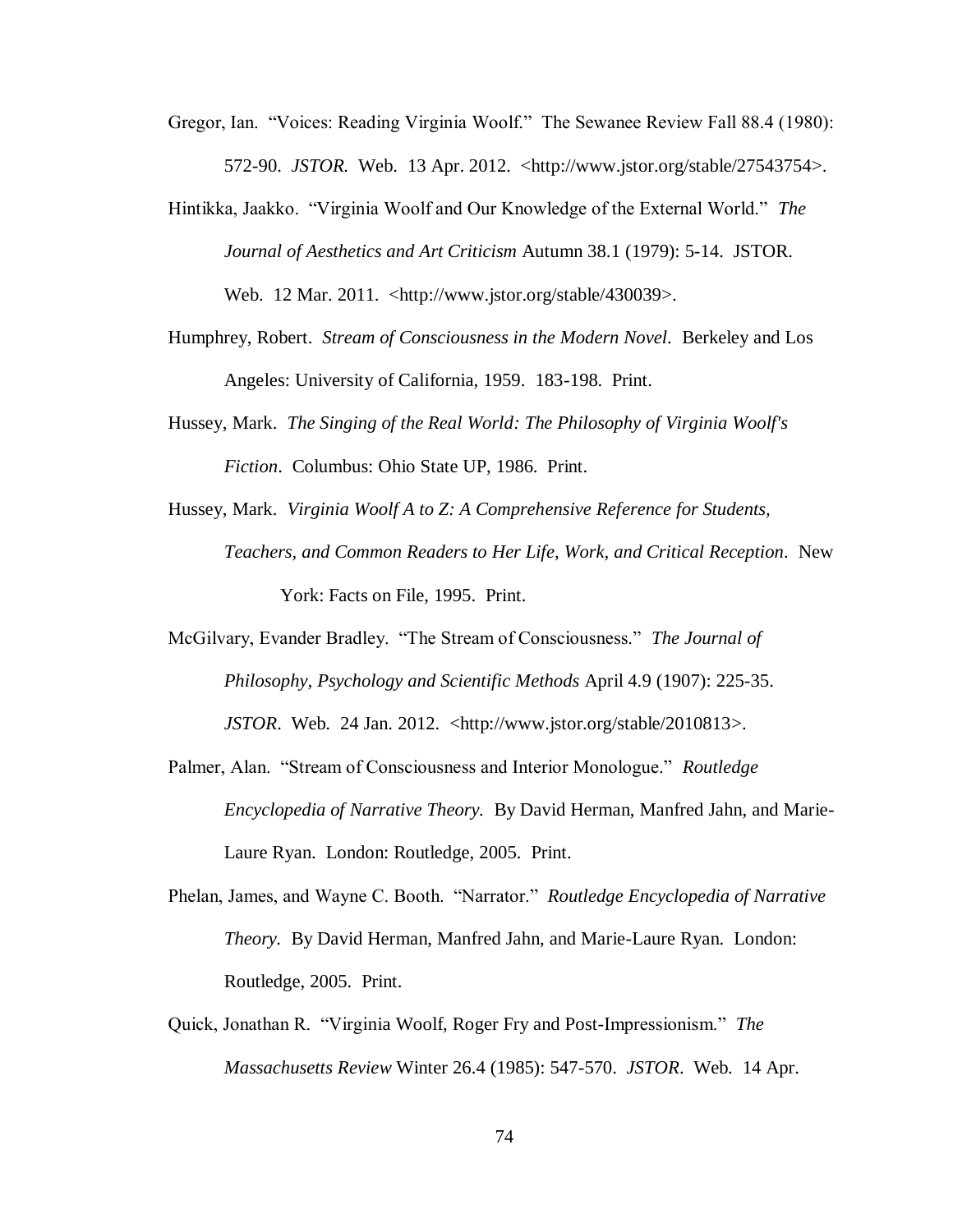Gregor, Ian. "Voices: Reading Virginia Woolf." The Sewanee Review Fall 88.4 (1980): 572-90. *JSTOR.* Web. 13 Apr. 2012. <http://www.jstor.org/stable/27543754>.

Hintikka, Jaakko. "Virginia Woolf and Our Knowledge of the External World." *The Journal of Aesthetics and Art Criticism* Autumn 38.1 (1979): 5-14. JSTOR. Web. 12 Mar. 2011. <http://www.jstor.org/stable/430039>.

Humphrey, Robert. *Stream of Consciousness in the Modern Novel*. Berkeley and Los Angeles: University of California, 1959. 183-198. Print.

Hussey, Mark. *The Singing of the Real World: The Philosophy of Virginia Woolf's Fiction*. Columbus: Ohio State UP, 1986. Print.

Hussey, Mark. *Virginia Woolf A to Z: A Comprehensive Reference for Students, Teachers, and Common Readers to Her Life, Work, and Critical Reception*. New York: Facts on File, 1995. Print.

McGilvary, Evander Bradley. "The Stream of Consciousness." *The Journal of Philosophy, Psychology and Scientific Methods* April 4.9 (1907): 225-35. *JSTOR*. Web. 24 Jan. 2012. <http://www.jstor.org/stable/2010813>.

Palmer, Alan. "Stream of Consciousness and Interior Monologue." *Routledge Encyclopedia of Narrative Theory.* By David Herman, Manfred Jahn, and Marie-Laure Ryan. London: Routledge, 2005. Print.

Phelan, James, and Wayne C. Booth. "Narrator." *Routledge Encyclopedia of Narrative Theory.* By David Herman, Manfred Jahn, and Marie-Laure Ryan. London: Routledge, 2005. Print.

Quick, Jonathan R. "Virginia Woolf, Roger Fry and Post-Impressionism." *The Massachusetts Review* Winter 26.4 (1985): 547-570. *JSTOR*. Web. 14 Apr.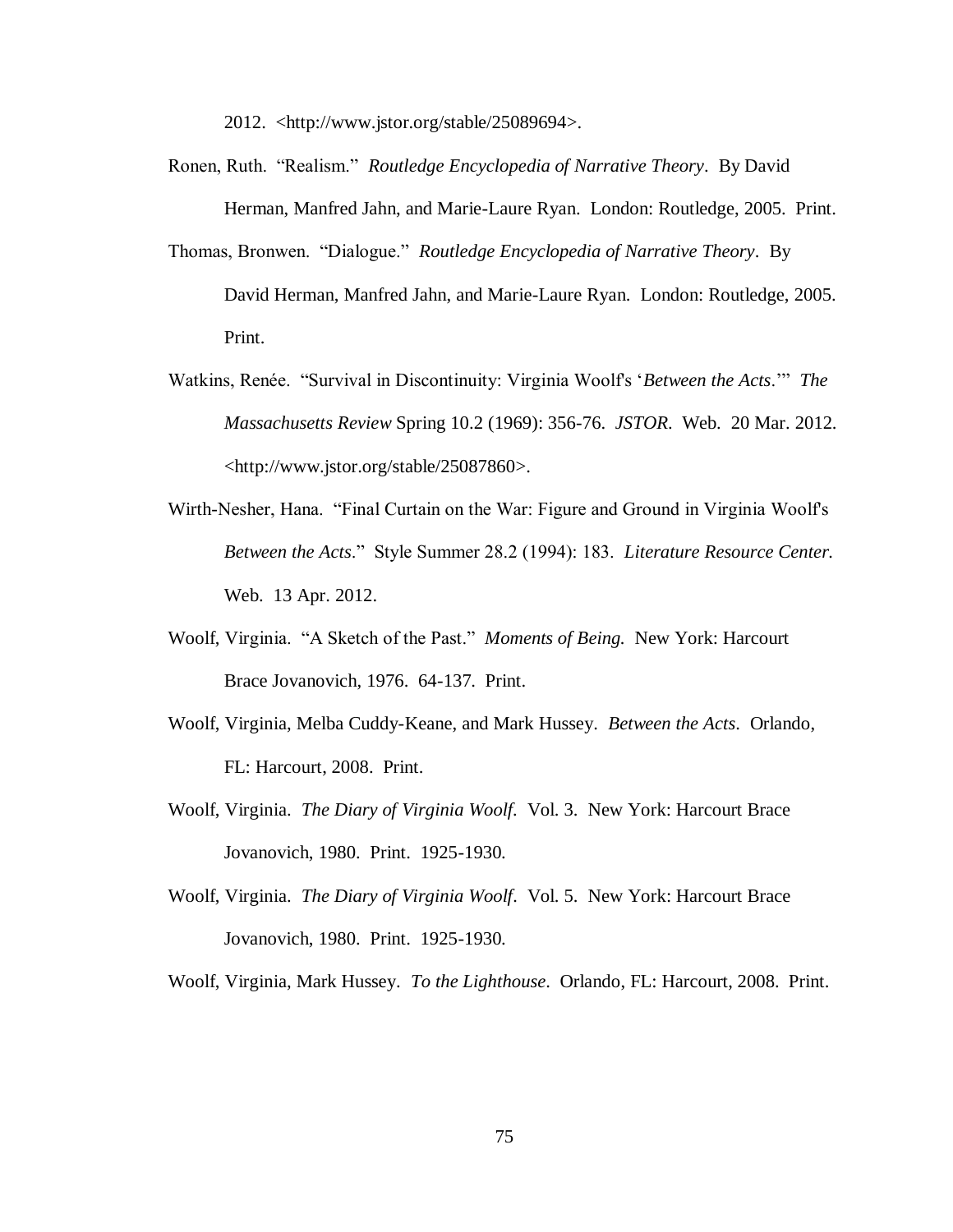2012. <http://www.jstor.org/stable/25089694>.

Ronen, Ruth. "Realism." *Routledge Encyclopedia of Narrative Theory*. By David Herman, Manfred Jahn, and Marie-Laure Ryan. London: Routledge, 2005. Print.

Thomas, Bronwen. "Dialogue." *Routledge Encyclopedia of Narrative Theory*. By David Herman, Manfred Jahn, and Marie-Laure Ryan. London: Routledge, 2005. Print.

Watkins, Renée. "Survival in Discontinuity: Virginia Woolf's '*Between the Acts*.'" *The Massachusetts Review* Spring 10.2 (1969): 356-76. *JSTOR*. Web. 20 Mar. 2012. <http://www.jstor.org/stable/25087860>.

Wirth-Nesher, Hana. "Final Curtain on the War: Figure and Ground in Virginia Woolf's *Between the Acts*." Style Summer 28.2 (1994): 183. *Literature Resource Center*. Web. 13 Apr. 2012.

Woolf, Virginia. "A Sketch of the Past." *Moments of Being.* New York: Harcourt Brace Jovanovich, 1976. 64-137. Print.

Woolf, Virginia, Melba Cuddy-Keane, and Mark Hussey. *Between the Acts*. Orlando, FL: Harcourt, 2008. Print.

Woolf, Virginia. *The Diary of Virginia Woolf*. Vol. 3. New York: Harcourt Brace Jovanovich, 1980. Print. 1925-1930.

Woolf, Virginia. *The Diary of Virginia Woolf*. Vol. 5. New York: Harcourt Brace Jovanovich, 1980. Print. 1925-1930.

Woolf, Virginia, Mark Hussey. *To the Lighthouse*. Orlando, FL: Harcourt, 2008. Print.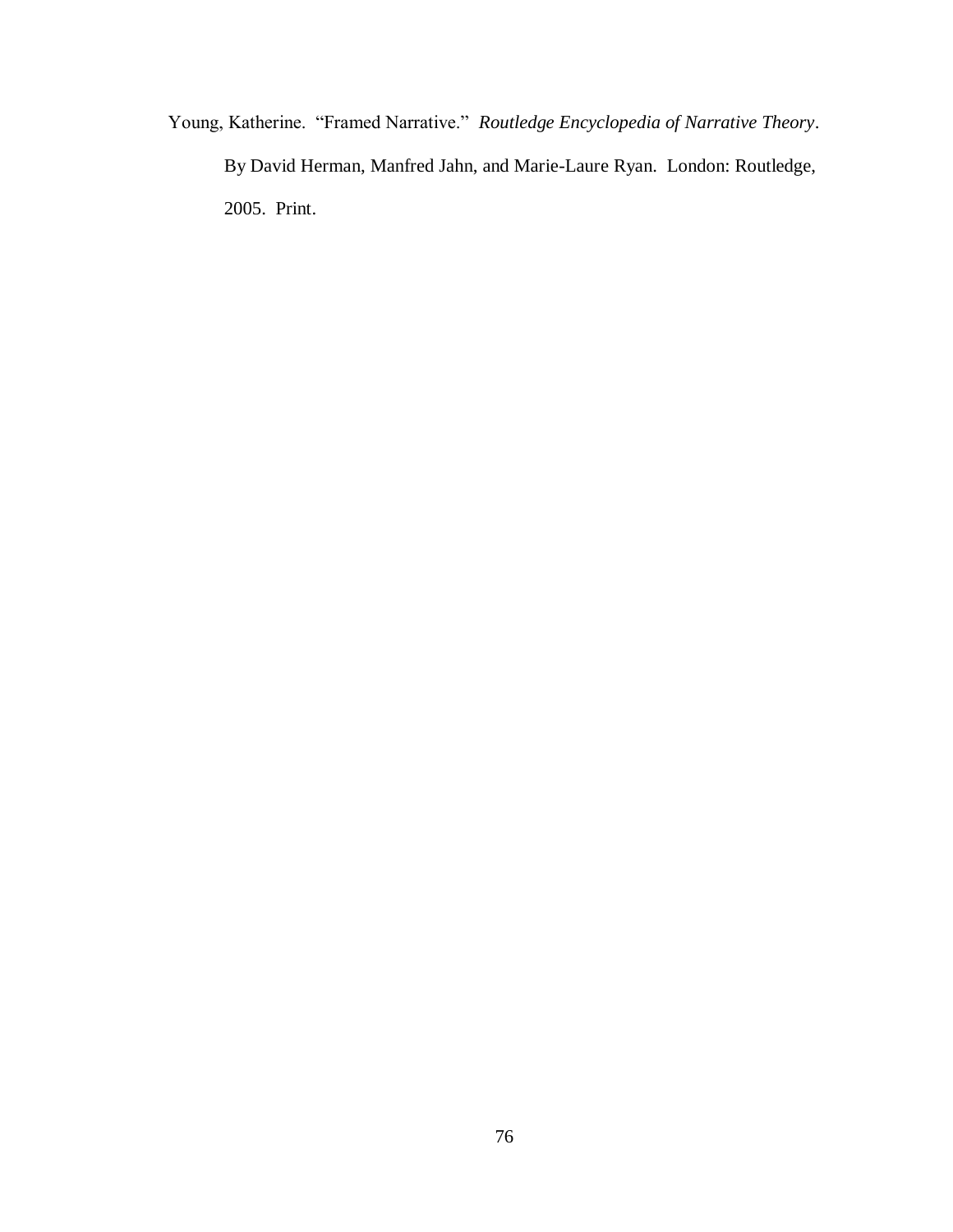Young, Katherine. "Framed Narrative." *Routledge Encyclopedia of Narrative Theory*. By David Herman, Manfred Jahn, and Marie-Laure Ryan. London: Routledge, 2005. Print.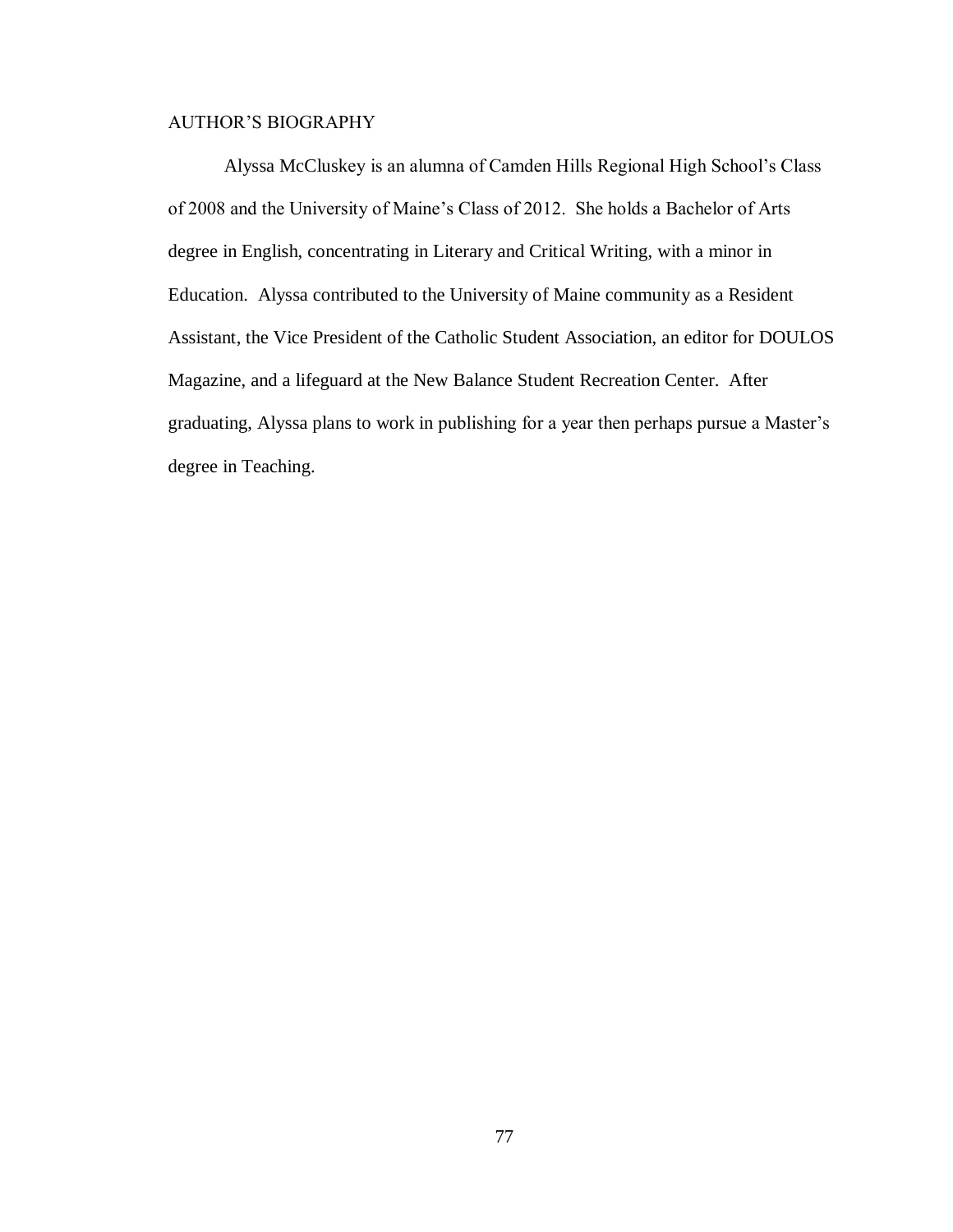## AUTHOR'S BIOGRAPHY

Alyssa McCluskey is an alumna of Camden Hills Regional High School's Class of 2008 and the University of Maine's Class of 2012. She holds a Bachelor of Arts degree in English, concentrating in Literary and Critical Writing, with a minor in Education. Alyssa contributed to the University of Maine community as a Resident Assistant, the Vice President of the Catholic Student Association, an editor for DOULOS Magazine, and a lifeguard at the New Balance Student Recreation Center. After graduating, Alyssa plans to work in publishing for a year then perhaps pursue a Master's degree in Teaching.